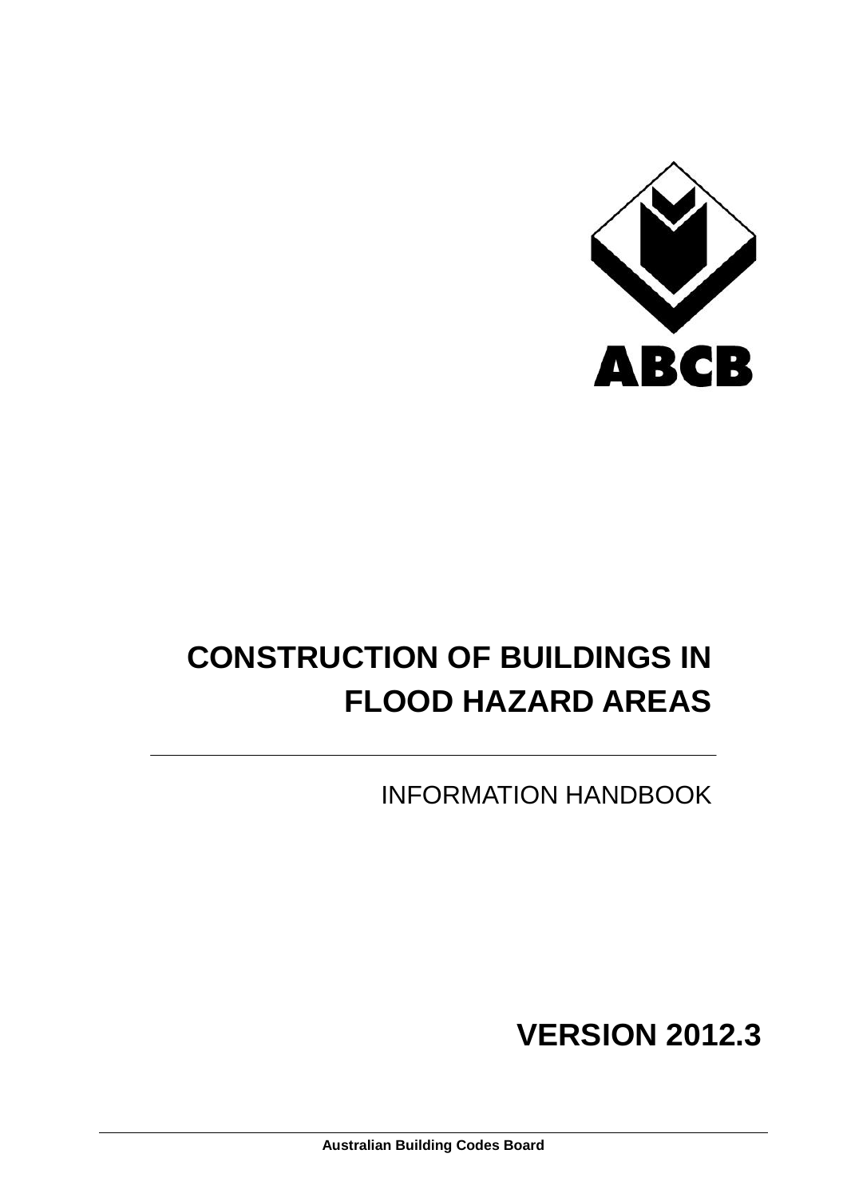ABCB

# CONSTRUCTION OF BUILDINGS IN FLOOD HAZARD AREAS

---

INFORMATION HANDBOOK

## VERSION 2012.3

Australian Building Codes Board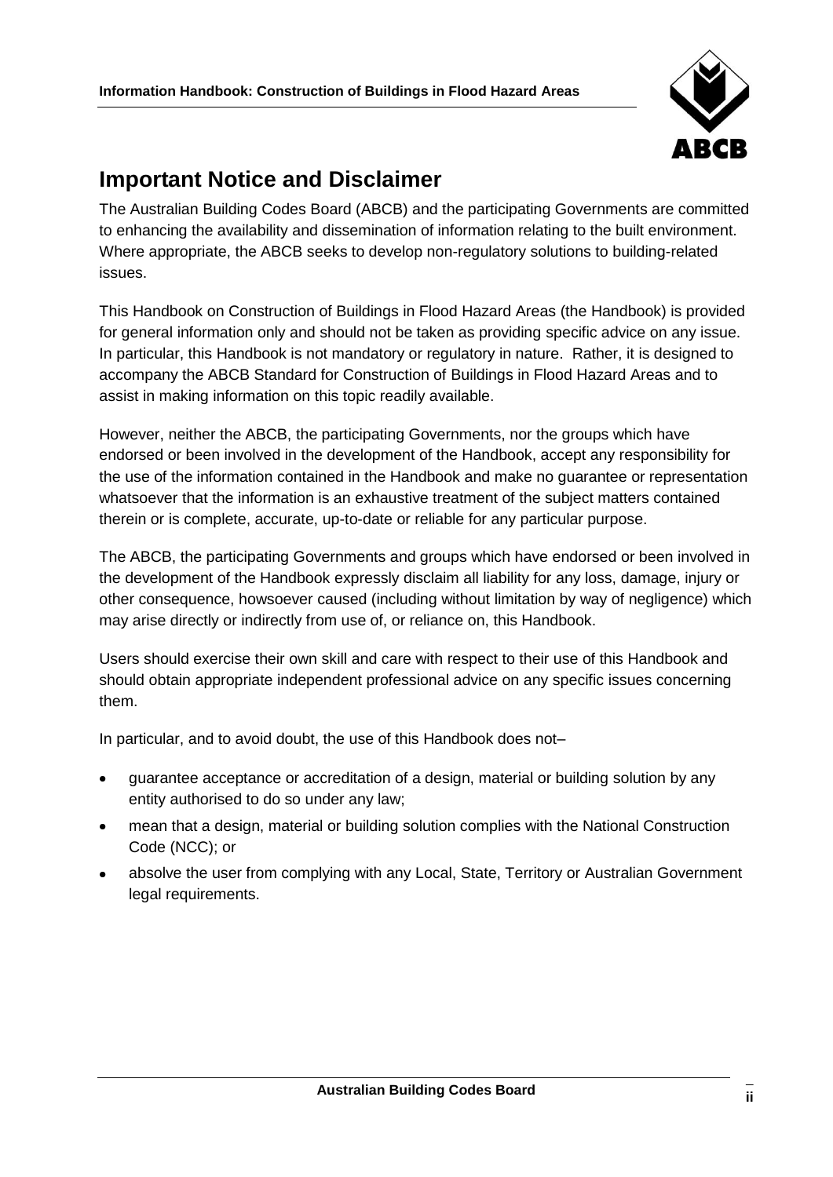## Important Notice and Disclaimer

The Australian Building Codes Board (ABCB) and the participating Governments are committed to enhancing the availability and dissemination of information relating to the built environment. Where appropriate, the ABCB seeks to develop non-regulatory solutions to building-related issues.

This Handbook on Construction of Buildings in Flood Hazard Areas (the Handbook) is provided for general information only and should not be taken as providing specific advice on any issue. In particular, this Handbook is not mandatory or regulatory in nature. Rather, it is designed to accompany the ABCB Standard for Construction of Buildings in Flood Hazard Areas and to assist in making information on this topic readily available.

However, neither the ABCB, the participating Governments, nor the groups which have endorsed or been involved in the development of the Handbook, accept any responsibility for the use of the information contained in the Handbook and make no guarantee or representation whatsoever that the information is an exhaustive treatment of the subject matters contained therein or is complete, accurate, up-to-date or reliable for any particular purpose.

The ABCB, the participating Governments and groups which have endorsed or been involved in the development of the Handbook expressly disclaim all liability for any loss, damage, injury or other consequence, howsoever caused (including without limitation by way of negligence) which may arise directly or indirectly from use of, or reliance on, this Handbook.

Users should exercise their own skill and care with respect to their use of this Handbook and should obtain appropriate independent professional advice on any specific issues concerning them.

In particular, and to avoid doubt, the use of this Handbook does not–

- guarantee acceptance or accreditation of a design, material or building solution by any entity authorised to do so under any law;
- mean that a design, material or building solution complies with the National Construction Code (NCC); or
- absolve the user from complying with any Local, State, Territory or Australian Government legal requirements.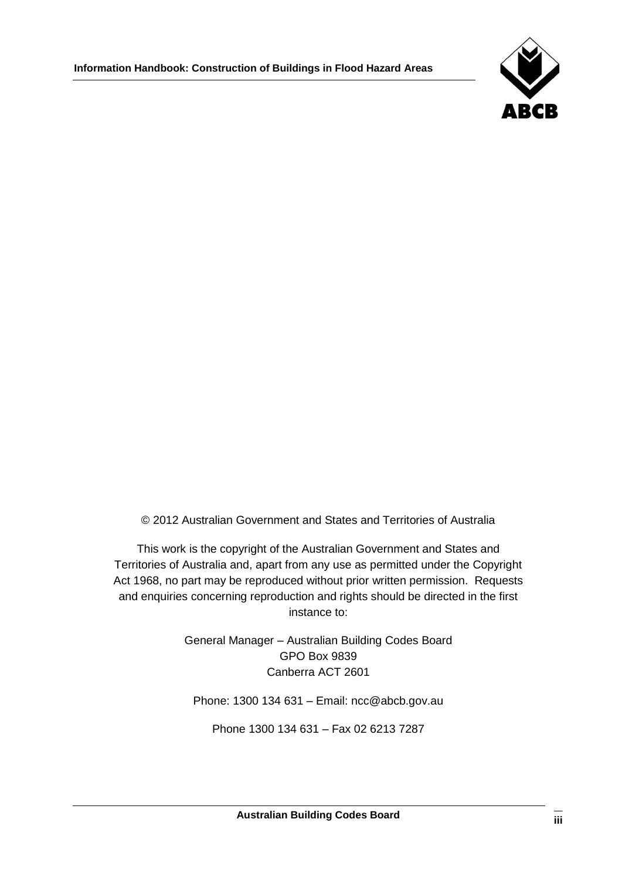© 2012 Australian Government and States and Territories of Australia

This work is the copyright of the Australian Government and States and Territories of Australia and, apart from any use as permitted under the Copyright Act 1968, no part may be reproduced without prior written permission. Requests and enquiries concerning reproduction and rights should be directed in the first instance to:

General Manager – Australian Building Codes Board
GPO Box 9839
Canberra ACT 2601

Phone: 1300 134 631 – Email: ncc@abcb.gov.au

Phone 1300 134 631 – Fax 02 6213 7287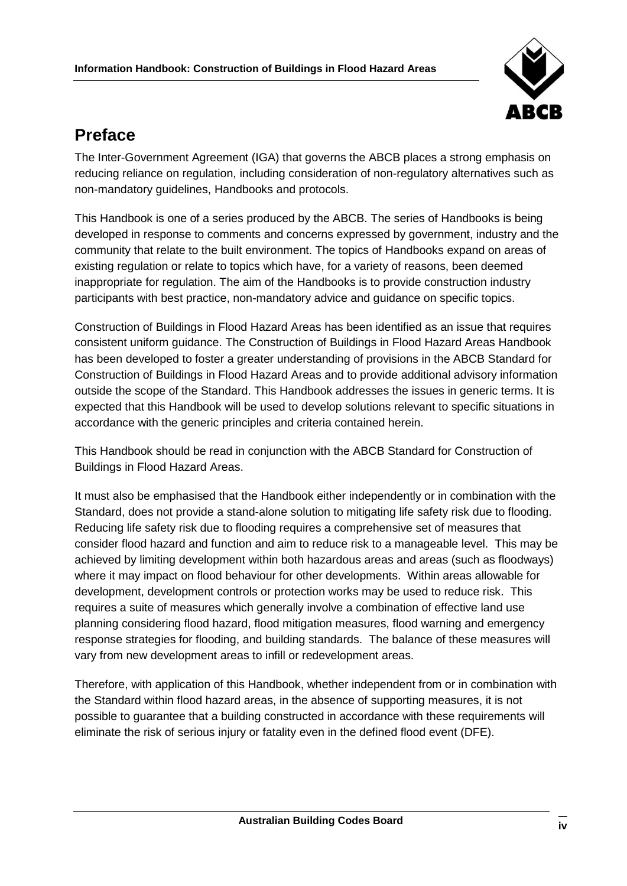# Preface

The Inter-Government Agreement (IGA) that governs the ABCB places a strong emphasis on reducing reliance on regulation, including consideration of non-regulatory alternatives such as non-mandatory guidelines, Handbooks and protocols.

This Handbook is one of a series produced by the ABCB. The series of Handbooks is being developed in response to comments and concerns expressed by government, industry and the community that relate to the built environment. The topics of Handbooks expand on areas of existing regulation or relate to topics which have, for a variety of reasons, been deemed inappropriate for regulation. The aim of the Handbooks is to provide construction industry participants with best practice, non-mandatory advice and guidance on specific topics.

Construction of Buildings in Flood Hazard Areas has been identified as an issue that requires consistent uniform guidance. The Construction of Buildings in Flood Hazard Areas Handbook has been developed to foster a greater understanding of provisions in the ABCB Standard for Construction of Buildings in Flood Hazard Areas and to provide additional advisory information outside the scope of the Standard. This Handbook addresses the issues in generic terms. It is expected that this Handbook will be used to develop solutions relevant to specific situations in accordance with the generic principles and criteria contained herein.

This Handbook should be read in conjunction with the ABCB Standard for Construction of Buildings in Flood Hazard Areas.

It must also be emphasised that the Handbook either independently or in combination with the Standard, does not provide a stand-alone solution to mitigating life safety risk due to flooding. Reducing life safety risk due to flooding requires a comprehensive set of measures that consider flood hazard and function and aim to reduce risk to a manageable level. This may be achieved by limiting development within both hazardous areas and areas (such as floodways) where it may impact on flood behaviour for other developments. Within areas allowable for development, development controls or protection works may be used to reduce risk. This requires a suite of measures which generally involve a combination of effective land use planning considering flood hazard, flood mitigation measures, flood warning and emergency response strategies for flooding, and building standards. The balance of these measures will vary from new development areas to infill or redevelopment areas.

Therefore, with application of this Handbook, whether independent from or in combination with the Standard within flood hazard areas, in the absence of supporting measures, it is not possible to guarantee that a building constructed in accordance with these requirements will eliminate the risk of serious injury or fatality even in the defined flood event (DFE).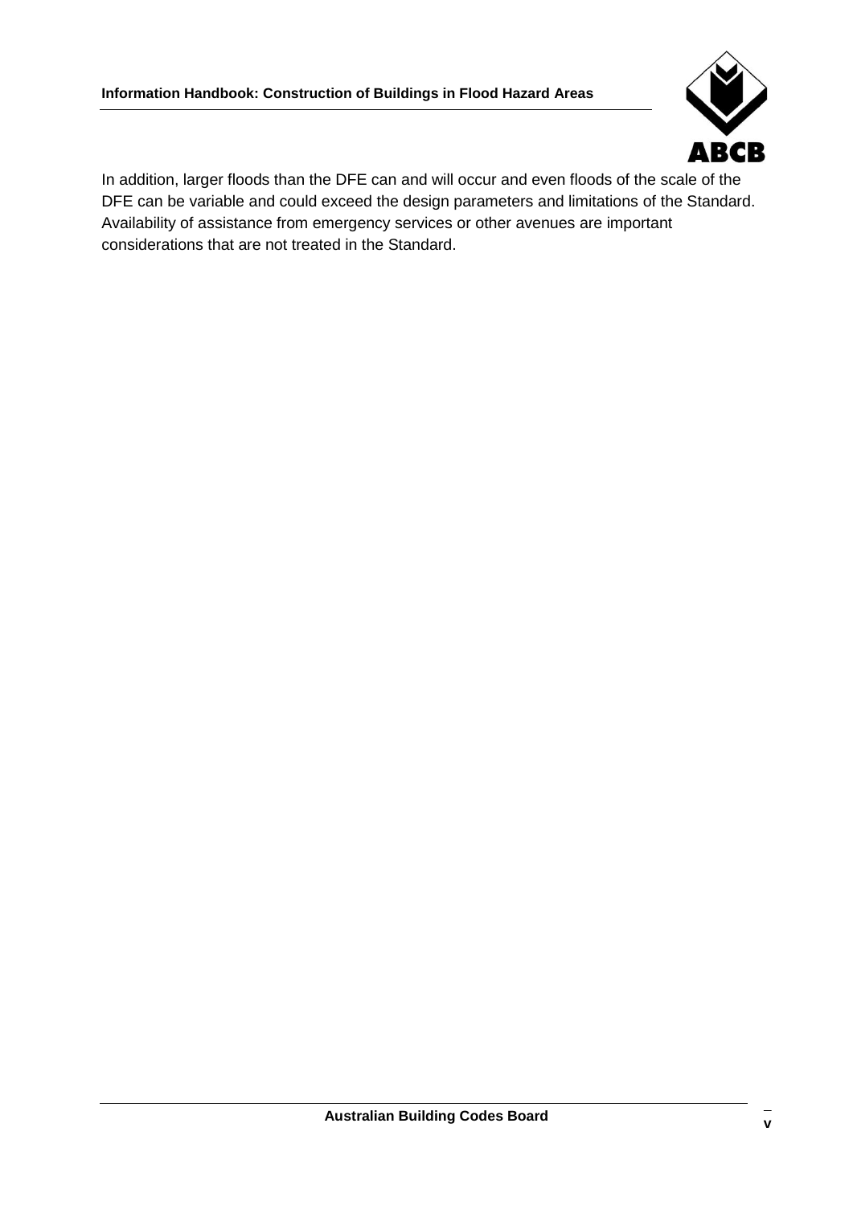In addition, larger floods than the DFE can and will occur and even floods of the scale of the DFE can be variable and could exceed the design parameters and limitations of the Standard. Availability of assistance from emergency services or other avenues are important considerations that are not treated in the Standard.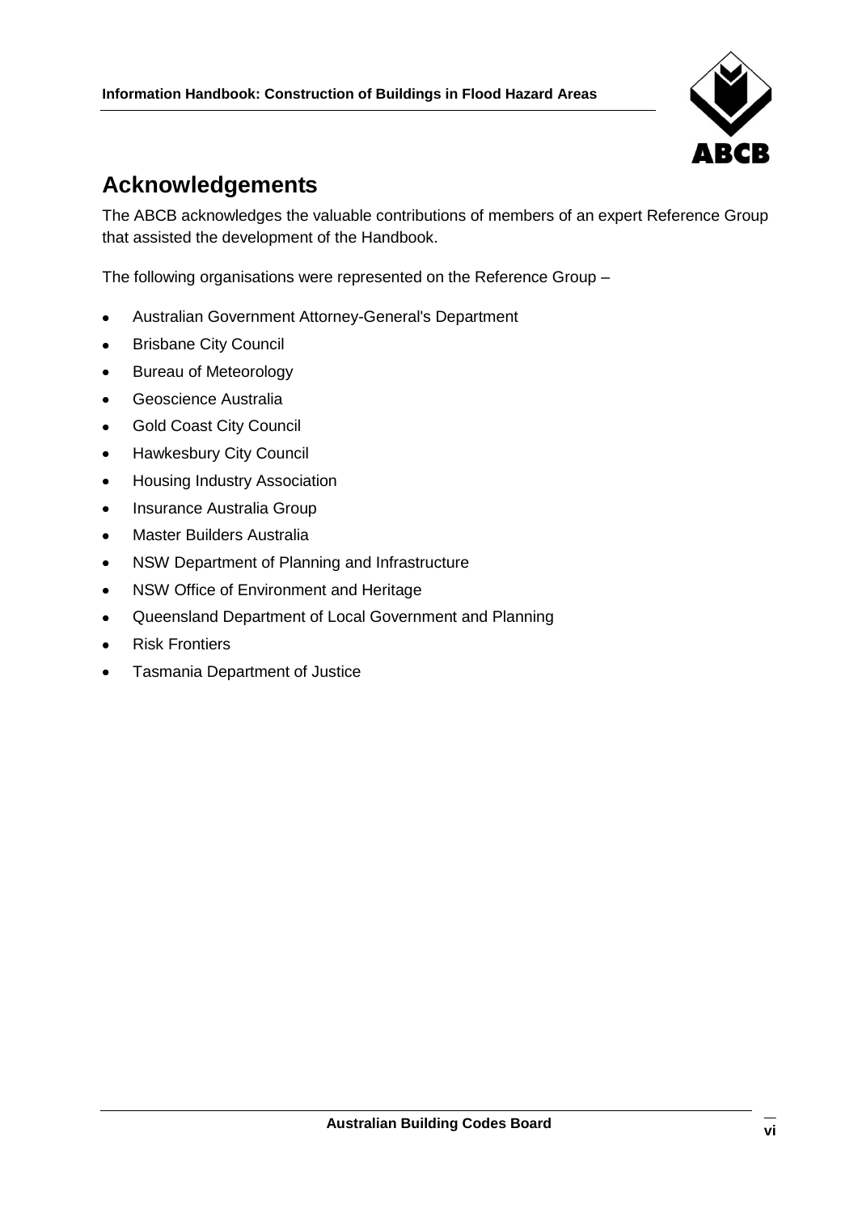## Acknowledgements

The ABCB acknowledges the valuable contributions of members of an expert Reference Group that assisted the development of the Handbook.

The following organisations were represented on the Reference Group –

- Australian Government Attorney-General's Department
- Brisbane City Council
- Bureau of Meteorology
- Geoscience Australia
- Gold Coast City Council
- Hawkesbury City Council
- Housing Industry Association
- Insurance Australia Group
- Master Builders Australia
- NSW Department of Planning and Infrastructure
- NSW Office of Environment and Heritage
- Queensland Department of Local Government and Planning
- Risk Frontiers
- Tasmania Department of Justice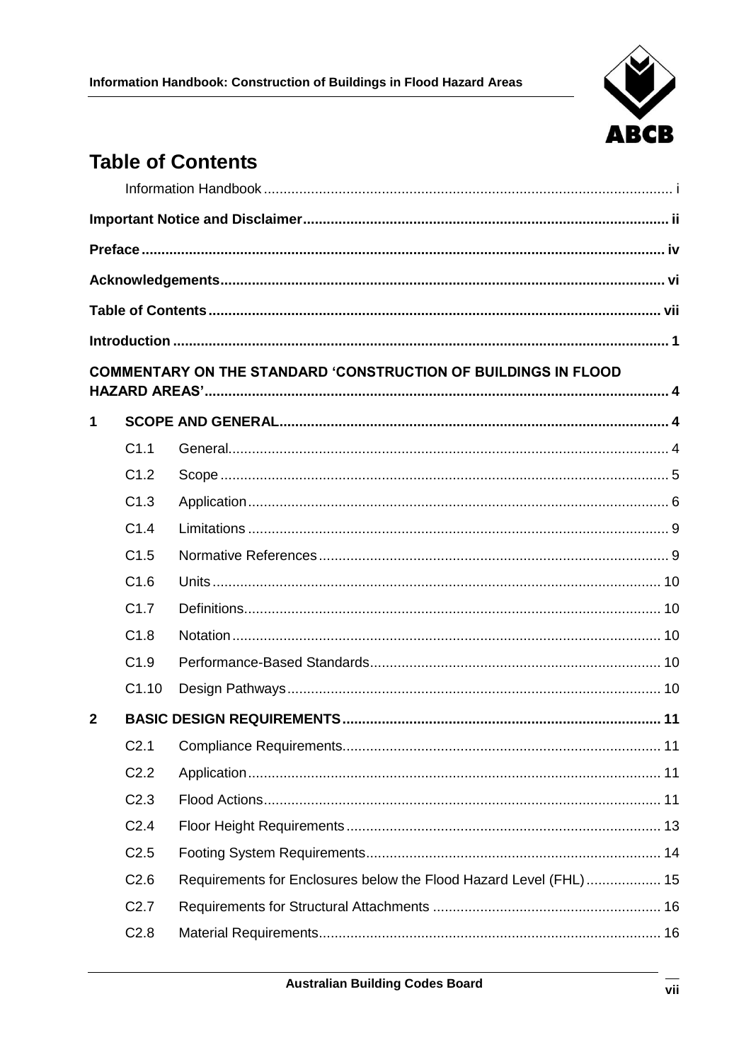# Table of Contents

Information Handbook ..... i

**Important Notice and Disclaimer ..... ii**

**Preface ..... iv**

**Acknowledgements ..... vi**

**Table of Contents ..... vii**

**Introduction ..... 1**

**COMMENTARY ON THE STANDARD 'CONSTRUCTION OF BUILDINGS IN FLOOD HAZARD AREAS' ..... 4**

**1 SCOPE AND GENERAL ..... 4**

| | | |
|---|---|---|
| C1.1 | General | 4 |
| C1.2 | Scope | 5 |
| C1.3 | Application | 6 |
| C1.4 | Limitations | 9 |
| C1.5 | Normative References | 9 |
| C1.6 | Units | 10 |
| C1.7 | Definitions | 10 |
| C1.8 | Notation | 10 |
| C1.9 | Performance-Based Standards | 10 |
| C1.10 | Design Pathways | 10 |

**2 BASIC DESIGN REQUIREMENTS ..... 11**

| | | |
|---|---|---|
| C2.1 | Compliance Requirements | 11 |
| C2.2 | Application | 11 |
| C2.3 | Flood Actions | 11 |
| C2.4 | Floor Height Requirements | 13 |
| C2.5 | Footing System Requirements | 14 |
| C2.6 | Requirements for Enclosures below the Flood Hazard Level (FHL) | 15 |
| C2.7 | Requirements for Structural Attachments | 16 |
| C2.8 | Material Requirements | 16 |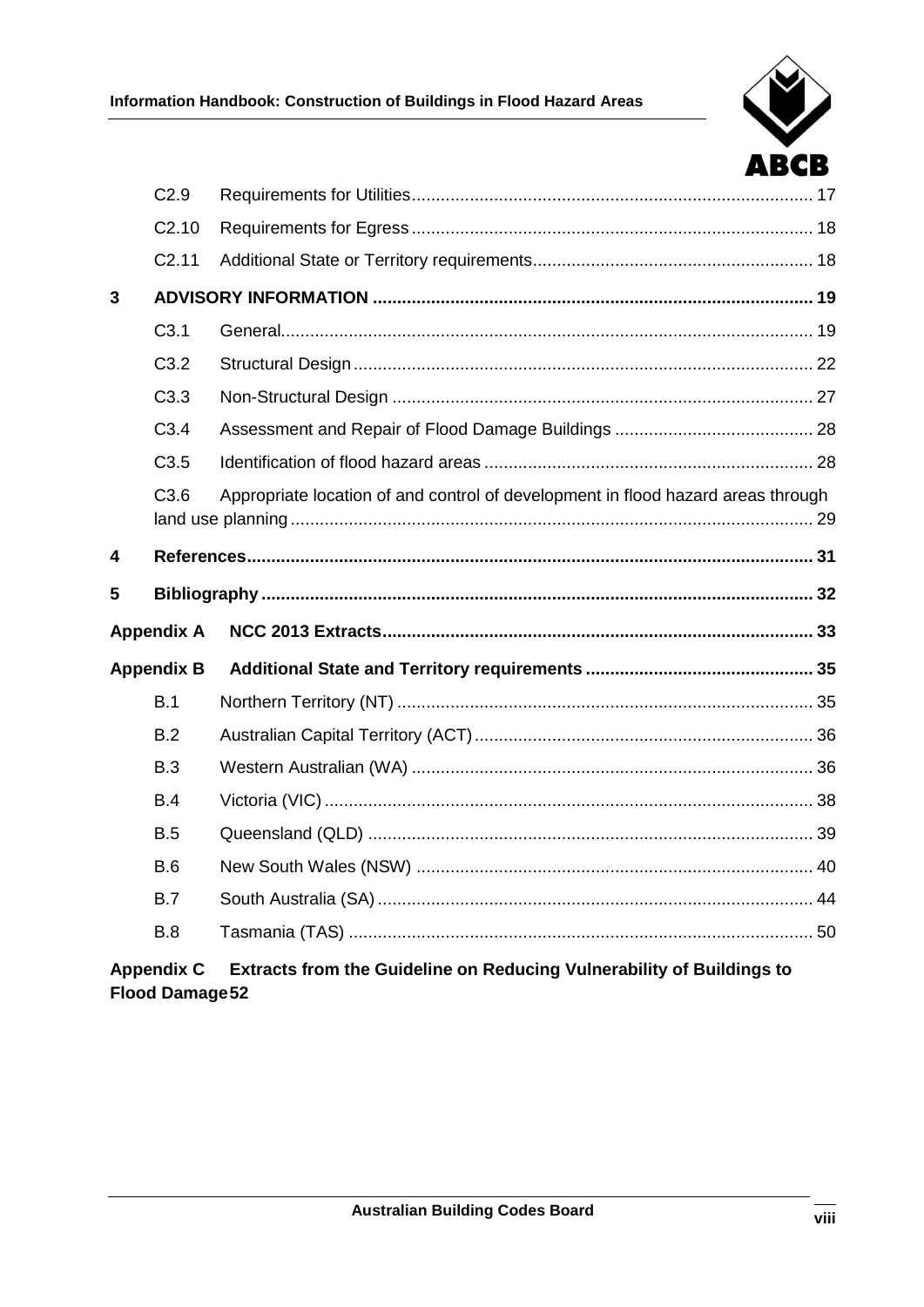| | | |
|---|---|---|
| C2.9 | Requirements for Utilities | 17 |
| C2.10 | Requirements for Egress | 18 |
| C2.11 | Additional State or Territory requirements | 18 |
| **3** | **ADVISORY INFORMATION** | **19** |
| C3.1 | General | 19 |
| C3.2 | Structural Design | 22 |
| C3.3 | Non-Structural Design | 27 |
| C3.4 | Assessment and Repair of Flood Damage Buildings | 28 |
| C3.5 | Identification of flood hazard areas | 28 |
| C3.6 | Appropriate location of and control of development in flood hazard areas through land use planning | 29 |
| **4** | **References** | **31** |
| **5** | **Bibliography** | **32** |
| **Appendix A** | **NCC 2013 Extracts** | **33** |
| **Appendix B** | **Additional State and Territory requirements** | **35** |
| B.1 | Northern Territory (NT) | 35 |
| B.2 | Australian Capital Territory (ACT) | 36 |
| B.3 | Western Australian (WA) | 36 |
| B.4 | Victoria (VIC) | 38 |
| B.5 | Queensland (QLD) | 39 |
| B.6 | New South Wales (NSW) | 40 |
| B.7 | South Australia (SA) | 44 |
| B.8 | Tasmania (TAS) | 50 |
| **Appendix C** | **Extracts from the Guideline on Reducing Vulnerability of Buildings to Flood Damage** | **52** |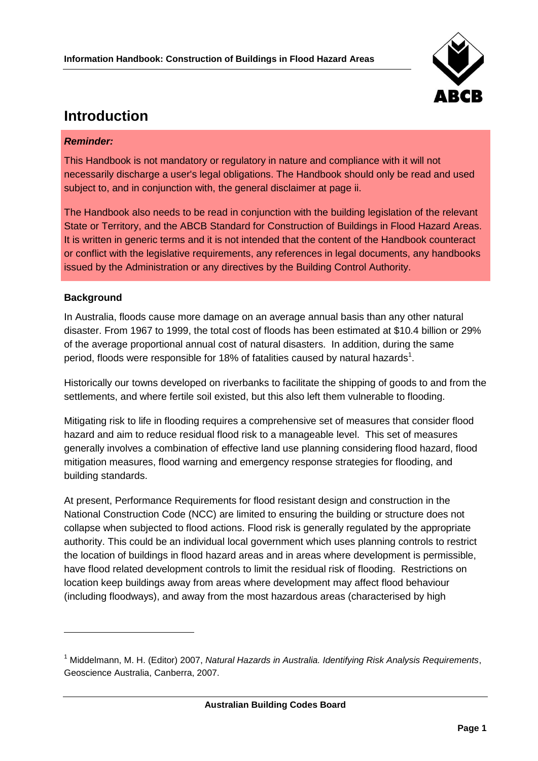# Introduction

***Reminder:***

This Handbook is not mandatory or regulatory in nature and compliance with it will not necessarily discharge a user's legal obligations. The Handbook should only be read and used subject to, and in conjunction with, the general disclaimer at page ii.

The Handbook also needs to be read in conjunction with the building legislation of the relevant State or Territory, and the ABCB Standard for Construction of Buildings in Flood Hazard Areas. It is written in generic terms and it is not intended that the content of the Handbook counteract or conflict with the legislative requirements, any references in legal documents, any handbooks issued by the Administration or any directives by the Building Control Authority.

**Background**

In Australia, floods cause more damage on an average annual basis than any other natural disaster. From 1967 to 1999, the total cost of floods has been estimated at $10.4 billion or 29% of the average proportional annual cost of natural disasters. In addition, during the same period, floods were responsible for 18% of fatalities caused by natural hazards[1].

Historically our towns developed on riverbanks to facilitate the shipping of goods to and from the settlements, and where fertile soil existed, but this also left them vulnerable to flooding.

Mitigating risk to life in flooding requires a comprehensive set of measures that consider flood hazard and aim to reduce residual flood risk to a manageable level. This set of measures generally involves a combination of effective land use planning considering flood hazard, flood mitigation measures, flood warning and emergency response strategies for flooding, and building standards.

At present, Performance Requirements for flood resistant design and construction in the National Construction Code (NCC) are limited to ensuring the building or structure does not collapse when subjected to flood actions. Flood risk is generally regulated by the appropriate authority. This could be an individual local government which uses planning controls to restrict the location of buildings in flood hazard areas and in areas where development is permissible, have flood related development controls to limit the residual risk of flooding. Restrictions on location keep buildings away from areas where development may affect flood behaviour (including floodways), and away from the most hazardous areas (characterised by high

---

[1] Middelmann, M. H. (Editor) 2007, *Natural Hazards in Australia. Identifying Risk Analysis Requirements*, Geoscience Australia, Canberra, 2007.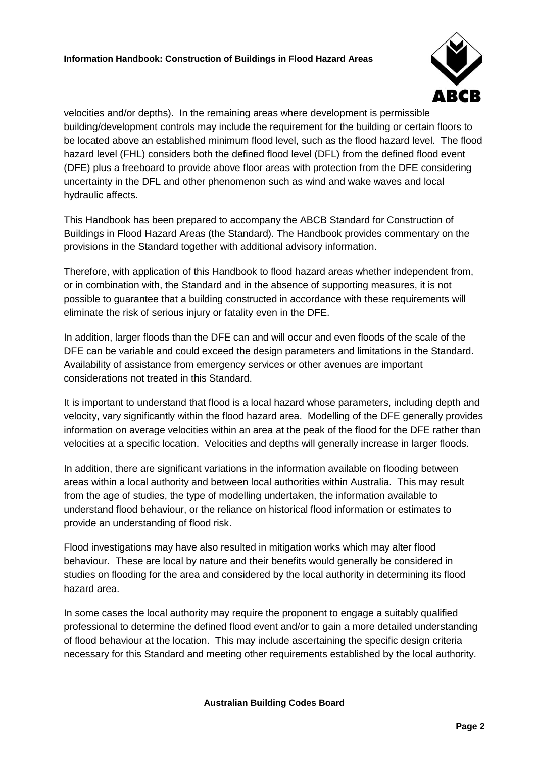velocities and/or depths). In the remaining areas where development is permissible building/development controls may include the requirement for the building or certain floors to be located above an established minimum flood level, such as the flood hazard level. The flood hazard level (FHL) considers both the defined flood level (DFL) from the defined flood event (DFE) plus a freeboard to provide above floor areas with protection from the DFE considering uncertainty in the DFL and other phenomenon such as wind and wake waves and local hydraulic affects.

This Handbook has been prepared to accompany the ABCB Standard for Construction of Buildings in Flood Hazard Areas (the Standard). The Handbook provides commentary on the provisions in the Standard together with additional advisory information.

Therefore, with application of this Handbook to flood hazard areas whether independent from, or in combination with, the Standard and in the absence of supporting measures, it is not possible to guarantee that a building constructed in accordance with these requirements will eliminate the risk of serious injury or fatality even in the DFE.

In addition, larger floods than the DFE can and will occur and even floods of the scale of the DFE can be variable and could exceed the design parameters and limitations in the Standard. Availability of assistance from emergency services or other avenues are important considerations not treated in this Standard.

It is important to understand that flood is a local hazard whose parameters, including depth and velocity, vary significantly within the flood hazard area. Modelling of the DFE generally provides information on average velocities within an area at the peak of the flood for the DFE rather than velocities at a specific location. Velocities and depths will generally increase in larger floods.

In addition, there are significant variations in the information available on flooding between areas within a local authority and between local authorities within Australia. This may result from the age of studies, the type of modelling undertaken, the information available to understand flood behaviour, or the reliance on historical flood information or estimates to provide an understanding of flood risk.

Flood investigations may have also resulted in mitigation works which may alter flood behaviour. These are local by nature and their benefits would generally be considered in studies on flooding for the area and considered by the local authority in determining its flood hazard area.

In some cases the local authority may require the proponent to engage a suitably qualified professional to determine the defined flood event and/or to gain a more detailed understanding of flood behaviour at the location. This may include ascertaining the specific design criteria necessary for this Standard and meeting other requirements established by the local authority.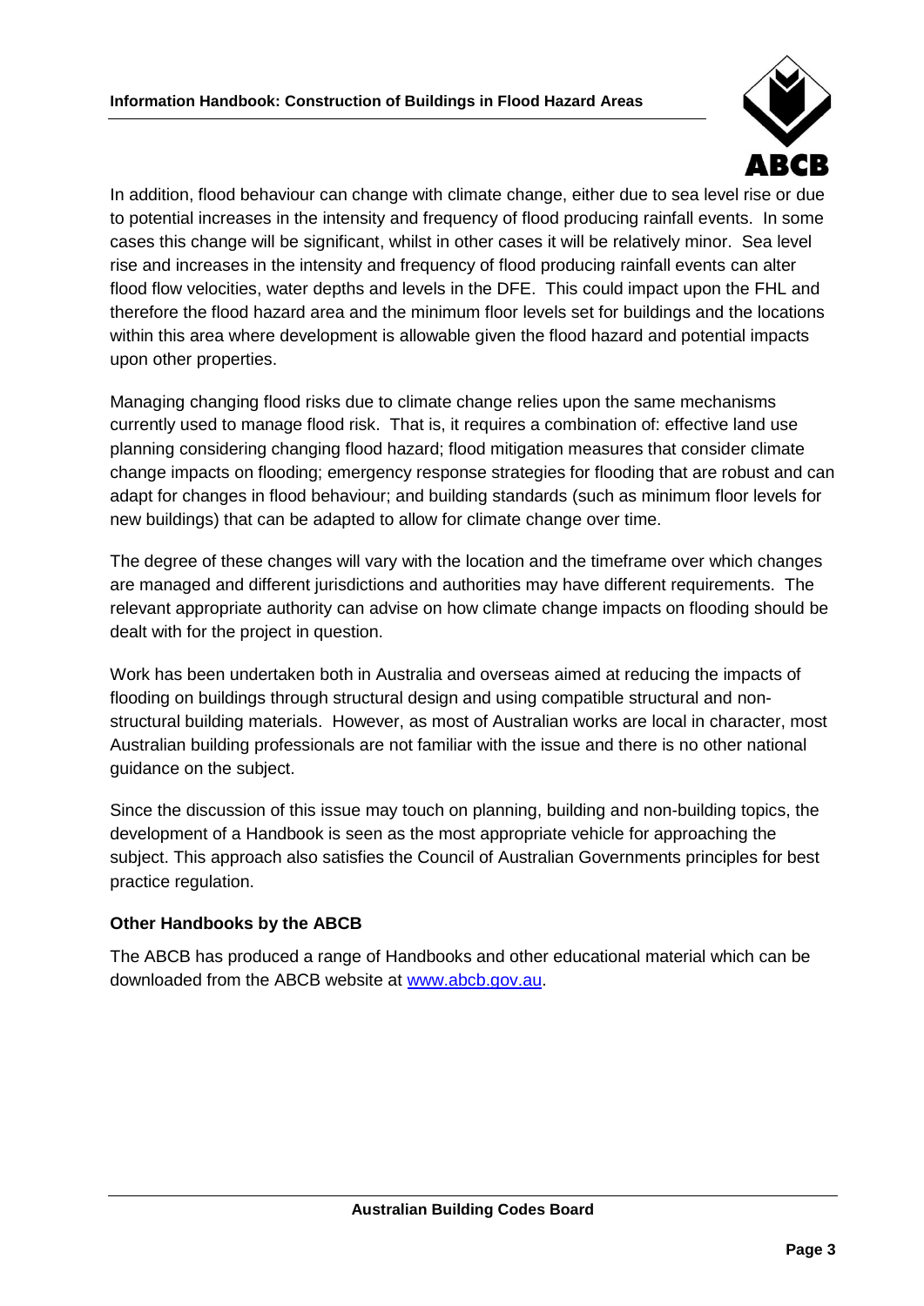In addition, flood behaviour can change with climate change, either due to sea level rise or due to potential increases in the intensity and frequency of flood producing rainfall events. In some cases this change will be significant, whilst in other cases it will be relatively minor. Sea level rise and increases in the intensity and frequency of flood producing rainfall events can alter flood flow velocities, water depths and levels in the DFE. This could impact upon the FHL and therefore the flood hazard area and the minimum floor levels set for buildings and the locations within this area where development is allowable given the flood hazard and potential impacts upon other properties.

Managing changing flood risks due to climate change relies upon the same mechanisms currently used to manage flood risk. That is, it requires a combination of: effective land use planning considering changing flood hazard; flood mitigation measures that consider climate change impacts on flooding; emergency response strategies for flooding that are robust and can adapt for changes in flood behaviour; and building standards (such as minimum floor levels for new buildings) that can be adapted to allow for climate change over time.

The degree of these changes will vary with the location and the timeframe over which changes are managed and different jurisdictions and authorities may have different requirements. The relevant appropriate authority can advise on how climate change impacts on flooding should be dealt with for the project in question.

Work has been undertaken both in Australia and overseas aimed at reducing the impacts of flooding on buildings through structural design and using compatible structural and non-structural building materials. However, as most of Australian works are local in character, most Australian building professionals are not familiar with the issue and there is no other national guidance on the subject.

Since the discussion of this issue may touch on planning, building and non-building topics, the development of a Handbook is seen as the most appropriate vehicle for approaching the subject. This approach also satisfies the Council of Australian Governments principles for best practice regulation.

### Other Handbooks by the ABCB

The ABCB has produced a range of Handbooks and other educational material which can be downloaded from the ABCB website at www.abcb.gov.au.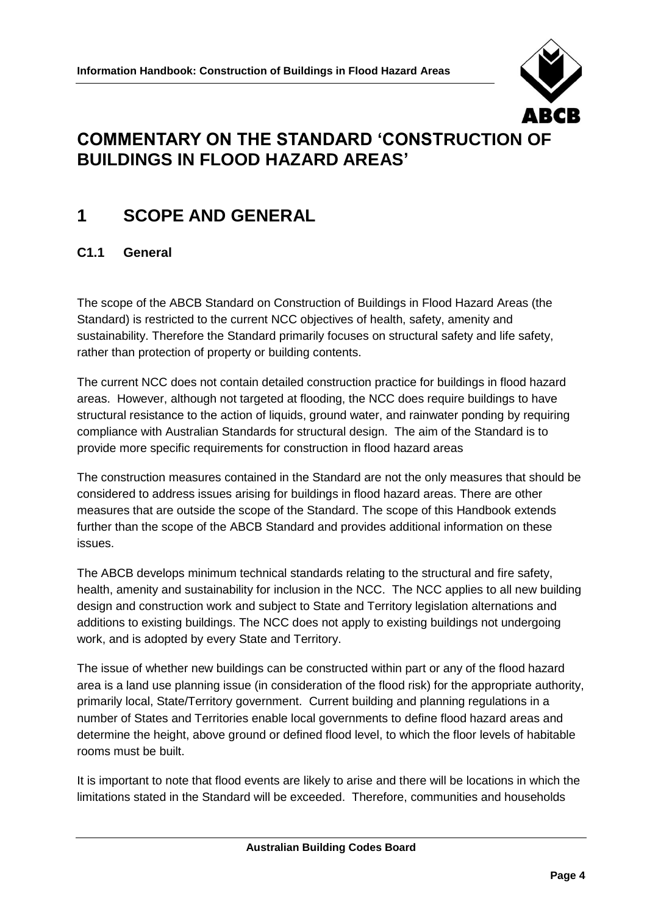# COMMENTARY ON THE STANDARD 'CONSTRUCTION OF BUILDINGS IN FLOOD HAZARD AREAS'

## 1 SCOPE AND GENERAL

### C1.1 General

The scope of the ABCB Standard on Construction of Buildings in Flood Hazard Areas (the Standard) is restricted to the current NCC objectives of health, safety, amenity and sustainability. Therefore the Standard primarily focuses on structural safety and life safety, rather than protection of property or building contents.

The current NCC does not contain detailed construction practice for buildings in flood hazard areas. However, although not targeted at flooding, the NCC does require buildings to have structural resistance to the action of liquids, ground water, and rainwater ponding by requiring compliance with Australian Standards for structural design. The aim of the Standard is to provide more specific requirements for construction in flood hazard areas

The construction measures contained in the Standard are not the only measures that should be considered to address issues arising for buildings in flood hazard areas. There are other measures that are outside the scope of the Standard. The scope of this Handbook extends further than the scope of the ABCB Standard and provides additional information on these issues.

The ABCB develops minimum technical standards relating to the structural and fire safety, health, amenity and sustainability for inclusion in the NCC. The NCC applies to all new building design and construction work and subject to State and Territory legislation alternations and additions to existing buildings. The NCC does not apply to existing buildings not undergoing work, and is adopted by every State and Territory.

The issue of whether new buildings can be constructed within part or any of the flood hazard area is a land use planning issue (in consideration of the flood risk) for the appropriate authority, primarily local, State/Territory government. Current building and planning regulations in a number of States and Territories enable local governments to define flood hazard areas and determine the height, above ground or defined flood level, to which the floor levels of habitable rooms must be built.

It is important to note that flood events are likely to arise and there will be locations in which the limitations stated in the Standard will be exceeded. Therefore, communities and households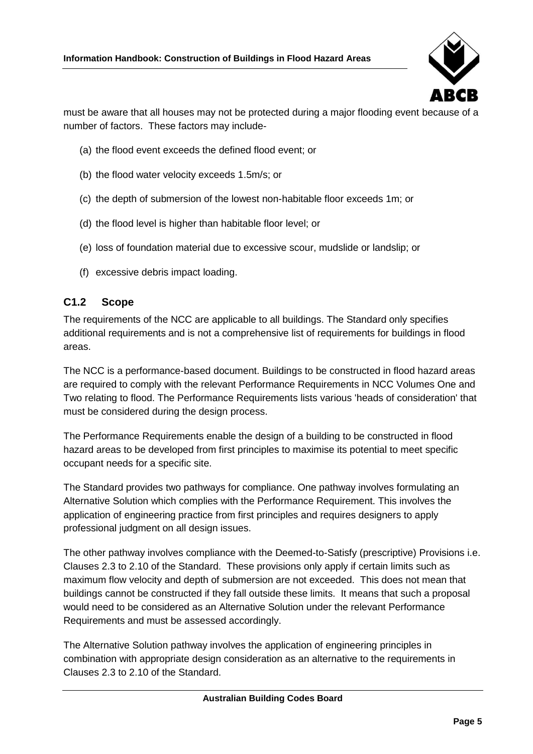must be aware that all houses may not be protected during a major flooding event because of a number of factors. These factors may include-

(a) the flood event exceeds the defined flood event; or

(b) the flood water velocity exceeds 1.5m/s; or

(c) the depth of submersion of the lowest non-habitable floor exceeds 1m; or

(d) the flood level is higher than habitable floor level; or

(e) loss of foundation material due to excessive scour, mudslide or landslip; or

(f) excessive debris impact loading.

## C1.2 Scope

The requirements of the NCC are applicable to all buildings. The Standard only specifies additional requirements and is not a comprehensive list of requirements for buildings in flood areas.

The NCC is a performance-based document. Buildings to be constructed in flood hazard areas are required to comply with the relevant Performance Requirements in NCC Volumes One and Two relating to flood. The Performance Requirements lists various 'heads of consideration' that must be considered during the design process.

The Performance Requirements enable the design of a building to be constructed in flood hazard areas to be developed from first principles to maximise its potential to meet specific occupant needs for a specific site.

The Standard provides two pathways for compliance. One pathway involves formulating an Alternative Solution which complies with the Performance Requirement. This involves the application of engineering practice from first principles and requires designers to apply professional judgment on all design issues.

The other pathway involves compliance with the Deemed-to-Satisfy (prescriptive) Provisions i.e. Clauses 2.3 to 2.10 of the Standard. These provisions only apply if certain limits such as maximum flow velocity and depth of submersion are not exceeded. This does not mean that buildings cannot be constructed if they fall outside these limits. It means that such a proposal would need to be considered as an Alternative Solution under the relevant Performance Requirements and must be assessed accordingly.

The Alternative Solution pathway involves the application of engineering principles in combination with appropriate design consideration as an alternative to the requirements in Clauses 2.3 to 2.10 of the Standard.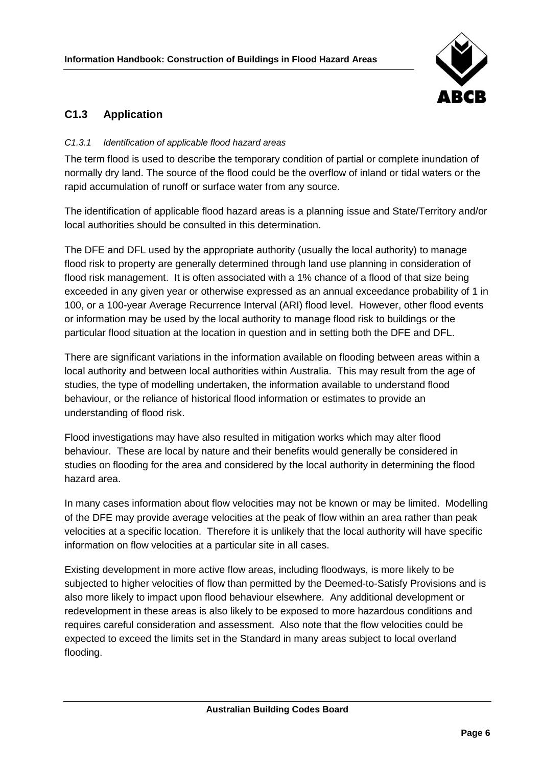## C1.3 Application

*C1.3.1 Identification of applicable flood hazard areas*

The term flood is used to describe the temporary condition of partial or complete inundation of normally dry land. The source of the flood could be the overflow of inland or tidal waters or the rapid accumulation of runoff or surface water from any source.

The identification of applicable flood hazard areas is a planning issue and State/Territory and/or local authorities should be consulted in this determination.

The DFE and DFL used by the appropriate authority (usually the local authority) to manage flood risk to property are generally determined through land use planning in consideration of flood risk management. It is often associated with a 1% chance of a flood of that size being exceeded in any given year or otherwise expressed as an annual exceedance probability of 1 in 100, or a 100-year Average Recurrence Interval (ARI) flood level. However, other flood events or information may be used by the local authority to manage flood risk to buildings or the particular flood situation at the location in question and in setting both the DFE and DFL.

There are significant variations in the information available on flooding between areas within a local authority and between local authorities within Australia. This may result from the age of studies, the type of modelling undertaken, the information available to understand flood behaviour, or the reliance of historical flood information or estimates to provide an understanding of flood risk.

Flood investigations may have also resulted in mitigation works which may alter flood behaviour. These are local by nature and their benefits would generally be considered in studies on flooding for the area and considered by the local authority in determining the flood hazard area.

In many cases information about flow velocities may not be known or may be limited. Modelling of the DFE may provide average velocities at the peak of flow within an area rather than peak velocities at a specific location. Therefore it is unlikely that the local authority will have specific information on flow velocities at a particular site in all cases.

Existing development in more active flow areas, including floodways, is more likely to be subjected to higher velocities of flow than permitted by the Deemed-to-Satisfy Provisions and is also more likely to impact upon flood behaviour elsewhere. Any additional development or redevelopment in these areas is also likely to be exposed to more hazardous conditions and requires careful consideration and assessment. Also note that the flow velocities could be expected to exceed the limits set in the Standard in many areas subject to local overland flooding.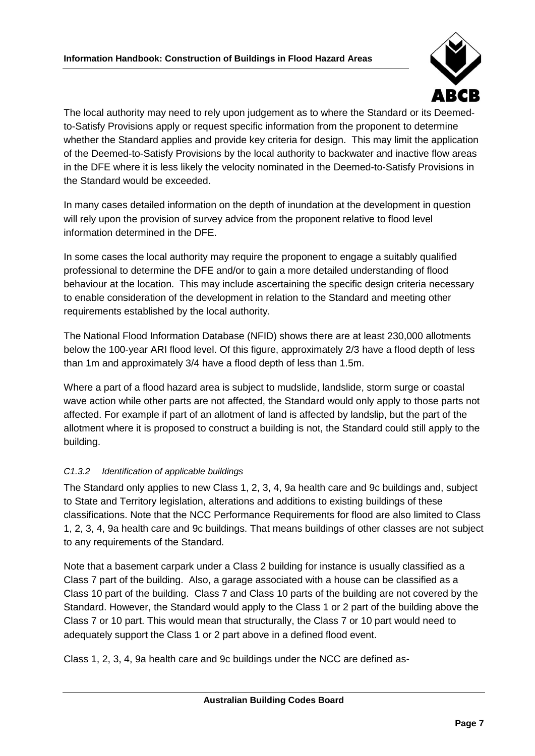The local authority may need to rely upon judgement as to where the Standard or its Deemed-to-Satisfy Provisions apply or request specific information from the proponent to determine whether the Standard applies and provide key criteria for design. This may limit the application of the Deemed-to-Satisfy Provisions by the local authority to backwater and inactive flow areas in the DFE where it is less likely the velocity nominated in the Deemed-to-Satisfy Provisions in the Standard would be exceeded.

In many cases detailed information on the depth of inundation at the development in question will rely upon the provision of survey advice from the proponent relative to flood level information determined in the DFE.

In some cases the local authority may require the proponent to engage a suitably qualified professional to determine the DFE and/or to gain a more detailed understanding of flood behaviour at the location. This may include ascertaining the specific design criteria necessary to enable consideration of the development in relation to the Standard and meeting other requirements established by the local authority.

The National Flood Information Database (NFID) shows there are at least 230,000 allotments below the 100-year ARI flood level. Of this figure, approximately 2/3 have a flood depth of less than 1m and approximately 3/4 have a flood depth of less than 1.5m.

Where a part of a flood hazard area is subject to mudslide, landslide, storm surge or coastal wave action while other parts are not affected, the Standard would only apply to those parts not affected. For example if part of an allotment of land is affected by landslip, but the part of the allotment where it is proposed to construct a building is not, the Standard could still apply to the building.

*C1.3.2 Identification of applicable buildings*

The Standard only applies to new Class 1, 2, 3, 4, 9a health care and 9c buildings and, subject to State and Territory legislation, alterations and additions to existing buildings of these classifications. Note that the NCC Performance Requirements for flood are also limited to Class 1, 2, 3, 4, 9a health care and 9c buildings. That means buildings of other classes are not subject to any requirements of the Standard.

Note that a basement carpark under a Class 2 building for instance is usually classified as a Class 7 part of the building. Also, a garage associated with a house can be classified as a Class 10 part of the building. Class 7 and Class 10 parts of the building are not covered by the Standard. However, the Standard would apply to the Class 1 or 2 part of the building above the Class 7 or 10 part. This would mean that structurally, the Class 7 or 10 part would need to adequately support the Class 1 or 2 part above in a defined flood event.

Class 1, 2, 3, 4, 9a health care and 9c buildings under the NCC are defined as-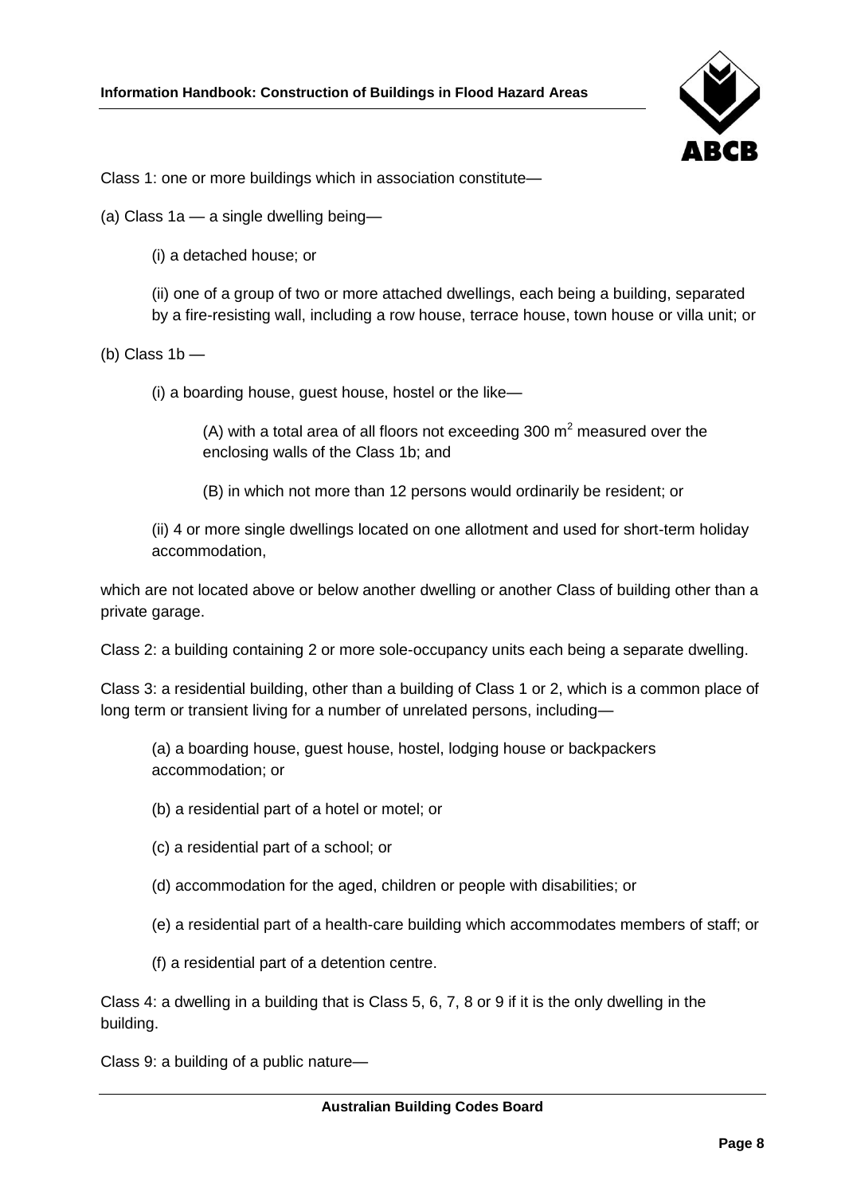Class 1: one or more buildings which in association constitute—

(a) Class 1a — a single dwelling being—

(i) a detached house; or

(ii) one of a group of two or more attached dwellings, each being a building, separated by a fire-resisting wall, including a row house, terrace house, town house or villa unit; or

(b) Class 1b —

(i) a boarding house, guest house, hostel or the like—

(A) with a total area of all floors not exceeding 300 $m^2$ measured over the enclosing walls of the Class 1b; and

(B) in which not more than 12 persons would ordinarily be resident; or

(ii) 4 or more single dwellings located on one allotment and used for short-term holiday accommodation,

which are not located above or below another dwelling or another Class of building other than a private garage.

Class 2: a building containing 2 or more sole-occupancy units each being a separate dwelling.

Class 3: a residential building, other than a building of Class 1 or 2, which is a common place of long term or transient living for a number of unrelated persons, including—

(a) a boarding house, guest house, hostel, lodging house or backpackers accommodation; or

(b) a residential part of a hotel or motel; or

(c) a residential part of a school; or

(d) accommodation for the aged, children or people with disabilities; or

(e) a residential part of a health-care building which accommodates members of staff; or

(f) a residential part of a detention centre.

Class 4: a dwelling in a building that is Class 5, 6, 7, 8 or 9 if it is the only dwelling in the building.

Class 9: a building of a public nature—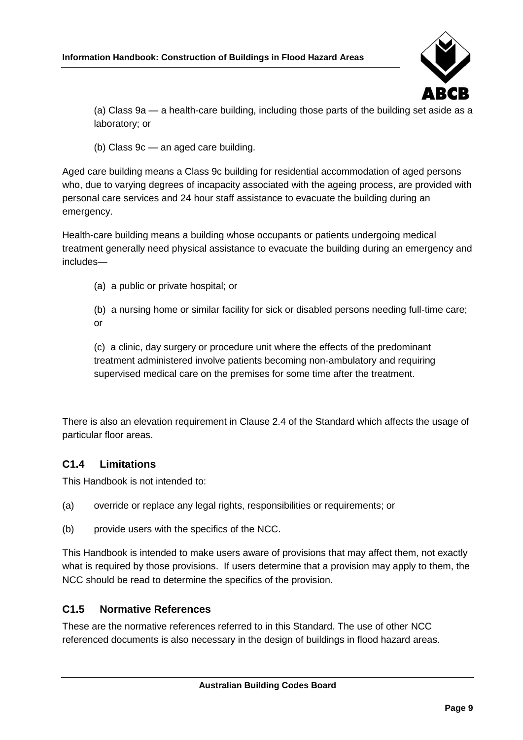(a) Class 9a — a health-care building, including those parts of the building set aside as a laboratory; or

(b) Class 9c — an aged care building.

Aged care building means a Class 9c building for residential accommodation of aged persons who, due to varying degrees of incapacity associated with the ageing process, are provided with personal care services and 24 hour staff assistance to evacuate the building during an emergency.

Health-care building means a building whose occupants or patients undergoing medical treatment generally need physical assistance to evacuate the building during an emergency and includes—

(a) a public or private hospital; or

(b) a nursing home or similar facility for sick or disabled persons needing full-time care; or

(c) a clinic, day surgery or procedure unit where the effects of the predominant treatment administered involve patients becoming non-ambulatory and requiring supervised medical care on the premises for some time after the treatment.

There is also an elevation requirement in Clause 2.4 of the Standard which affects the usage of particular floor areas.

### C1.4 Limitations

This Handbook is not intended to:

(a) override or replace any legal rights, responsibilities or requirements; or

(b) provide users with the specifics of the NCC.

This Handbook is intended to make users aware of provisions that may affect them, not exactly what is required by those provisions. If users determine that a provision may apply to them, the NCC should be read to determine the specifics of the provision.

### C1.5 Normative References

These are the normative references referred to in this Standard. The use of other NCC referenced documents is also necessary in the design of buildings in flood hazard areas.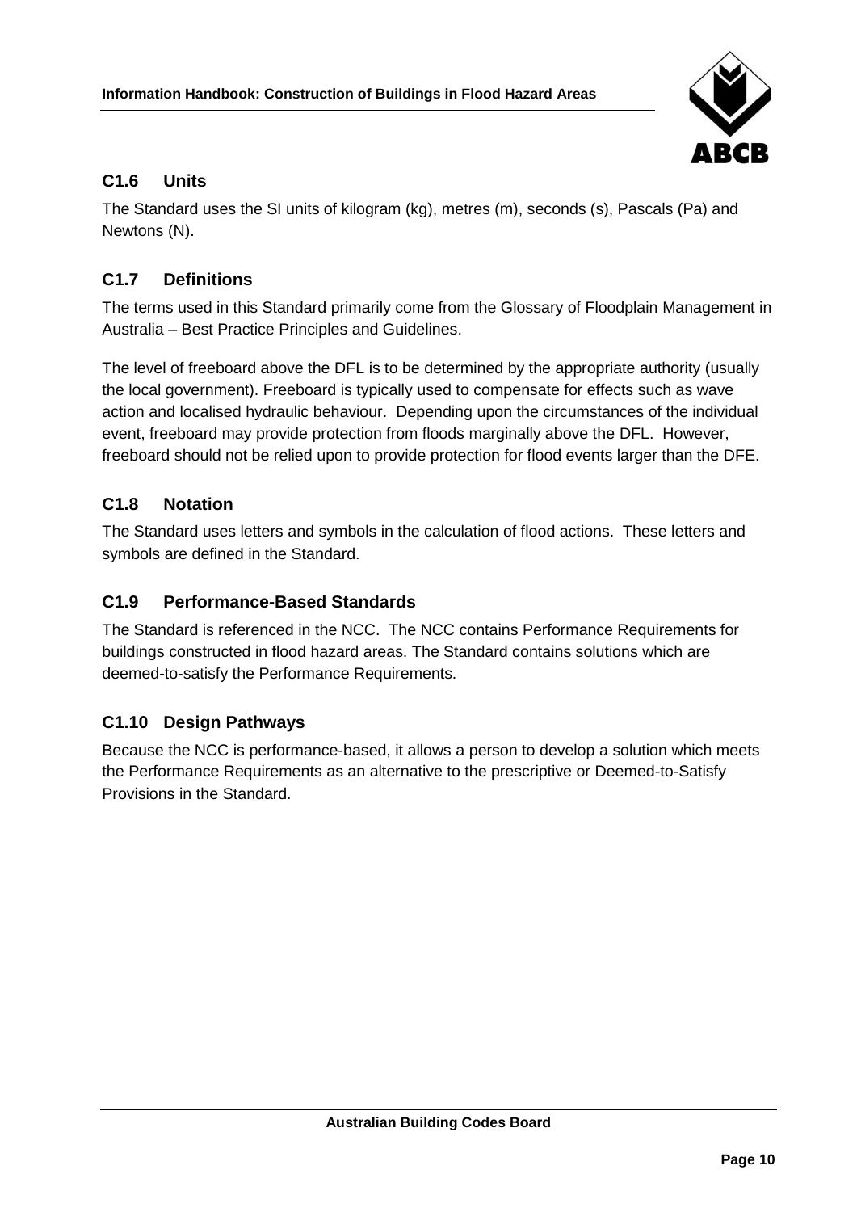## C1.6 Units

The Standard uses the SI units of kilogram (kg), metres (m), seconds (s), Pascals (Pa) and Newtons (N).

## C1.7 Definitions

The terms used in this Standard primarily come from the Glossary of Floodplain Management in Australia – Best Practice Principles and Guidelines.

The level of freeboard above the DFL is to be determined by the appropriate authority (usually the local government). Freeboard is typically used to compensate for effects such as wave action and localised hydraulic behaviour. Depending upon the circumstances of the individual event, freeboard may provide protection from floods marginally above the DFL. However, freeboard should not be relied upon to provide protection for flood events larger than the DFE.

## C1.8 Notation

The Standard uses letters and symbols in the calculation of flood actions. These letters and symbols are defined in the Standard.

## C1.9 Performance-Based Standards

The Standard is referenced in the NCC. The NCC contains Performance Requirements for buildings constructed in flood hazard areas. The Standard contains solutions which are deemed-to-satisfy the Performance Requirements.

## C1.10 Design Pathways

Because the NCC is performance-based, it allows a person to develop a solution which meets the Performance Requirements as an alternative to the prescriptive or Deemed-to-Satisfy Provisions in the Standard.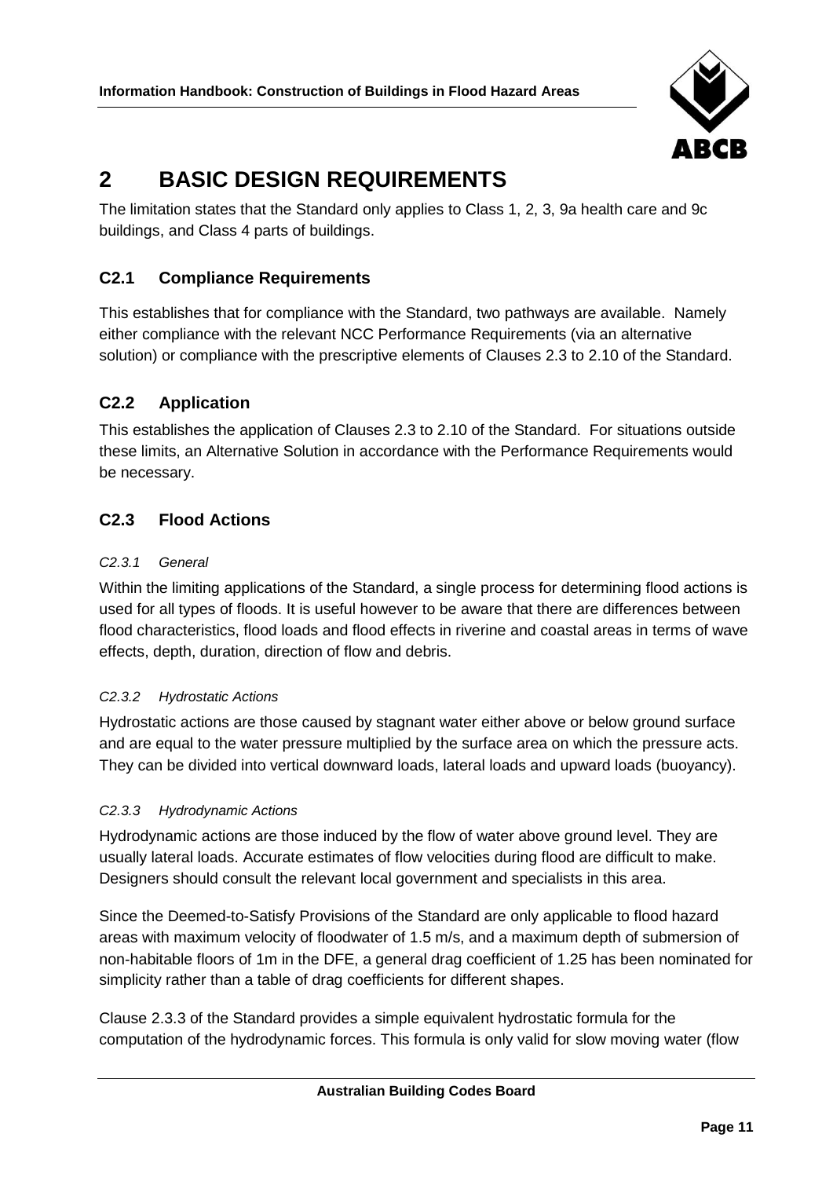# 2 BASIC DESIGN REQUIREMENTS

The limitation states that the Standard only applies to Class 1, 2, 3, 9a health care and 9c buildings, and Class 4 parts of buildings.

## C2.1 Compliance Requirements

This establishes that for compliance with the Standard, two pathways are available. Namely either compliance with the relevant NCC Performance Requirements (via an alternative solution) or compliance with the prescriptive elements of Clauses 2.3 to 2.10 of the Standard.

## C2.2 Application

This establishes the application of Clauses 2.3 to 2.10 of the Standard. For situations outside these limits, an Alternative Solution in accordance with the Performance Requirements would be necessary.

## C2.3 Flood Actions

### *C2.3.1 General*

Within the limiting applications of the Standard, a single process for determining flood actions is used for all types of floods. It is useful however to be aware that there are differences between flood characteristics, flood loads and flood effects in riverine and coastal areas in terms of wave effects, depth, duration, direction of flow and debris.

### *C2.3.2 Hydrostatic Actions*

Hydrostatic actions are those caused by stagnant water either above or below ground surface and are equal to the water pressure multiplied by the surface area on which the pressure acts. They can be divided into vertical downward loads, lateral loads and upward loads (buoyancy).

### *C2.3.3 Hydrodynamic Actions*

Hydrodynamic actions are those induced by the flow of water above ground level. They are usually lateral loads. Accurate estimates of flow velocities during flood are difficult to make. Designers should consult the relevant local government and specialists in this area.

Since the Deemed-to-Satisfy Provisions of the Standard are only applicable to flood hazard areas with maximum velocity of floodwater of 1.5 m/s, and a maximum depth of submersion of non-habitable floors of 1m in the DFE, a general drag coefficient of 1.25 has been nominated for simplicity rather than a table of drag coefficients for different shapes.

Clause 2.3.3 of the Standard provides a simple equivalent hydrostatic formula for the computation of the hydrodynamic forces. This formula is only valid for slow moving water (flow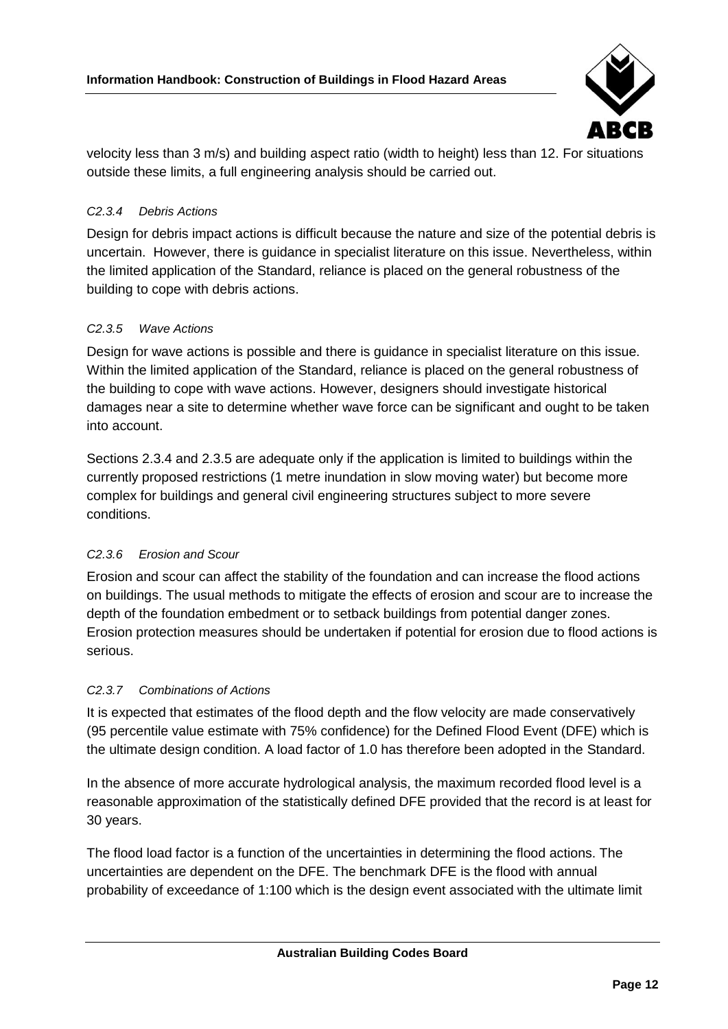velocity less than 3 m/s) and building aspect ratio (width to height) less than 12. For situations outside these limits, a full engineering analysis should be carried out.

*C2.3.4 Debris Actions*

Design for debris impact actions is difficult because the nature and size of the potential debris is uncertain. However, there is guidance in specialist literature on this issue. Nevertheless, within the limited application of the Standard, reliance is placed on the general robustness of the building to cope with debris actions.

*C2.3.5 Wave Actions*

Design for wave actions is possible and there is guidance in specialist literature on this issue. Within the limited application of the Standard, reliance is placed on the general robustness of the building to cope with wave actions. However, designers should investigate historical damages near a site to determine whether wave force can be significant and ought to be taken into account.

Sections 2.3.4 and 2.3.5 are adequate only if the application is limited to buildings within the currently proposed restrictions (1 metre inundation in slow moving water) but become more complex for buildings and general civil engineering structures subject to more severe conditions.

*C2.3.6 Erosion and Scour*

Erosion and scour can affect the stability of the foundation and can increase the flood actions on buildings. The usual methods to mitigate the effects of erosion and scour are to increase the depth of the foundation embedment or to setback buildings from potential danger zones. Erosion protection measures should be undertaken if potential for erosion due to flood actions is serious.

*C2.3.7 Combinations of Actions*

It is expected that estimates of the flood depth and the flow velocity are made conservatively (95 percentile value estimate with 75% confidence) for the Defined Flood Event (DFE) which is the ultimate design condition. A load factor of 1.0 has therefore been adopted in the Standard.

In the absence of more accurate hydrological analysis, the maximum recorded flood level is a reasonable approximation of the statistically defined DFE provided that the record is at least for 30 years.

The flood load factor is a function of the uncertainties in determining the flood actions. The uncertainties are dependent on the DFE. The benchmark DFE is the flood with annual probability of exceedance of 1:100 which is the design event associated with the ultimate limit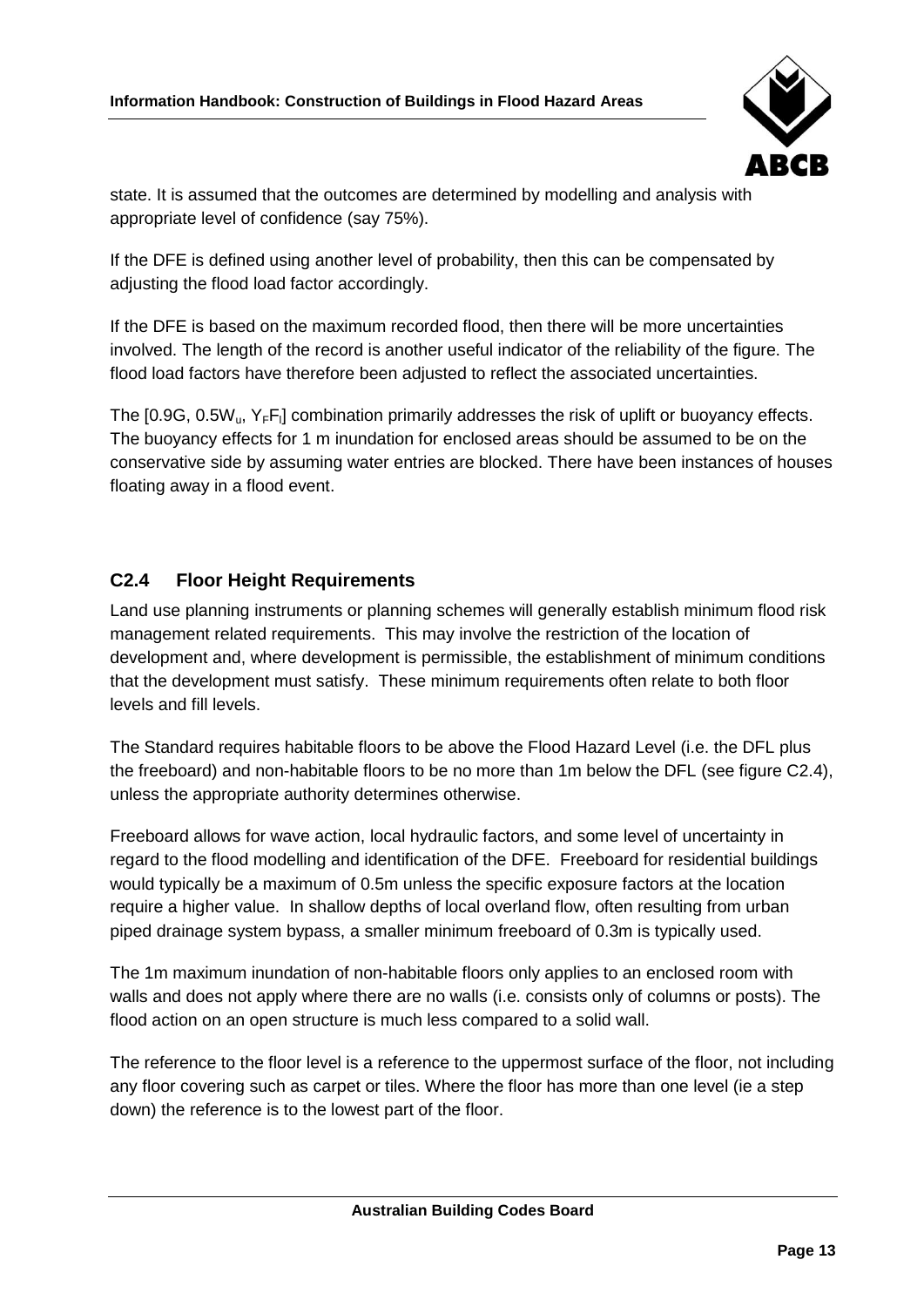state. It is assumed that the outcomes are determined by modelling and analysis with appropriate level of confidence (say 75%).

If the DFE is defined using another level of probability, then this can be compensated by adjusting the flood load factor accordingly.

If the DFE is based on the maximum recorded flood, then there will be more uncertainties involved. The length of the record is another useful indicator of the reliability of the figure. The flood load factors have therefore been adjusted to reflect the associated uncertainties.

The [$0.9G$, $0.5W_u$, $Y_F F_l$] combination primarily addresses the risk of uplift or buoyancy effects. The buoyancy effects for 1 m inundation for enclosed areas should be assumed to be on the conservative side by assuming water entries are blocked. There have been instances of houses floating away in a flood event.

## C2.4 Floor Height Requirements

Land use planning instruments or planning schemes will generally establish minimum flood risk management related requirements. This may involve the restriction of the location of development and, where development is permissible, the establishment of minimum conditions that the development must satisfy. These minimum requirements often relate to both floor levels and fill levels.

The Standard requires habitable floors to be above the Flood Hazard Level (i.e. the DFL plus the freeboard) and non-habitable floors to be no more than 1m below the DFL (see figure C2.4), unless the appropriate authority determines otherwise.

Freeboard allows for wave action, local hydraulic factors, and some level of uncertainty in regard to the flood modelling and identification of the DFE. Freeboard for residential buildings would typically be a maximum of 0.5m unless the specific exposure factors at the location require a higher value. In shallow depths of local overland flow, often resulting from urban piped drainage system bypass, a smaller minimum freeboard of 0.3m is typically used.

The 1m maximum inundation of non-habitable floors only applies to an enclosed room with walls and does not apply where there are no walls (i.e. consists only of columns or posts). The flood action on an open structure is much less compared to a solid wall.

The reference to the floor level is a reference to the uppermost surface of the floor, not including any floor covering such as carpet or tiles. Where the floor has more than one level (ie a step down) the reference is to the lowest part of the floor.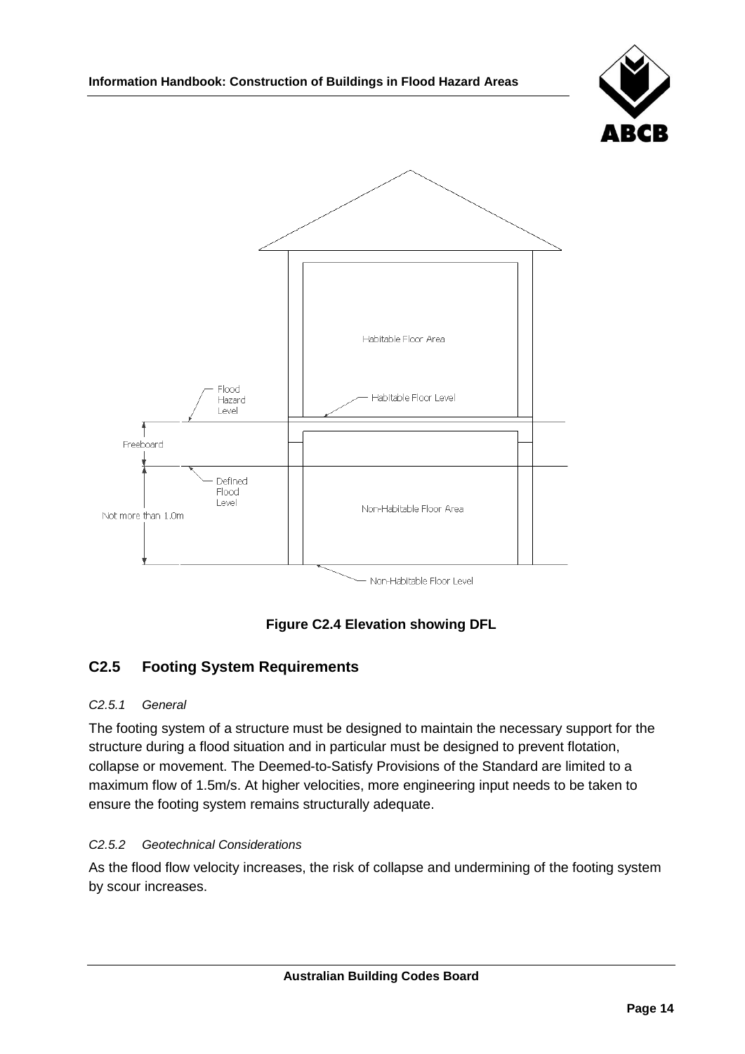**Figure C2.4 Elevation showing DFL**

## C2.5 Footing System Requirements

### *C2.5.1 General*

The footing system of a structure must be designed to maintain the necessary support for the structure during a flood situation and in particular must be designed to prevent flotation, collapse or movement. The Deemed-to-Satisfy Provisions of the Standard are limited to a maximum flow of 1.5m/s. At higher velocities, more engineering input needs to be taken to ensure the footing system remains structurally adequate.

### *C2.5.2 Geotechnical Considerations*

As the flood flow velocity increases, the risk of collapse and undermining of the footing system by scour increases.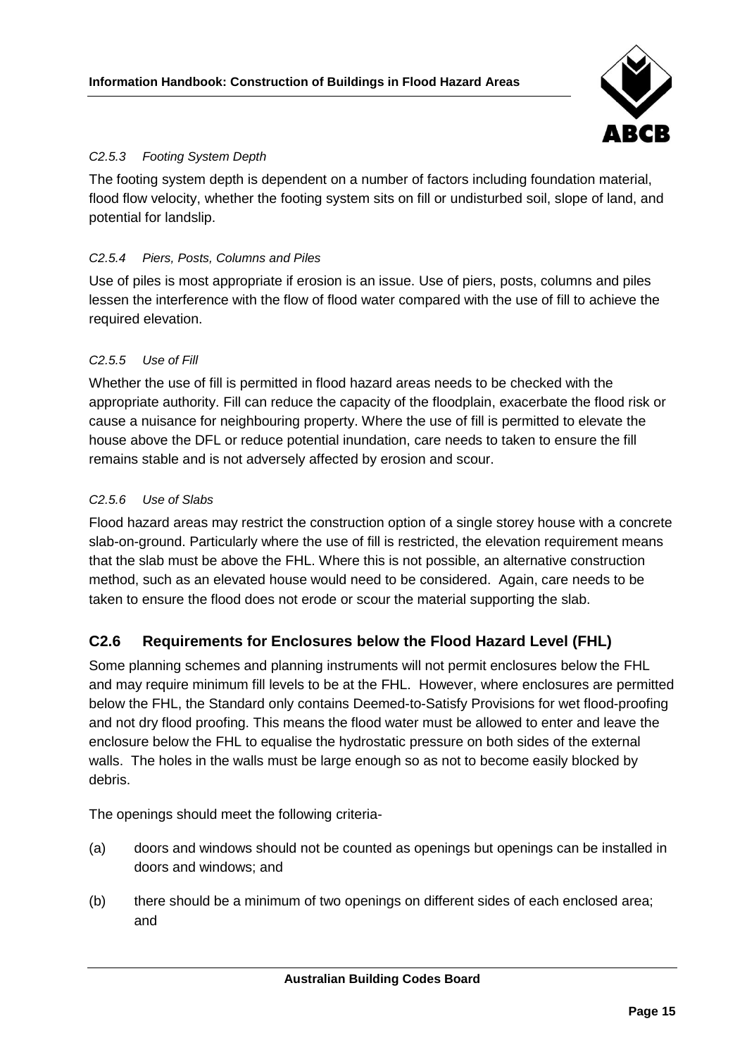*C2.5.3 Footing System Depth*

The footing system depth is dependent on a number of factors including foundation material, flood flow velocity, whether the footing system sits on fill or undisturbed soil, slope of land, and potential for landslip.

*C2.5.4 Piers, Posts, Columns and Piles*

Use of piles is most appropriate if erosion is an issue. Use of piers, posts, columns and piles lessen the interference with the flow of flood water compared with the use of fill to achieve the required elevation.

*C2.5.5 Use of Fill*

Whether the use of fill is permitted in flood hazard areas needs to be checked with the appropriate authority. Fill can reduce the capacity of the floodplain, exacerbate the flood risk or cause a nuisance for neighbouring property. Where the use of fill is permitted to elevate the house above the DFL or reduce potential inundation, care needs to taken to ensure the fill remains stable and is not adversely affected by erosion and scour.

*C2.5.6 Use of Slabs*

Flood hazard areas may restrict the construction option of a single storey house with a concrete slab-on-ground. Particularly where the use of fill is restricted, the elevation requirement means that the slab must be above the FHL. Where this is not possible, an alternative construction method, such as an elevated house would need to be considered. Again, care needs to be taken to ensure the flood does not erode or scour the material supporting the slab.

## C2.6 Requirements for Enclosures below the Flood Hazard Level (FHL)

Some planning schemes and planning instruments will not permit enclosures below the FHL and may require minimum fill levels to be at the FHL. However, where enclosures are permitted below the FHL, the Standard only contains Deemed-to-Satisfy Provisions for wet flood-proofing and not dry flood proofing. This means the flood water must be allowed to enter and leave the enclosure below the FHL to equalise the hydrostatic pressure on both sides of the external walls. The holes in the walls must be large enough so as not to become easily blocked by debris.

The openings should meet the following criteria-

(a) doors and windows should not be counted as openings but openings can be installed in doors and windows; and

(b) there should be a minimum of two openings on different sides of each enclosed area; and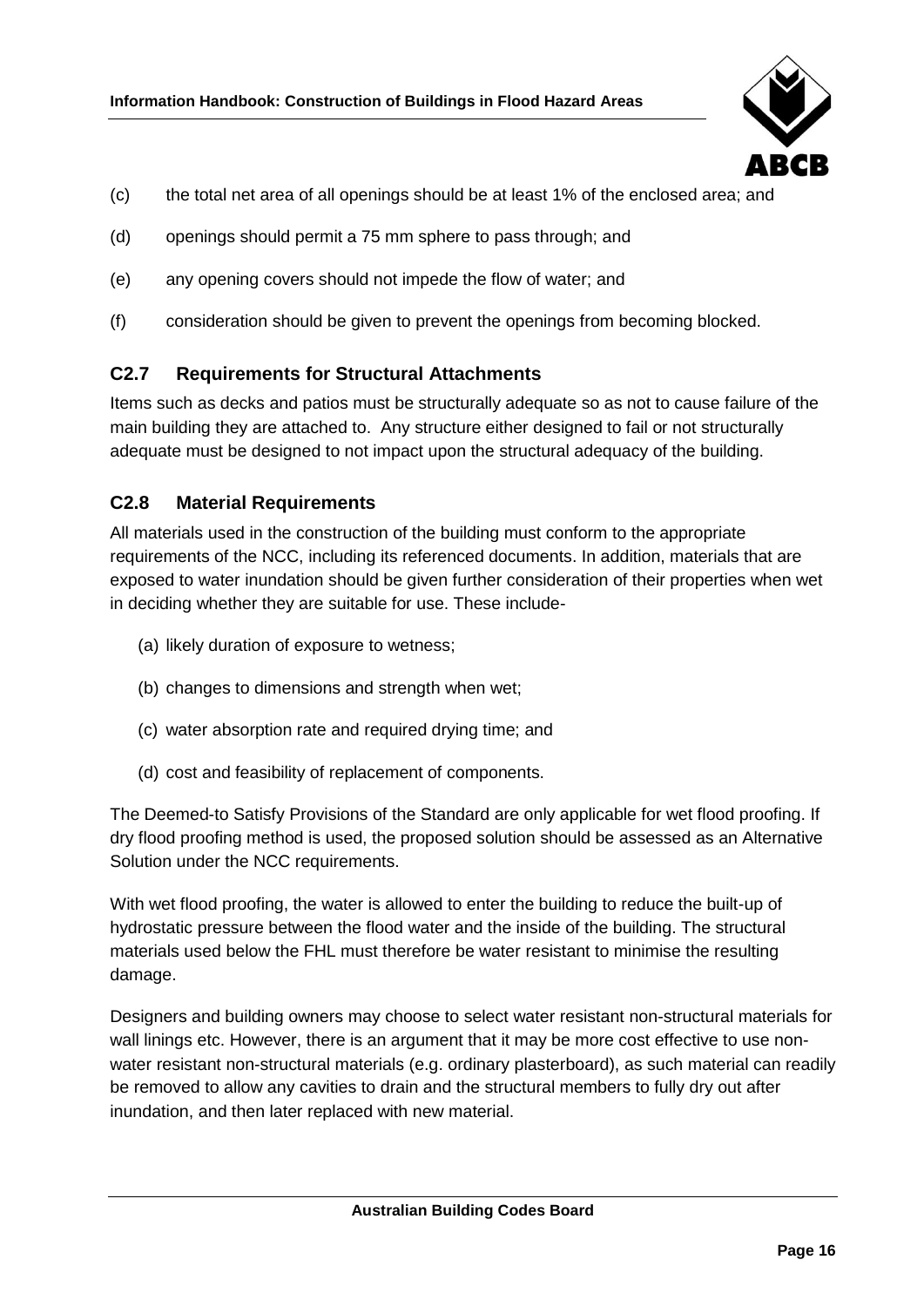(c) the total net area of all openings should be at least 1% of the enclosed area; and

(d) openings should permit a 75 mm sphere to pass through; and

(e) any opening covers should not impede the flow of water; and

(f) consideration should be given to prevent the openings from becoming blocked.

### C2.7 Requirements for Structural Attachments

Items such as decks and patios must be structurally adequate so as not to cause failure of the main building they are attached to. Any structure either designed to fail or not structurally adequate must be designed to not impact upon the structural adequacy of the building.

### C2.8 Material Requirements

All materials used in the construction of the building must conform to the appropriate requirements of the NCC, including its referenced documents. In addition, materials that are exposed to water inundation should be given further consideration of their properties when wet in deciding whether they are suitable for use. These include-

(a) likely duration of exposure to wetness;

(b) changes to dimensions and strength when wet;

(c) water absorption rate and required drying time; and

(d) cost and feasibility of replacement of components.

The Deemed-to Satisfy Provisions of the Standard are only applicable for wet flood proofing. If dry flood proofing method is used, the proposed solution should be assessed as an Alternative Solution under the NCC requirements.

With wet flood proofing, the water is allowed to enter the building to reduce the built-up of hydrostatic pressure between the flood water and the inside of the building. The structural materials used below the FHL must therefore be water resistant to minimise the resulting damage.

Designers and building owners may choose to select water resistant non-structural materials for wall linings etc. However, there is an argument that it may be more cost effective to use non-water resistant non-structural materials (e.g. ordinary plasterboard), as such material can readily be removed to allow any cavities to drain and the structural members to fully dry out after inundation, and then later replaced with new material.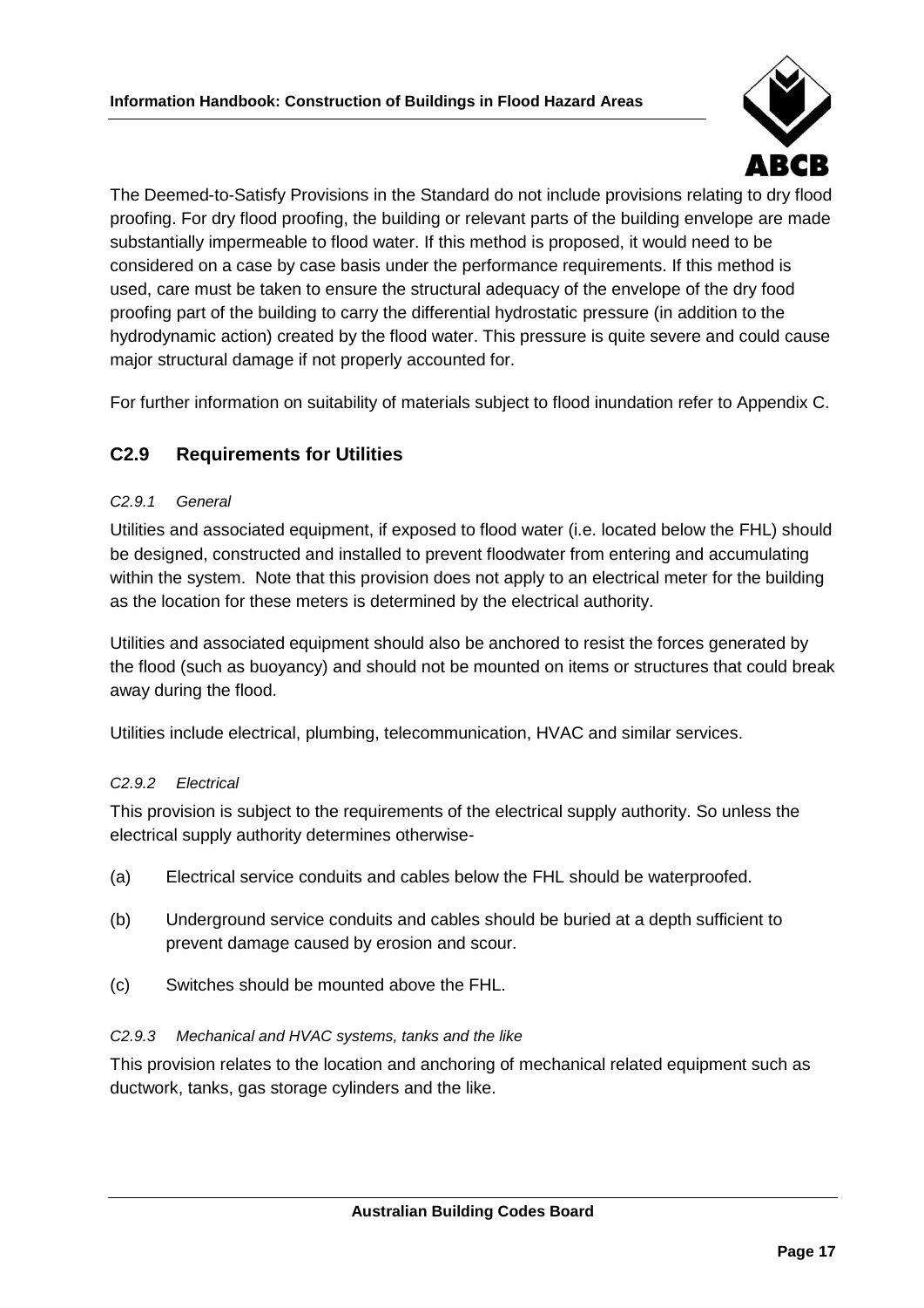The Deemed-to-Satisfy Provisions in the Standard do not include provisions relating to dry flood proofing. For dry flood proofing, the building or relevant parts of the building envelope are made substantially impermeable to flood water. If this method is proposed, it would need to be considered on a case by case basis under the performance requirements. If this method is used, care must be taken to ensure the structural adequacy of the envelope of the dry food proofing part of the building to carry the differential hydrostatic pressure (in addition to the hydrodynamic action) created by the flood water. This pressure is quite severe and could cause major structural damage if not properly accounted for.

For further information on suitability of materials subject to flood inundation refer to Appendix C.

## C2.9 Requirements for Utilities

#### *C2.9.1 General*

Utilities and associated equipment, if exposed to flood water (i.e. located below the FHL) should be designed, constructed and installed to prevent floodwater from entering and accumulating within the system. Note that this provision does not apply to an electrical meter for the building as the location for these meters is determined by the electrical authority.

Utilities and associated equipment should also be anchored to resist the forces generated by the flood (such as buoyancy) and should not be mounted on items or structures that could break away during the flood.

Utilities include electrical, plumbing, telecommunication, HVAC and similar services.

#### *C2.9.2 Electrical*

This provision is subject to the requirements of the electrical supply authority. So unless the electrical supply authority determines otherwise-

(a) Electrical service conduits and cables below the FHL should be waterproofed.

(b) Underground service conduits and cables should be buried at a depth sufficient to prevent damage caused by erosion and scour.

(c) Switches should be mounted above the FHL.

#### *C2.9.3 Mechanical and HVAC systems, tanks and the like*

This provision relates to the location and anchoring of mechanical related equipment such as ductwork, tanks, gas storage cylinders and the like.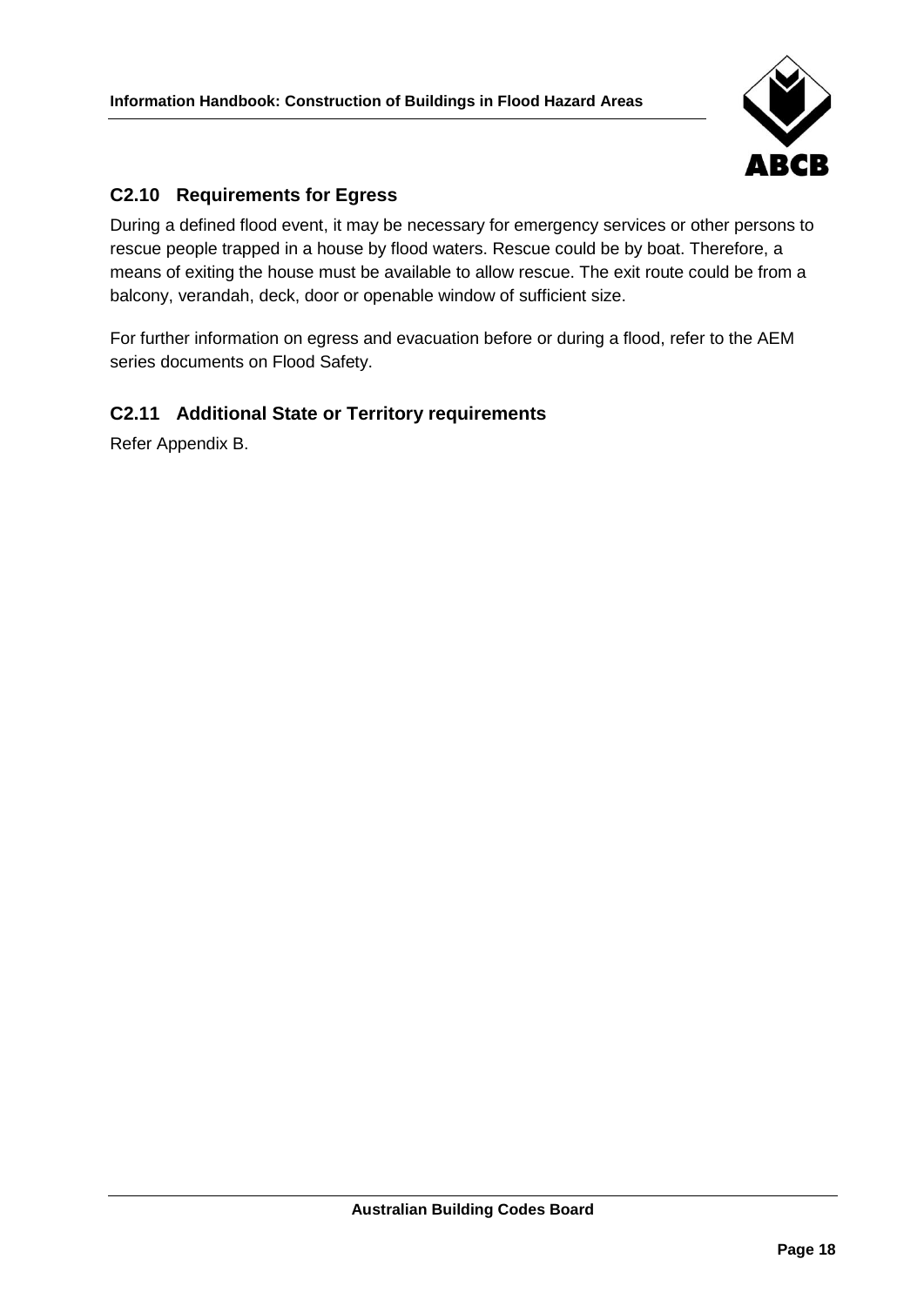## C2.10 Requirements for Egress

During a defined flood event, it may be necessary for emergency services or other persons to rescue people trapped in a house by flood waters. Rescue could be by boat. Therefore, a means of exiting the house must be available to allow rescue. The exit route could be from a balcony, verandah, deck, door or openable window of sufficient size.

For further information on egress and evacuation before or during a flood, refer to the AEM series documents on Flood Safety.

## C2.11 Additional State or Territory requirements

Refer Appendix B.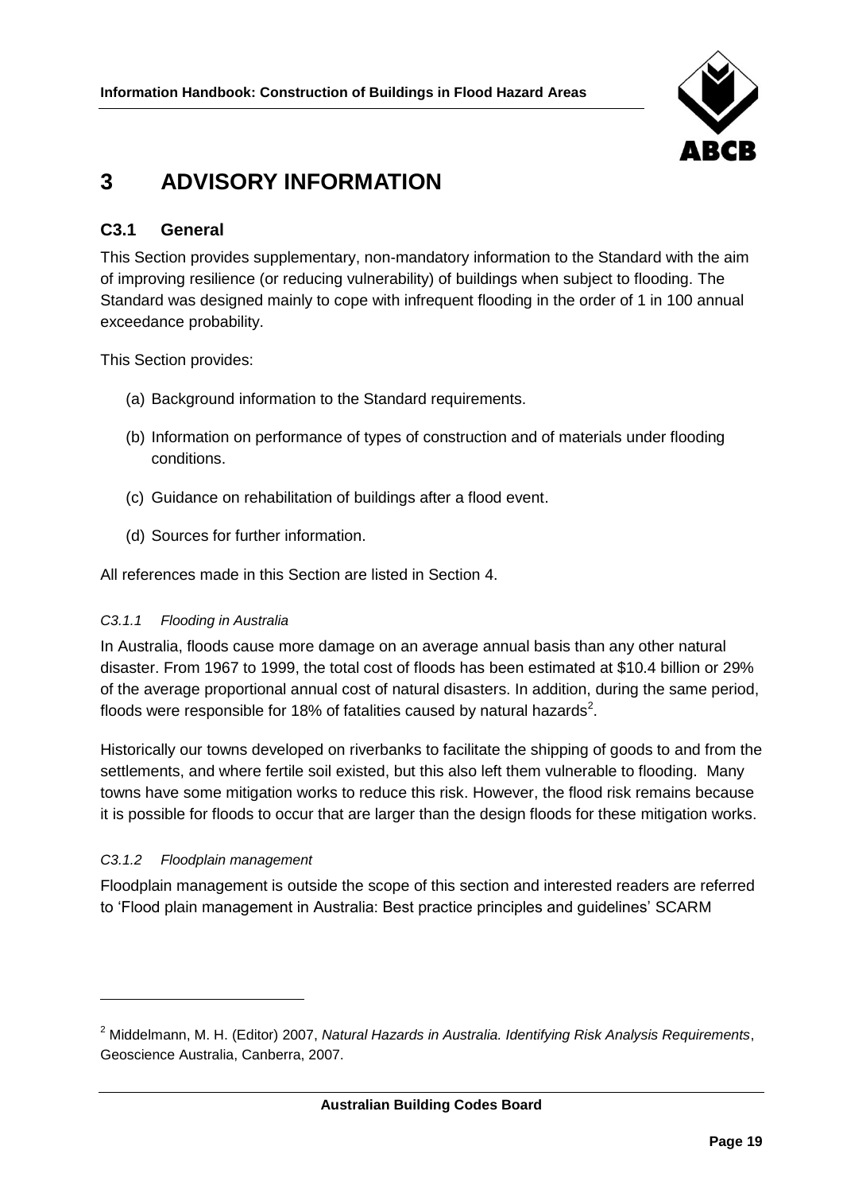# 3 ADVISORY INFORMATION

## C3.1 General

This Section provides supplementary, non-mandatory information to the Standard with the aim of improving resilience (or reducing vulnerability) of buildings when subject to flooding. The Standard was designed mainly to cope with infrequent flooding in the order of 1 in 100 annual exceedance probability.

This Section provides:

(a) Background information to the Standard requirements.

(b) Information on performance of types of construction and of materials under flooding conditions.

(c) Guidance on rehabilitation of buildings after a flood event.

(d) Sources for further information.

All references made in this Section are listed in Section 4.

### *C3.1.1 Flooding in Australia*

In Australia, floods cause more damage on an average annual basis than any other natural disaster. From 1967 to 1999, the total cost of floods has been estimated at $10.4 billion or 29% of the average proportional annual cost of natural disasters. In addition, during the same period, floods were responsible for 18% of fatalities caused by natural hazards[2].

Historically our towns developed on riverbanks to facilitate the shipping of goods to and from the settlements, and where fertile soil existed, but this also left them vulnerable to flooding. Many towns have some mitigation works to reduce this risk. However, the flood risk remains because it is possible for floods to occur that are larger than the design floods for these mitigation works.

### *C3.1.2 Floodplain management*

Floodplain management is outside the scope of this section and interested readers are referred to 'Flood plain management in Australia: Best practice principles and guidelines' SCARM

---

[2] Middelmann, M. H. (Editor) 2007, *Natural Hazards in Australia. Identifying Risk Analysis Requirements*, Geoscience Australia, Canberra, 2007.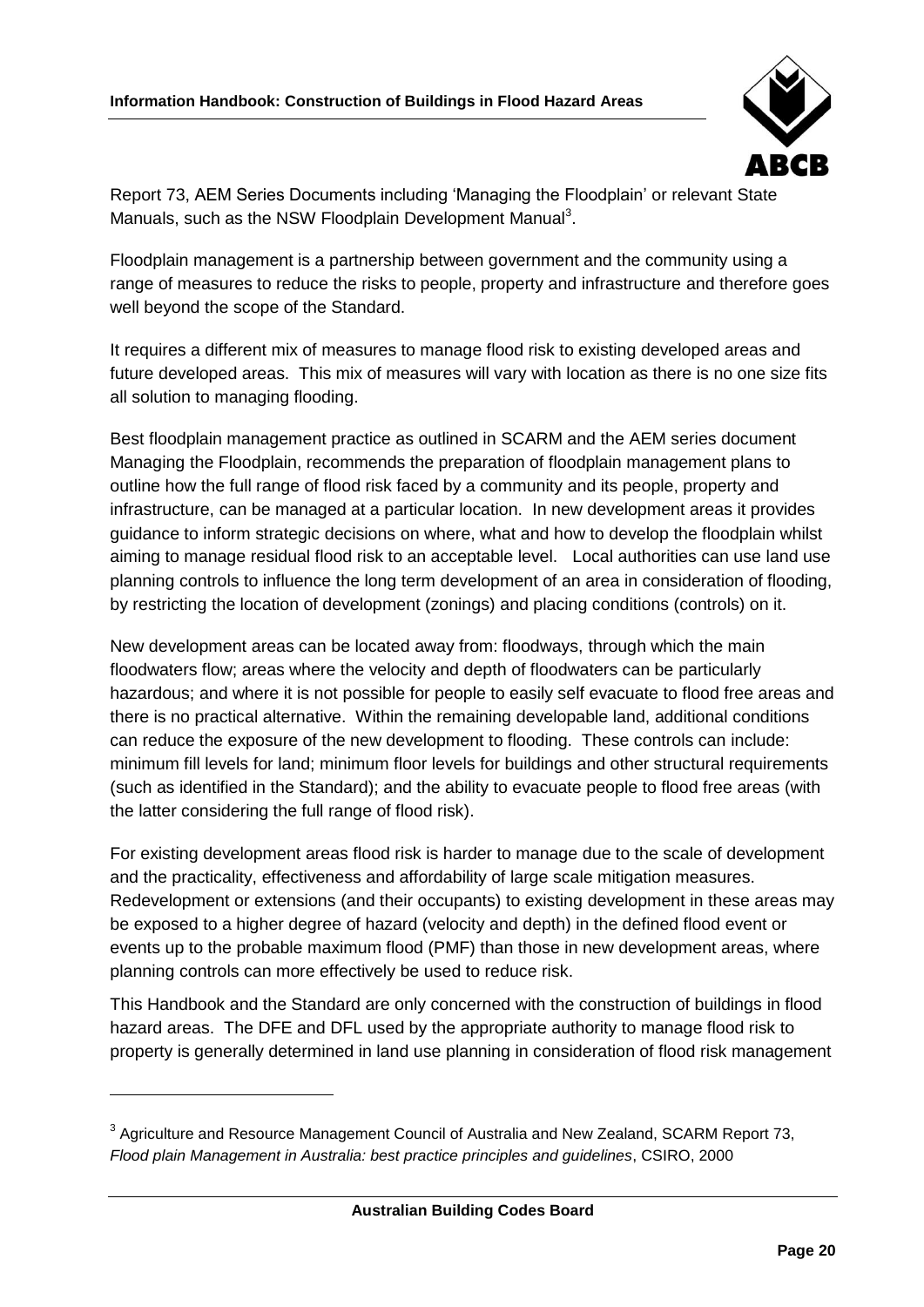Report 73, AEM Series Documents including 'Managing the Floodplain' or relevant State Manuals, such as the NSW Floodplain Development Manual[3].

Floodplain management is a partnership between government and the community using a range of measures to reduce the risks to people, property and infrastructure and therefore goes well beyond the scope of the Standard.

It requires a different mix of measures to manage flood risk to existing developed areas and future developed areas. This mix of measures will vary with location as there is no one size fits all solution to managing flooding.

Best floodplain management practice as outlined in SCARM and the AEM series document Managing the Floodplain, recommends the preparation of floodplain management plans to outline how the full range of flood risk faced by a community and its people, property and infrastructure, can be managed at a particular location. In new development areas it provides guidance to inform strategic decisions on where, what and how to develop the floodplain whilst aiming to manage residual flood risk to an acceptable level. Local authorities can use land use planning controls to influence the long term development of an area in consideration of flooding, by restricting the location of development (zonings) and placing conditions (controls) on it.

New development areas can be located away from: floodways, through which the main floodwaters flow; areas where the velocity and depth of floodwaters can be particularly hazardous; and where it is not possible for people to easily self evacuate to flood free areas and there is no practical alternative. Within the remaining developable land, additional conditions can reduce the exposure of the new development to flooding. These controls can include: minimum fill levels for land; minimum floor levels for buildings and other structural requirements (such as identified in the Standard); and the ability to evacuate people to flood free areas (with the latter considering the full range of flood risk).

For existing development areas flood risk is harder to manage due to the scale of development and the practicality, effectiveness and affordability of large scale mitigation measures. Redevelopment or extensions (and their occupants) to existing development in these areas may be exposed to a higher degree of hazard (velocity and depth) in the defined flood event or events up to the probable maximum flood (PMF) than those in new development areas, where planning controls can more effectively be used to reduce risk.

This Handbook and the Standard are only concerned with the construction of buildings in flood hazard areas. The DFE and DFL used by the appropriate authority to manage flood risk to property is generally determined in land use planning in consideration of flood risk management

---

[3] Agriculture and Resource Management Council of Australia and New Zealand, SCARM Report 73, *Flood plain Management in Australia: best practice principles and guidelines*, CSIRO, 2000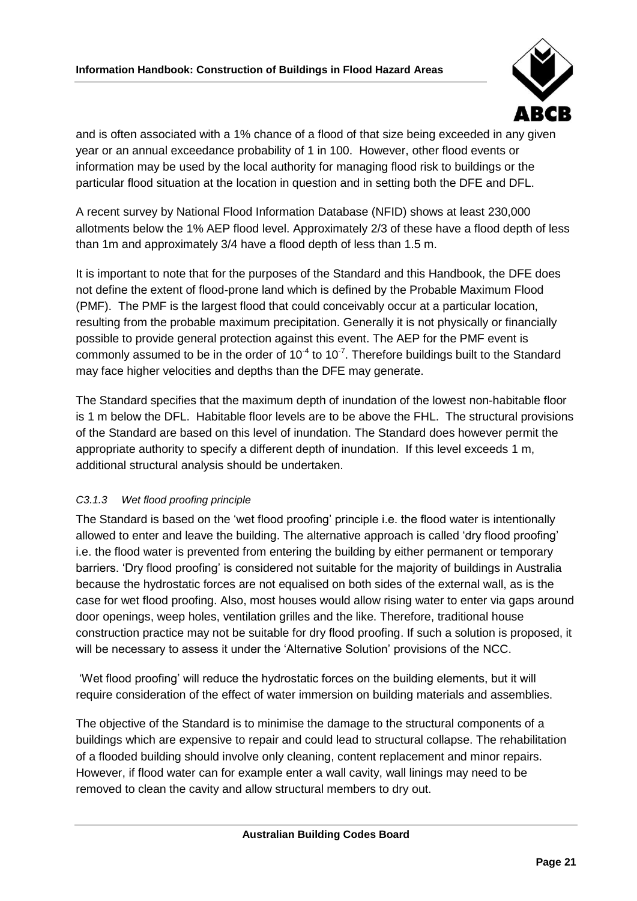and is often associated with a 1% chance of a flood of that size being exceeded in any given year or an annual exceedance probability of 1 in 100. However, other flood events or information may be used by the local authority for managing flood risk to buildings or the particular flood situation at the location in question and in setting both the DFE and DFL.

A recent survey by National Flood Information Database (NFID) shows at least 230,000 allotments below the 1% AEP flood level. Approximately 2/3 of these have a flood depth of less than 1m and approximately 3/4 have a flood depth of less than 1.5 m.

It is important to note that for the purposes of the Standard and this Handbook, the DFE does not define the extent of flood-prone land which is defined by the Probable Maximum Flood (PMF). The PMF is the largest flood that could conceivably occur at a particular location, resulting from the probable maximum precipitation. Generally it is not physically or financially possible to provide general protection against this event. The AEP for the PMF event is commonly assumed to be in the order of $10^{-4}$ to $10^{-7}$. Therefore buildings built to the Standard may face higher velocities and depths than the DFE may generate.

The Standard specifies that the maximum depth of inundation of the lowest non-habitable floor is 1 m below the DFL. Habitable floor levels are to be above the FHL. The structural provisions of the Standard are based on this level of inundation. The Standard does however permit the appropriate authority to specify a different depth of inundation. If this level exceeds 1 m, additional structural analysis should be undertaken.

#### *C3.1.3 Wet flood proofing principle*

The Standard is based on the 'wet flood proofing' principle i.e. the flood water is intentionally allowed to enter and leave the building. The alternative approach is called 'dry flood proofing' i.e. the flood water is prevented from entering the building by either permanent or temporary barriers. 'Dry flood proofing' is considered not suitable for the majority of buildings in Australia because the hydrostatic forces are not equalised on both sides of the external wall, as is the case for wet flood proofing. Also, most houses would allow rising water to enter via gaps around door openings, weep holes, ventilation grilles and the like. Therefore, traditional house construction practice may not be suitable for dry flood proofing. If such a solution is proposed, it will be necessary to assess it under the 'Alternative Solution' provisions of the NCC.

'Wet flood proofing' will reduce the hydrostatic forces on the building elements, but it will require consideration of the effect of water immersion on building materials and assemblies.

The objective of the Standard is to minimise the damage to the structural components of a buildings which are expensive to repair and could lead to structural collapse. The rehabilitation of a flooded building should involve only cleaning, content replacement and minor repairs. However, if flood water can for example enter a wall cavity, wall linings may need to be removed to clean the cavity and allow structural members to dry out.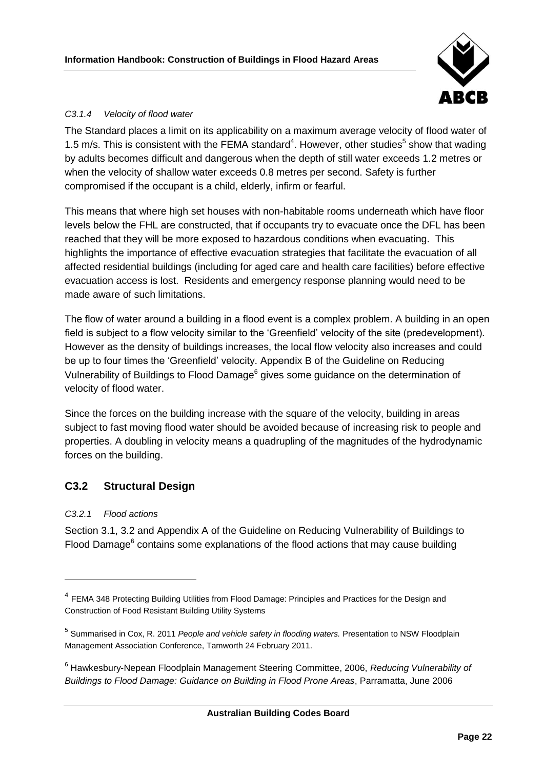*C3.1.4 Velocity of flood water*

The Standard places a limit on its applicability on a maximum average velocity of flood water of 1.5 m/s. This is consistent with the FEMA standard[4]. However, other studies[5] show that wading by adults becomes difficult and dangerous when the depth of still water exceeds 1.2 metres or when the velocity of shallow water exceeds 0.8 metres per second. Safety is further compromised if the occupant is a child, elderly, infirm or fearful.

This means that where high set houses with non-habitable rooms underneath which have floor levels below the FHL are constructed, that if occupants try to evacuate once the DFL has been reached that they will be more exposed to hazardous conditions when evacuating. This highlights the importance of effective evacuation strategies that facilitate the evacuation of all affected residential buildings (including for aged care and health care facilities) before effective evacuation access is lost. Residents and emergency response planning would need to be made aware of such limitations.

The flow of water around a building in a flood event is a complex problem. A building in an open field is subject to a flow velocity similar to the 'Greenfield' velocity of the site (predevelopment). However as the density of buildings increases, the local flow velocity also increases and could be up to four times the 'Greenfield' velocity. Appendix B of the Guideline on Reducing Vulnerability of Buildings to Flood Damage[6] gives some guidance on the determination of velocity of flood water.

Since the forces on the building increase with the square of the velocity, building in areas subject to fast moving flood water should be avoided because of increasing risk to people and properties. A doubling in velocity means a quadrupling of the magnitudes of the hydrodynamic forces on the building.

## C3.2 Structural Design

*C3.2.1 Flood actions*

Section 3.1, 3.2 and Appendix A of the Guideline on Reducing Vulnerability of Buildings to Flood Damage[6] contains some explanations of the flood actions that may cause building

---

[4] FEMA 348 Protecting Building Utilities from Flood Damage: Principles and Practices for the Design and Construction of Food Resistant Building Utility Systems

[5] Summarised in Cox, R. 2011 *People and vehicle safety in flooding waters.* Presentation to NSW Floodplain Management Association Conference, Tamworth 24 February 2011.

[6] Hawkesbury-Nepean Floodplain Management Steering Committee, 2006, *Reducing Vulnerability of Buildings to Flood Damage: Guidance on Building in Flood Prone Areas*, Parramatta, June 2006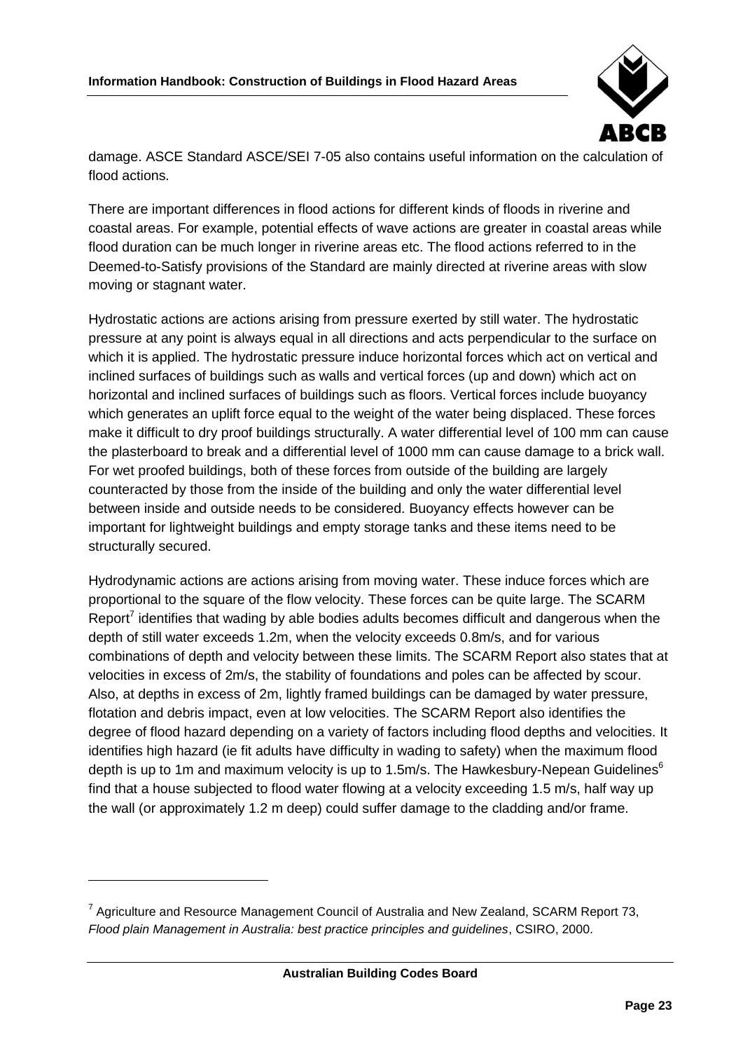damage. ASCE Standard ASCE/SEI 7-05 also contains useful information on the calculation of flood actions.

There are important differences in flood actions for different kinds of floods in riverine and coastal areas. For example, potential effects of wave actions are greater in coastal areas while flood duration can be much longer in riverine areas etc. The flood actions referred to in the Deemed-to-Satisfy provisions of the Standard are mainly directed at riverine areas with slow moving or stagnant water.

Hydrostatic actions are actions arising from pressure exerted by still water. The hydrostatic pressure at any point is always equal in all directions and acts perpendicular to the surface on which it is applied. The hydrostatic pressure induce horizontal forces which act on vertical and inclined surfaces of buildings such as walls and vertical forces (up and down) which act on horizontal and inclined surfaces of buildings such as floors. Vertical forces include buoyancy which generates an uplift force equal to the weight of the water being displaced. These forces make it difficult to dry proof buildings structurally. A water differential level of 100 mm can cause the plasterboard to break and a differential level of 1000 mm can cause damage to a brick wall. For wet proofed buildings, both of these forces from outside of the building are largely counteracted by those from the inside of the building and only the water differential level between inside and outside needs to be considered. Buoyancy effects however can be important for lightweight buildings and empty storage tanks and these items need to be structurally secured.

Hydrodynamic actions are actions arising from moving water. These induce forces which are proportional to the square of the flow velocity. These forces can be quite large. The SCARM Report[7] identifies that wading by able bodies adults becomes difficult and dangerous when the depth of still water exceeds 1.2m, when the velocity exceeds 0.8m/s, and for various combinations of depth and velocity between these limits. The SCARM Report also states that at velocities in excess of 2m/s, the stability of foundations and poles can be affected by scour. Also, at depths in excess of 2m, lightly framed buildings can be damaged by water pressure, flotation and debris impact, even at low velocities. The SCARM Report also identifies the degree of flood hazard depending on a variety of factors including flood depths and velocities. It identifies high hazard (ie fit adults have difficulty in wading to safety) when the maximum flood depth is up to 1m and maximum velocity is up to 1.5m/s. The Hawkesbury-Nepean Guidelines[6] find that a house subjected to flood water flowing at a velocity exceeding 1.5 m/s, half way up the wall (or approximately 1.2 m deep) could suffer damage to the cladding and/or frame.

---

[7] Agriculture and Resource Management Council of Australia and New Zealand, SCARM Report 73, *Flood plain Management in Australia: best practice principles and guidelines*, CSIRO, 2000.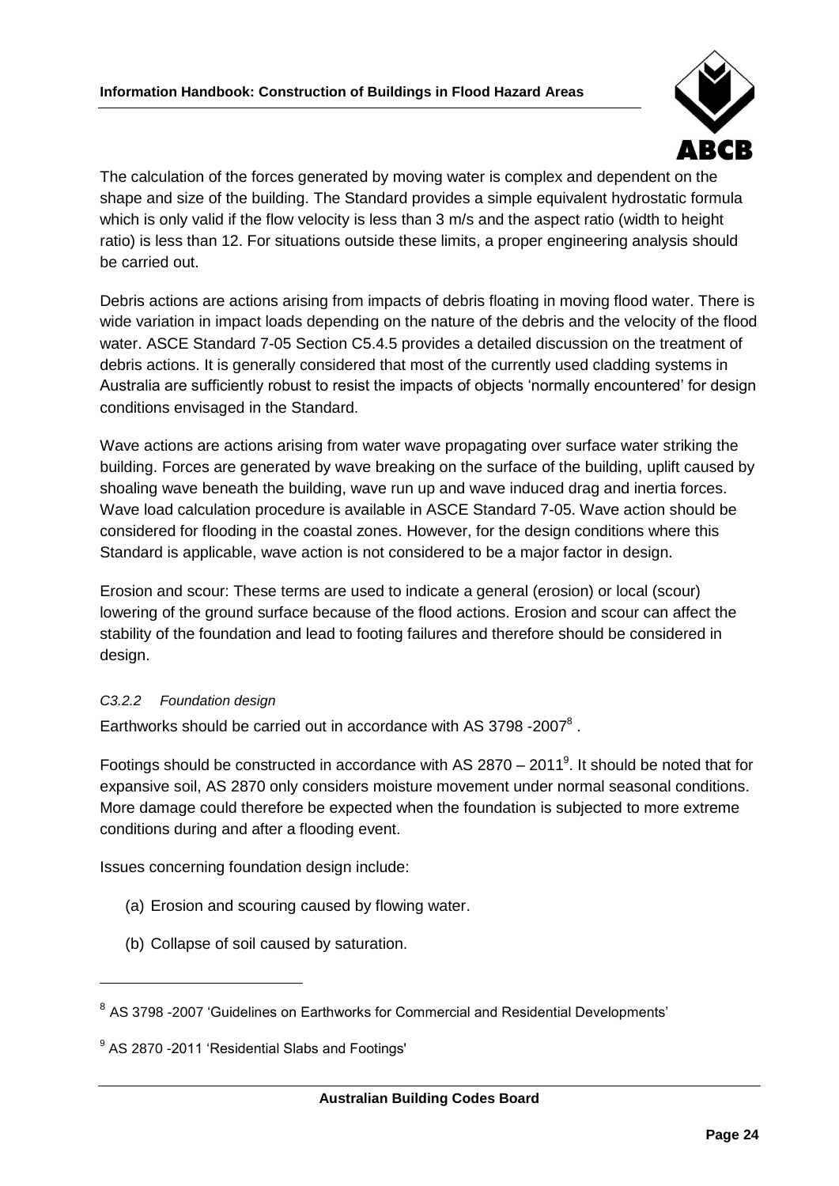The calculation of the forces generated by moving water is complex and dependent on the shape and size of the building. The Standard provides a simple equivalent hydrostatic formula which is only valid if the flow velocity is less than 3 m/s and the aspect ratio (width to height ratio) is less than 12. For situations outside these limits, a proper engineering analysis should be carried out.

Debris actions are actions arising from impacts of debris floating in moving flood water. There is wide variation in impact loads depending on the nature of the debris and the velocity of the flood water. ASCE Standard 7-05 Section C5.4.5 provides a detailed discussion on the treatment of debris actions. It is generally considered that most of the currently used cladding systems in Australia are sufficiently robust to resist the impacts of objects 'normally encountered' for design conditions envisaged in the Standard.

Wave actions are actions arising from water wave propagating over surface water striking the building. Forces are generated by wave breaking on the surface of the building, uplift caused by shoaling wave beneath the building, wave run up and wave induced drag and inertia forces. Wave load calculation procedure is available in ASCE Standard 7-05. Wave action should be considered for flooding in the coastal zones. However, for the design conditions where this Standard is applicable, wave action is not considered to be a major factor in design.

Erosion and scour: These terms are used to indicate a general (erosion) or local (scour) lowering of the ground surface because of the flood actions. Erosion and scour can affect the stability of the foundation and lead to footing failures and therefore should be considered in design.

*C3.2.2 Foundation design*

Earthworks should be carried out in accordance with AS 3798 -2007[8] .

Footings should be constructed in accordance with AS 2870 – 2011[9]. It should be noted that for expansive soil, AS 2870 only considers moisture movement under normal seasonal conditions. More damage could therefore be expected when the foundation is subjected to more extreme conditions during and after a flooding event.

Issues concerning foundation design include:

(a) Erosion and scouring caused by flowing water.

(b) Collapse of soil caused by saturation.

[8] AS 3798 -2007 'Guidelines on Earthworks for Commercial and Residential Developments'

[9] AS 2870 -2011 'Residential Slabs and Footings'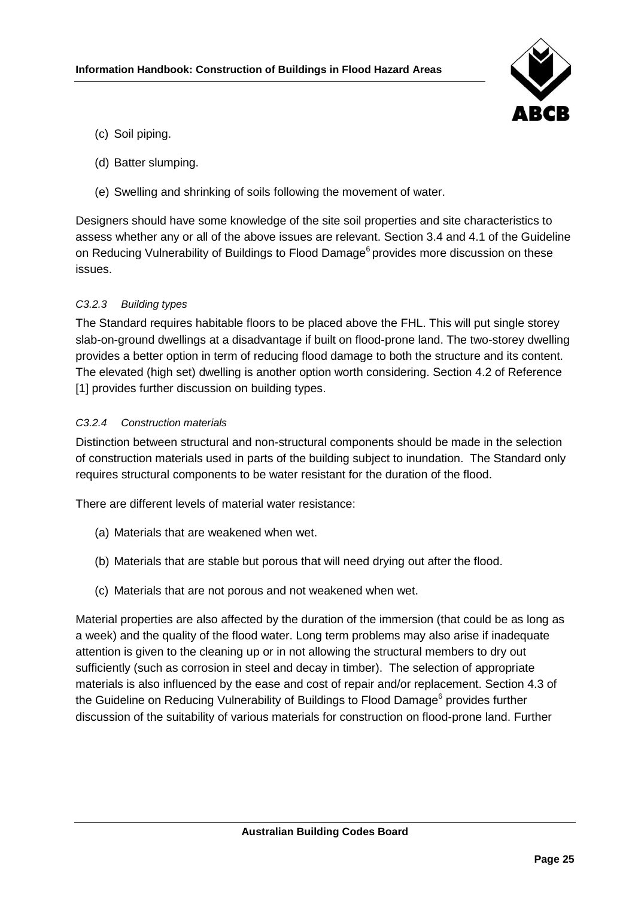(c) Soil piping.

(d) Batter slumping.

(e) Swelling and shrinking of soils following the movement of water.

Designers should have some knowledge of the site soil properties and site characteristics to assess whether any or all of the above issues are relevant. Section 3.4 and 4.1 of the Guideline on Reducing Vulnerability of Buildings to Flood Damage[6] provides more discussion on these issues.

#### *C3.2.3 Building types*

The Standard requires habitable floors to be placed above the FHL. This will put single storey slab-on-ground dwellings at a disadvantage if built on flood-prone land. The two-storey dwelling provides a better option in term of reducing flood damage to both the structure and its content. The elevated (high set) dwelling is another option worth considering. Section 4.2 of Reference [1] provides further discussion on building types.

#### *C3.2.4 Construction materials*

Distinction between structural and non-structural components should be made in the selection of construction materials used in parts of the building subject to inundation. The Standard only requires structural components to be water resistant for the duration of the flood.

There are different levels of material water resistance:

(a) Materials that are weakened when wet.

(b) Materials that are stable but porous that will need drying out after the flood.

(c) Materials that are not porous and not weakened when wet.

Material properties are also affected by the duration of the immersion (that could be as long as a week) and the quality of the flood water. Long term problems may also arise if inadequate attention is given to the cleaning up or in not allowing the structural members to dry out sufficiently (such as corrosion in steel and decay in timber). The selection of appropriate materials is also influenced by the ease and cost of repair and/or replacement. Section 4.3 of the Guideline on Reducing Vulnerability of Buildings to Flood Damage[6] provides further discussion of the suitability of various materials for construction on flood-prone land. Further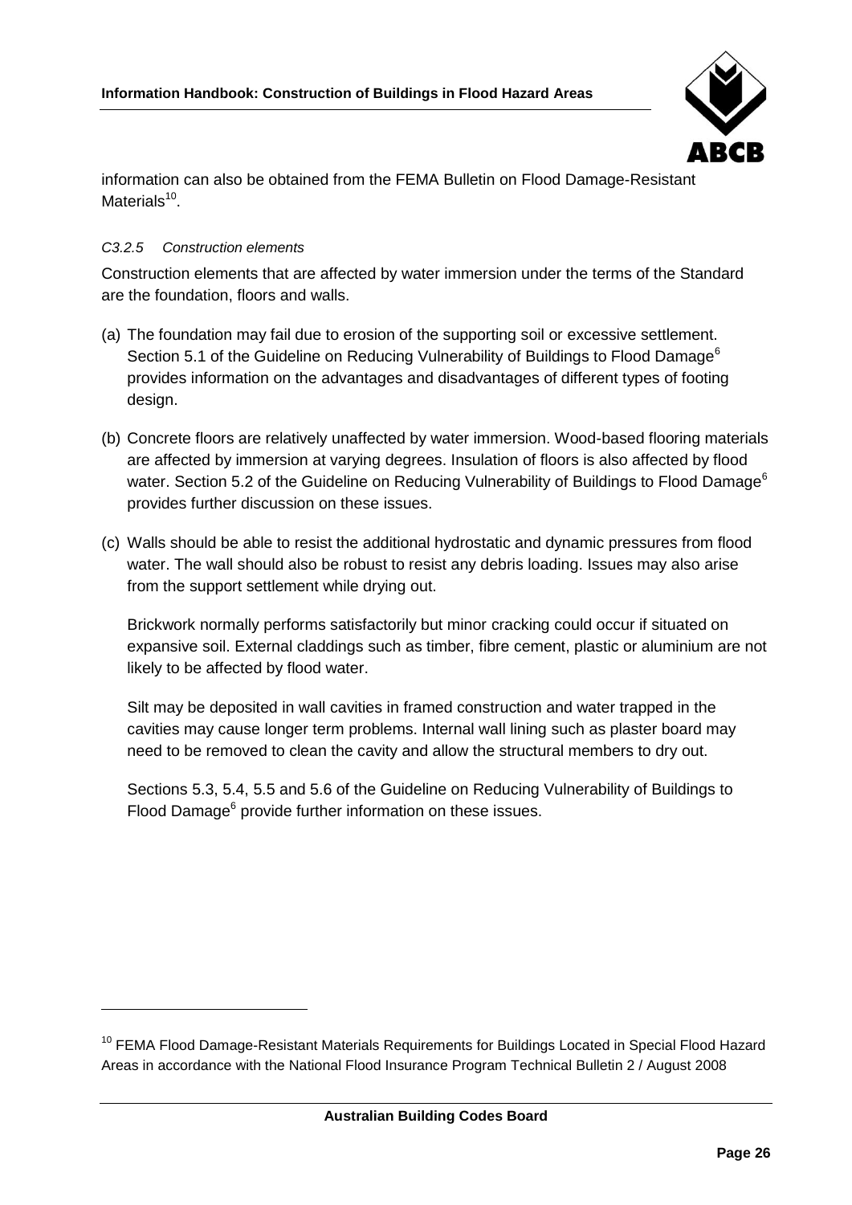information can also be obtained from the FEMA Bulletin on Flood Damage-Resistant Materials[10].

*C3.2.5 Construction elements*

Construction elements that are affected by water immersion under the terms of the Standard are the foundation, floors and walls.

(a) The foundation may fail due to erosion of the supporting soil or excessive settlement. Section 5.1 of the Guideline on Reducing Vulnerability of Buildings to Flood Damage[6] provides information on the advantages and disadvantages of different types of footing design.

(b) Concrete floors are relatively unaffected by water immersion. Wood-based flooring materials are affected by immersion at varying degrees. Insulation of floors is also affected by flood water. Section 5.2 of the Guideline on Reducing Vulnerability of Buildings to Flood Damage[6] provides further discussion on these issues.

(c) Walls should be able to resist the additional hydrostatic and dynamic pressures from flood water. The wall should also be robust to resist any debris loading. Issues may also arise from the support settlement while drying out.

Brickwork normally performs satisfactorily but minor cracking could occur if situated on expansive soil. External claddings such as timber, fibre cement, plastic or aluminium are not likely to be affected by flood water.

Silt may be deposited in wall cavities in framed construction and water trapped in the cavities may cause longer term problems. Internal wall lining such as plaster board may need to be removed to clean the cavity and allow the structural members to dry out.

Sections 5.3, 5.4, 5.5 and 5.6 of the Guideline on Reducing Vulnerability of Buildings to Flood Damage[6] provide further information on these issues.

[10] FEMA Flood Damage-Resistant Materials Requirements for Buildings Located in Special Flood Hazard Areas in accordance with the National Flood Insurance Program Technical Bulletin 2 / August 2008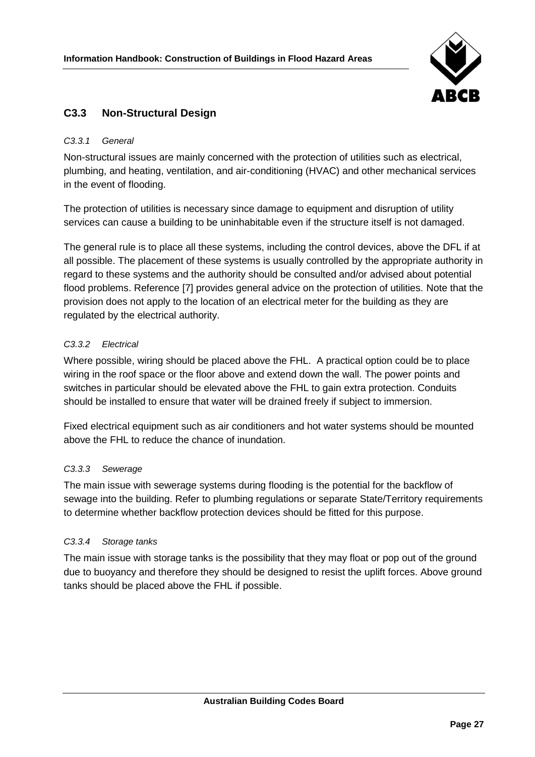## C3.3 Non-Structural Design

### *C3.3.1 General*

Non-structural issues are mainly concerned with the protection of utilities such as electrical, plumbing, and heating, ventilation, and air-conditioning (HVAC) and other mechanical services in the event of flooding.

The protection of utilities is necessary since damage to equipment and disruption of utility services can cause a building to be uninhabitable even if the structure itself is not damaged.

The general rule is to place all these systems, including the control devices, above the DFL if at all possible. The placement of these systems is usually controlled by the appropriate authority in regard to these systems and the authority should be consulted and/or advised about potential flood problems. Reference [7] provides general advice on the protection of utilities. Note that the provision does not apply to the location of an electrical meter for the building as they are regulated by the electrical authority.

### *C3.3.2 Electrical*

Where possible, wiring should be placed above the FHL. A practical option could be to place wiring in the roof space or the floor above and extend down the wall. The power points and switches in particular should be elevated above the FHL to gain extra protection. Conduits should be installed to ensure that water will be drained freely if subject to immersion.

Fixed electrical equipment such as air conditioners and hot water systems should be mounted above the FHL to reduce the chance of inundation.

### *C3.3.3 Sewerage*

The main issue with sewerage systems during flooding is the potential for the backflow of sewage into the building. Refer to plumbing regulations or separate State/Territory requirements to determine whether backflow protection devices should be fitted for this purpose.

### *C3.3.4 Storage tanks*

The main issue with storage tanks is the possibility that they may float or pop out of the ground due to buoyancy and therefore they should be designed to resist the uplift forces. Above ground tanks should be placed above the FHL if possible.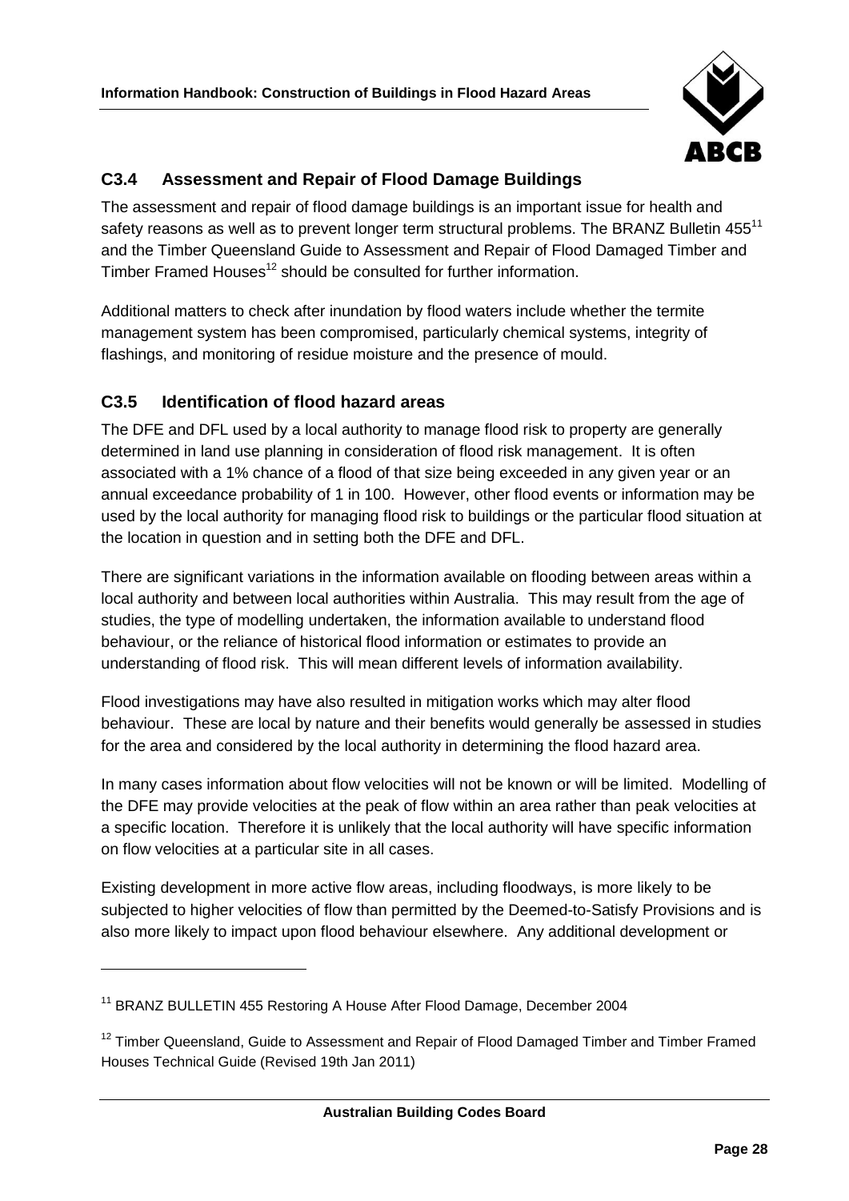## C3.4 Assessment and Repair of Flood Damage Buildings

The assessment and repair of flood damage buildings is an important issue for health and safety reasons as well as to prevent longer term structural problems. The BRANZ Bulletin 455[11] and the Timber Queensland Guide to Assessment and Repair of Flood Damaged Timber and Timber Framed Houses[12] should be consulted for further information.

Additional matters to check after inundation by flood waters include whether the termite management system has been compromised, particularly chemical systems, integrity of flashings, and monitoring of residue moisture and the presence of mould.

## C3.5 Identification of flood hazard areas

The DFE and DFL used by a local authority to manage flood risk to property are generally determined in land use planning in consideration of flood risk management. It is often associated with a 1% chance of a flood of that size being exceeded in any given year or an annual exceedance probability of 1 in 100. However, other flood events or information may be used by the local authority for managing flood risk to buildings or the particular flood situation at the location in question and in setting both the DFE and DFL.

There are significant variations in the information available on flooding between areas within a local authority and between local authorities within Australia. This may result from the age of studies, the type of modelling undertaken, the information available to understand flood behaviour, or the reliance of historical flood information or estimates to provide an understanding of flood risk. This will mean different levels of information availability.

Flood investigations may have also resulted in mitigation works which may alter flood behaviour. These are local by nature and their benefits would generally be assessed in studies for the area and considered by the local authority in determining the flood hazard area.

In many cases information about flow velocities will not be known or will be limited. Modelling of the DFE may provide velocities at the peak of flow within an area rather than peak velocities at a specific location. Therefore it is unlikely that the local authority will have specific information on flow velocities at a particular site in all cases.

Existing development in more active flow areas, including floodways, is more likely to be subjected to higher velocities of flow than permitted by the Deemed-to-Satisfy Provisions and is also more likely to impact upon flood behaviour elsewhere. Any additional development or

---

[11] BRANZ BULLETIN 455 Restoring A House After Flood Damage, December 2004

[12] Timber Queensland, Guide to Assessment and Repair of Flood Damaged Timber and Timber Framed Houses Technical Guide (Revised 19th Jan 2011)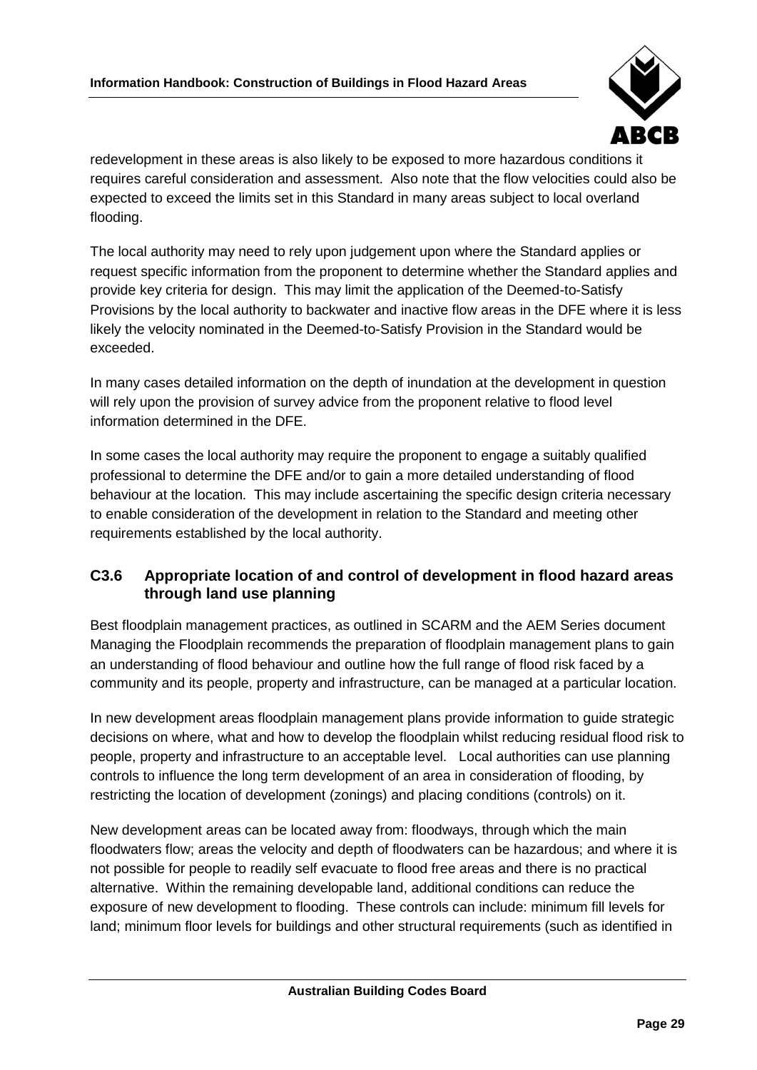redevelopment in these areas is also likely to be exposed to more hazardous conditions it requires careful consideration and assessment. Also note that the flow velocities could also be expected to exceed the limits set in this Standard in many areas subject to local overland flooding.

The local authority may need to rely upon judgement upon where the Standard applies or request specific information from the proponent to determine whether the Standard applies and provide key criteria for design. This may limit the application of the Deemed-to-Satisfy Provisions by the local authority to backwater and inactive flow areas in the DFE where it is less likely the velocity nominated in the Deemed-to-Satisfy Provision in the Standard would be exceeded.

In many cases detailed information on the depth of inundation at the development in question will rely upon the provision of survey advice from the proponent relative to flood level information determined in the DFE.

In some cases the local authority may require the proponent to engage a suitably qualified professional to determine the DFE and/or to gain a more detailed understanding of flood behaviour at the location. This may include ascertaining the specific design criteria necessary to enable consideration of the development in relation to the Standard and meeting other requirements established by the local authority.

## C3.6 Appropriate location of and control of development in flood hazard areas through land use planning

Best floodplain management practices, as outlined in SCARM and the AEM Series document Managing the Floodplain recommends the preparation of floodplain management plans to gain an understanding of flood behaviour and outline how the full range of flood risk faced by a community and its people, property and infrastructure, can be managed at a particular location.

In new development areas floodplain management plans provide information to guide strategic decisions on where, what and how to develop the floodplain whilst reducing residual flood risk to people, property and infrastructure to an acceptable level. Local authorities can use planning controls to influence the long term development of an area in consideration of flooding, by restricting the location of development (zonings) and placing conditions (controls) on it.

New development areas can be located away from: floodways, through which the main floodwaters flow; areas the velocity and depth of floodwaters can be hazardous; and where it is not possible for people to readily self evacuate to flood free areas and there is no practical alternative. Within the remaining developable land, additional conditions can reduce the exposure of new development to flooding. These controls can include: minimum fill levels for land; minimum floor levels for buildings and other structural requirements (such as identified in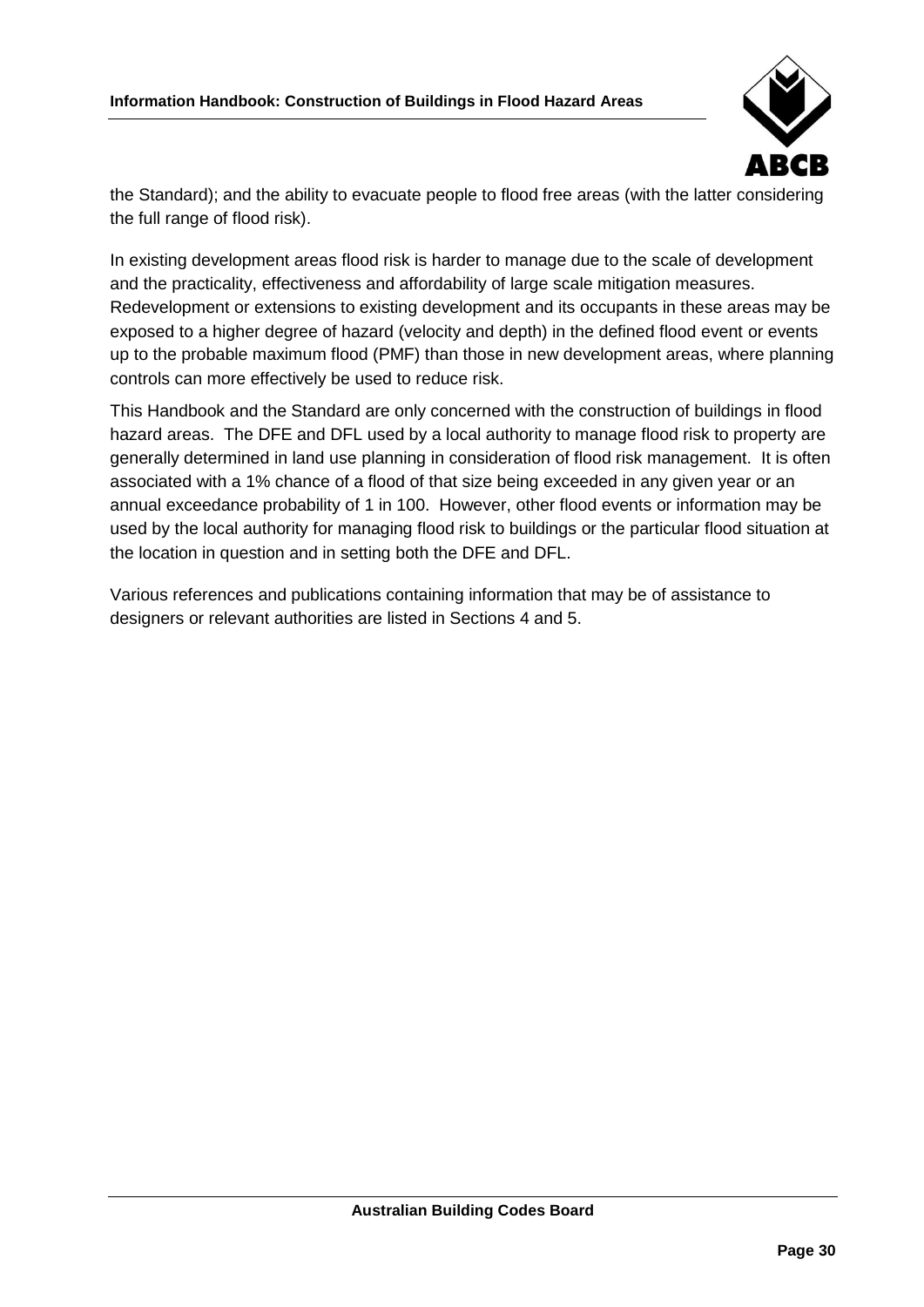the Standard); and the ability to evacuate people to flood free areas (with the latter considering the full range of flood risk).

In existing development areas flood risk is harder to manage due to the scale of development and the practicality, effectiveness and affordability of large scale mitigation measures. Redevelopment or extensions to existing development and its occupants in these areas may be exposed to a higher degree of hazard (velocity and depth) in the defined flood event or events up to the probable maximum flood (PMF) than those in new development areas, where planning controls can more effectively be used to reduce risk.

This Handbook and the Standard are only concerned with the construction of buildings in flood hazard areas. The DFE and DFL used by a local authority to manage flood risk to property are generally determined in land use planning in consideration of flood risk management. It is often associated with a 1% chance of a flood of that size being exceeded in any given year or an annual exceedance probability of 1 in 100. However, other flood events or information may be used by the local authority for managing flood risk to buildings or the particular flood situation at the location in question and in setting both the DFE and DFL.

Various references and publications containing information that may be of assistance to designers or relevant authorities are listed in Sections 4 and 5.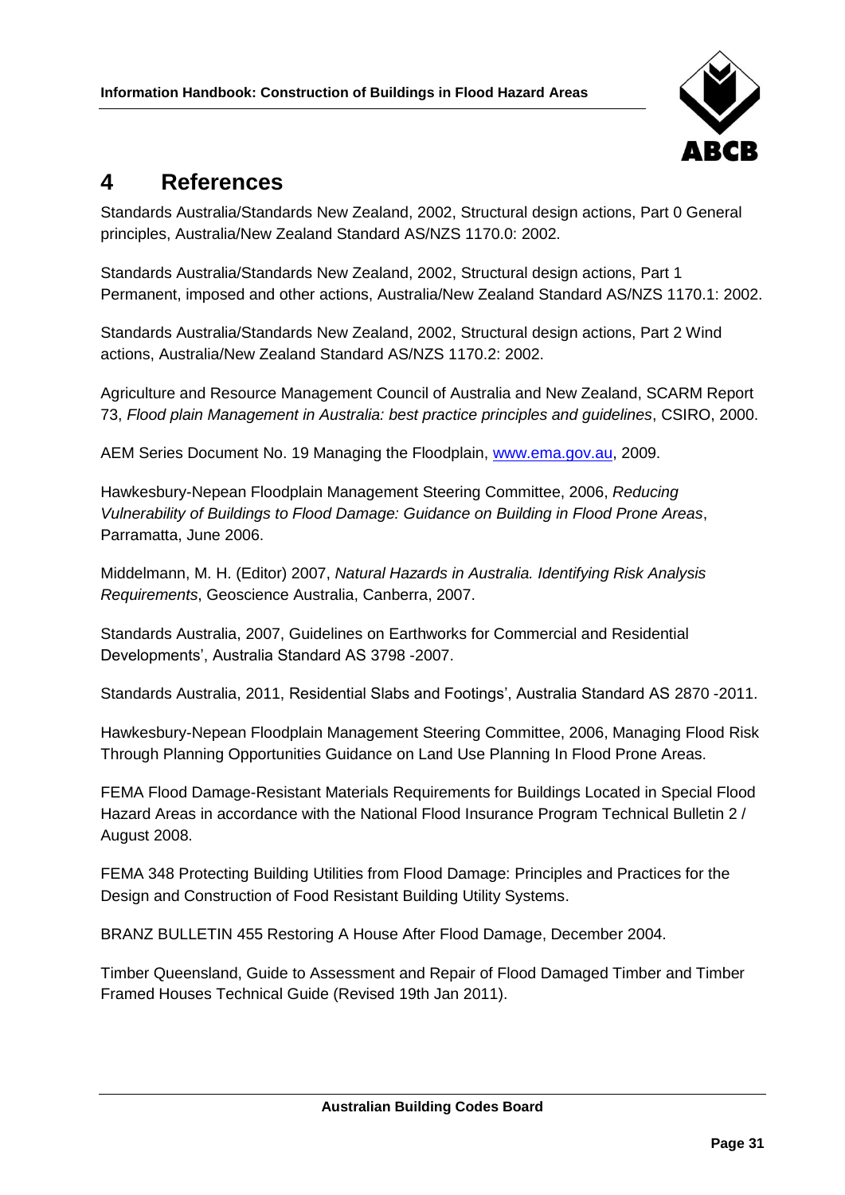# 4 References

Standards Australia/Standards New Zealand, 2002, Structural design actions, Part 0 General principles, Australia/New Zealand Standard AS/NZS 1170.0: 2002.

Standards Australia/Standards New Zealand, 2002, Structural design actions, Part 1 Permanent, imposed and other actions, Australia/New Zealand Standard AS/NZS 1170.1: 2002.

Standards Australia/Standards New Zealand, 2002, Structural design actions, Part 2 Wind actions, Australia/New Zealand Standard AS/NZS 1170.2: 2002.

Agriculture and Resource Management Council of Australia and New Zealand, SCARM Report 73, *Flood plain Management in Australia: best practice principles and guidelines*, CSIRO, 2000.

AEM Series Document No. 19 Managing the Floodplain, [www.ema.gov.au](http://www.ema.gov.au), 2009.

Hawkesbury-Nepean Floodplain Management Steering Committee, 2006, *Reducing Vulnerability of Buildings to Flood Damage: Guidance on Building in Flood Prone Areas*, Parramatta, June 2006.

Middelmann, M. H. (Editor) 2007, *Natural Hazards in Australia. Identifying Risk Analysis Requirements*, Geoscience Australia, Canberra, 2007.

Standards Australia, 2007, Guidelines on Earthworks for Commercial and Residential Developments', Australia Standard AS 3798 -2007.

Standards Australia, 2011, Residential Slabs and Footings', Australia Standard AS 2870 -2011.

Hawkesbury-Nepean Floodplain Management Steering Committee, 2006, Managing Flood Risk Through Planning Opportunities Guidance on Land Use Planning In Flood Prone Areas.

FEMA Flood Damage-Resistant Materials Requirements for Buildings Located in Special Flood Hazard Areas in accordance with the National Flood Insurance Program Technical Bulletin 2 / August 2008.

FEMA 348 Protecting Building Utilities from Flood Damage: Principles and Practices for the Design and Construction of Food Resistant Building Utility Systems.

BRANZ BULLETIN 455 Restoring A House After Flood Damage, December 2004.

Timber Queensland, Guide to Assessment and Repair of Flood Damaged Timber and Timber Framed Houses Technical Guide (Revised 19th Jan 2011).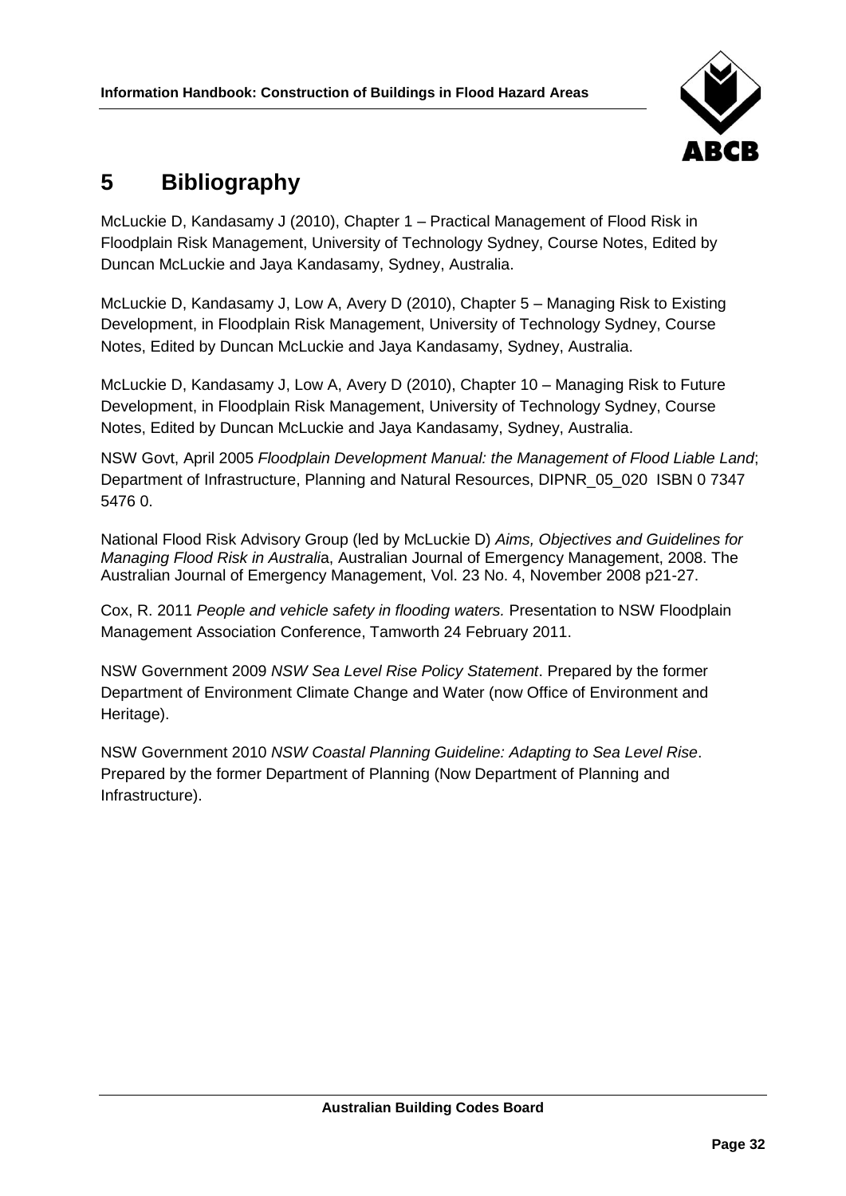# 5 Bibliography

McLuckie D, Kandasamy J (2010), Chapter 1 – Practical Management of Flood Risk in Floodplain Risk Management, University of Technology Sydney, Course Notes, Edited by Duncan McLuckie and Jaya Kandasamy, Sydney, Australia.

McLuckie D, Kandasamy J, Low A, Avery D (2010), Chapter 5 – Managing Risk to Existing Development, in Floodplain Risk Management, University of Technology Sydney, Course Notes, Edited by Duncan McLuckie and Jaya Kandasamy, Sydney, Australia.

McLuckie D, Kandasamy J, Low A, Avery D (2010), Chapter 10 – Managing Risk to Future Development, in Floodplain Risk Management, University of Technology Sydney, Course Notes, Edited by Duncan McLuckie and Jaya Kandasamy, Sydney, Australia.

NSW Govt, April 2005 *Floodplain Development Manual: the Management of Flood Liable Land*; Department of Infrastructure, Planning and Natural Resources, DIPNR_05_020 ISBN 0 7347 5476 0.

National Flood Risk Advisory Group (led by McLuckie D) *Aims, Objectives and Guidelines for Managing Flood Risk in Australi*a, Australian Journal of Emergency Management, 2008. The Australian Journal of Emergency Management, Vol. 23 No. 4, November 2008 p21-27.

Cox, R. 2011 *People and vehicle safety in flooding waters.* Presentation to NSW Floodplain Management Association Conference, Tamworth 24 February 2011.

NSW Government 2009 *NSW Sea Level Rise Policy Statement*. Prepared by the former Department of Environment Climate Change and Water (now Office of Environment and Heritage).

NSW Government 2010 *NSW Coastal Planning Guideline: Adapting to Sea Level Rise*. Prepared by the former Department of Planning (Now Department of Planning and Infrastructure).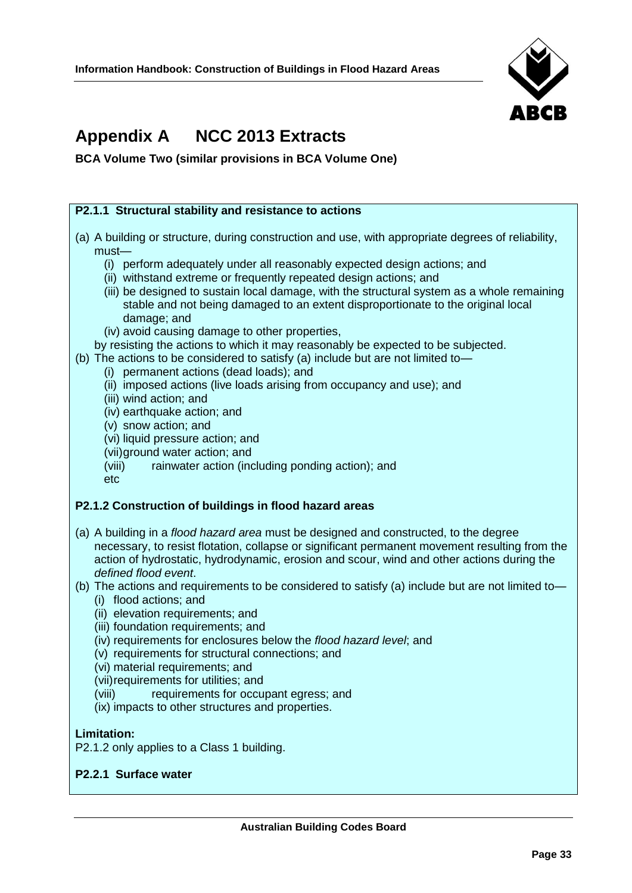# Appendix A NCC 2013 Extracts

**BCA Volume Two (similar provisions in BCA Volume One)**

**P2.1.1 Structural stability and resistance to actions**

(a) A building or structure, during construction and use, with appropriate degrees of reliability, must—

- (i) perform adequately under all reasonably expected design actions; and
- (ii) withstand extreme or frequently repeated design actions; and
- (iii) be designed to sustain local damage, with the structural system as a whole remaining stable and not being damaged to an extent disproportionate to the original local damage; and
- (iv) avoid causing damage to other properties,

by resisting the actions to which it may reasonably be expected to be subjected.

(b) The actions to be considered to satisfy (a) include but are not limited to—

- (i) permanent actions (dead loads); and
- (ii) imposed actions (live loads arising from occupancy and use); and
- (iii) wind action; and
- (iv) earthquake action; and
- (v) snow action; and
- (vi) liquid pressure action; and
- (vii) ground water action; and
- (viii) rainwater action (including ponding action); and
- etc

**P2.1.2 Construction of buildings in flood hazard areas**

(a) A building in a *flood hazard area* must be designed and constructed, to the degree necessary, to resist flotation, collapse or significant permanent movement resulting from the action of hydrostatic, hydrodynamic, erosion and scour, wind and other actions during the *defined flood event*.

(b) The actions and requirements to be considered to satisfy (a) include but are not limited to—

- (i) flood actions; and
- (ii) elevation requirements; and
- (iii) foundation requirements; and
- (iv) requirements for enclosures below the *flood hazard level*; and
- (v) requirements for structural connections; and
- (vi) material requirements; and
- (vii) requirements for utilities; and
- (viii) requirements for occupant egress; and
- (ix) impacts to other structures and properties.

**Limitation:**

P2.1.2 only applies to a Class 1 building.

**P2.2.1 Surface water**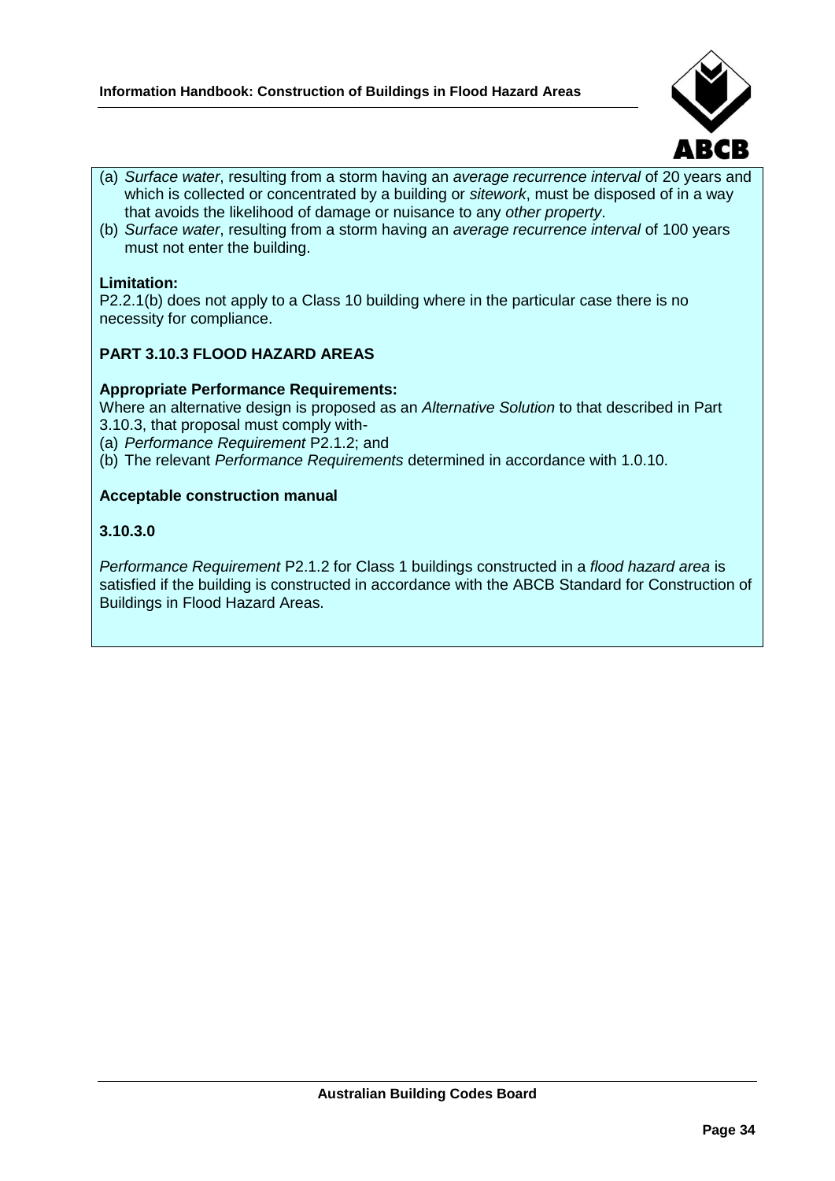(a) *Surface water*, resulting from a storm having an *average recurrence interval* of 20 years and which is collected or concentrated by a building or *sitework*, must be disposed of in a way that avoids the likelihood of damage or nuisance to any *other property*.
(b) *Surface water*, resulting from a storm having an *average recurrence interval* of 100 years must not enter the building.

**Limitation:**
P2.2.1(b) does not apply to a Class 10 building where in the particular case there is no necessity for compliance.

**PART 3.10.3 FLOOD HAZARD AREAS**

**Appropriate Performance Requirements:**
Where an alternative design is proposed as an *Alternative Solution* to that described in Part 3.10.3, that proposal must comply with-
(a) *Performance Requirement* P2.1.2; and
(b) The relevant *Performance Requirements* determined in accordance with 1.0.10.

**Acceptable construction manual**

**3.10.3.0**

*Performance Requirement* P2.1.2 for Class 1 buildings constructed in a *flood hazard area* is satisfied if the building is constructed in accordance with the ABCB Standard for Construction of Buildings in Flood Hazard Areas.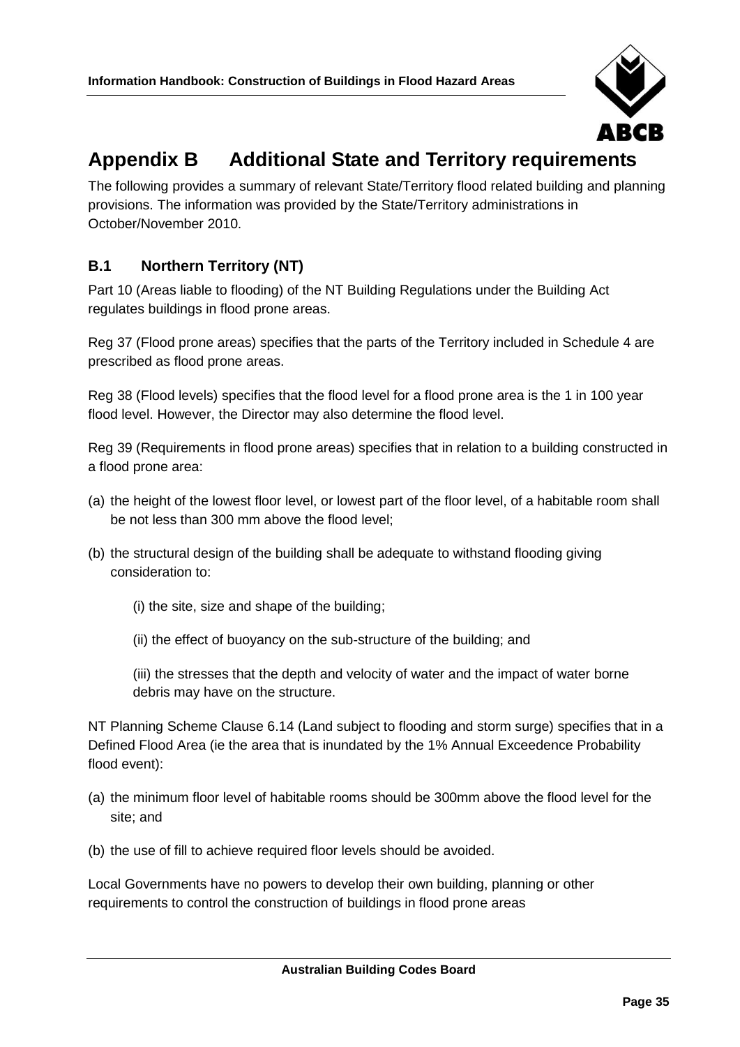# Appendix B Additional State and Territory requirements

The following provides a summary of relevant State/Territory flood related building and planning provisions. The information was provided by the State/Territory administrations in October/November 2010.

## B.1 Northern Territory (NT)

Part 10 (Areas liable to flooding) of the NT Building Regulations under the Building Act regulates buildings in flood prone areas.

Reg 37 (Flood prone areas) specifies that the parts of the Territory included in Schedule 4 are prescribed as flood prone areas.

Reg 38 (Flood levels) specifies that the flood level for a flood prone area is the 1 in 100 year flood level. However, the Director may also determine the flood level.

Reg 39 (Requirements in flood prone areas) specifies that in relation to a building constructed in a flood prone area:

(a) the height of the lowest floor level, or lowest part of the floor level, of a habitable room shall be not less than 300 mm above the flood level;

(b) the structural design of the building shall be adequate to withstand flooding giving consideration to:

(i) the site, size and shape of the building;

(ii) the effect of buoyancy on the sub-structure of the building; and

(iii) the stresses that the depth and velocity of water and the impact of water borne debris may have on the structure.

NT Planning Scheme Clause 6.14 (Land subject to flooding and storm surge) specifies that in a Defined Flood Area (ie the area that is inundated by the 1% Annual Exceedence Probability flood event):

(a) the minimum floor level of habitable rooms should be 300mm above the flood level for the site; and

(b) the use of fill to achieve required floor levels should be avoided.

Local Governments have no powers to develop their own building, planning or other requirements to control the construction of buildings in flood prone areas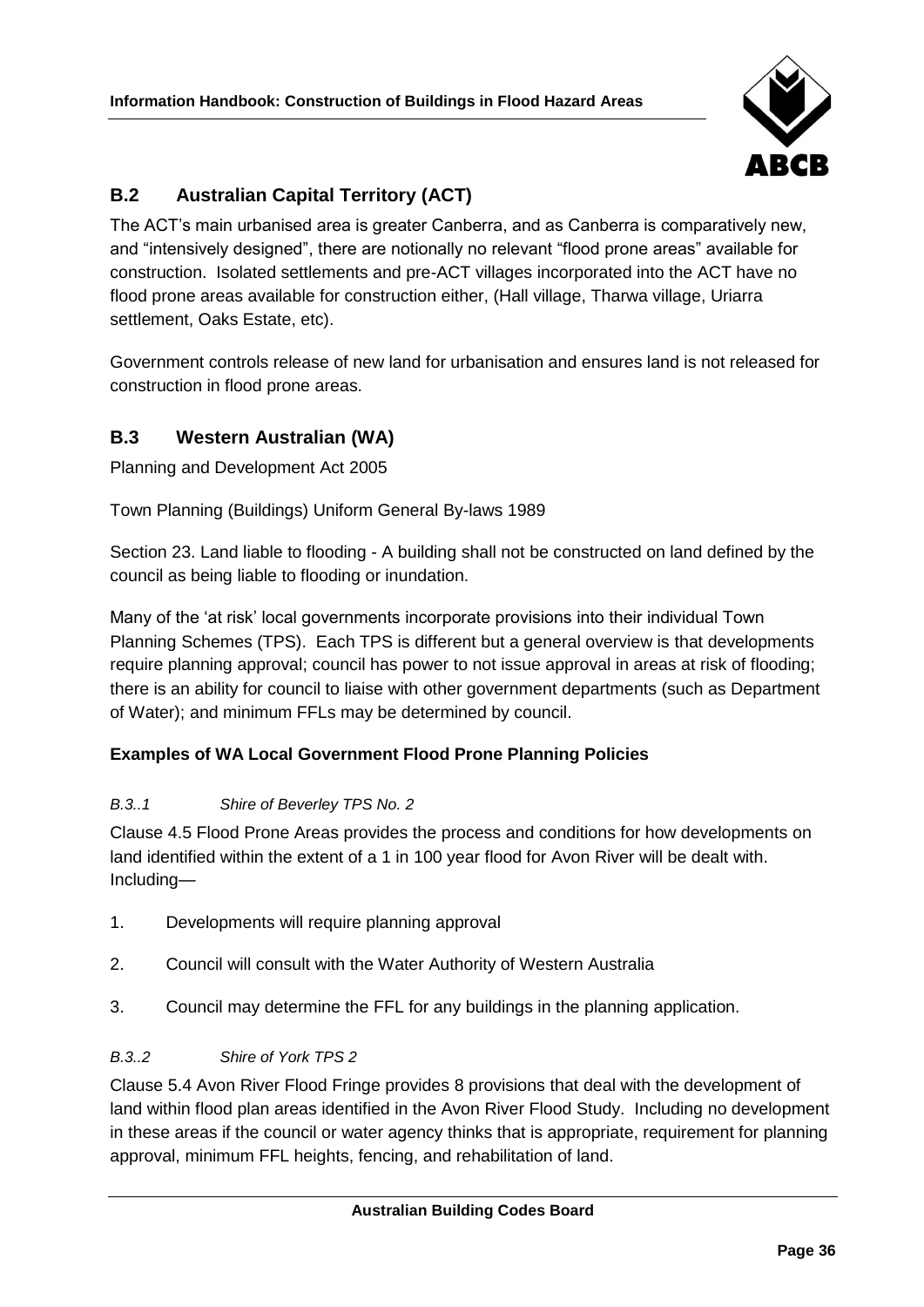## B.2 Australian Capital Territory (ACT)

The ACT's main urbanised area is greater Canberra, and as Canberra is comparatively new, and "intensively designed", there are notionally no relevant "flood prone areas" available for construction. Isolated settlements and pre-ACT villages incorporated into the ACT have no flood prone areas available for construction either, (Hall village, Tharwa village, Uriarra settlement, Oaks Estate, etc).

Government controls release of new land for urbanisation and ensures land is not released for construction in flood prone areas.

## B.3 Western Australian (WA)

Planning and Development Act 2005

Town Planning (Buildings) Uniform General By-laws 1989

Section 23. Land liable to flooding - A building shall not be constructed on land defined by the council as being liable to flooding or inundation.

Many of the 'at risk' local governments incorporate provisions into their individual Town Planning Schemes (TPS). Each TPS is different but a general overview is that developments require planning approval; council has power to not issue approval in areas at risk of flooding; there is an ability for council to liaise with other government departments (such as Department of Water); and minimum FFLs may be determined by council.

**Examples of WA Local Government Flood Prone Planning Policies**

#### *B.3..1 Shire of Beverley TPS No. 2*

Clause 4.5 Flood Prone Areas provides the process and conditions for how developments on land identified within the extent of a 1 in 100 year flood for Avon River will be dealt with. Including—

1. Developments will require planning approval
2. Council will consult with the Water Authority of Western Australia
3. Council may determine the FFL for any buildings in the planning application.

#### *B.3..2 Shire of York TPS 2*

Clause 5.4 Avon River Flood Fringe provides 8 provisions that deal with the development of land within flood plan areas identified in the Avon River Flood Study. Including no development in these areas if the council or water agency thinks that is appropriate, requirement for planning approval, minimum FFL heights, fencing, and rehabilitation of land.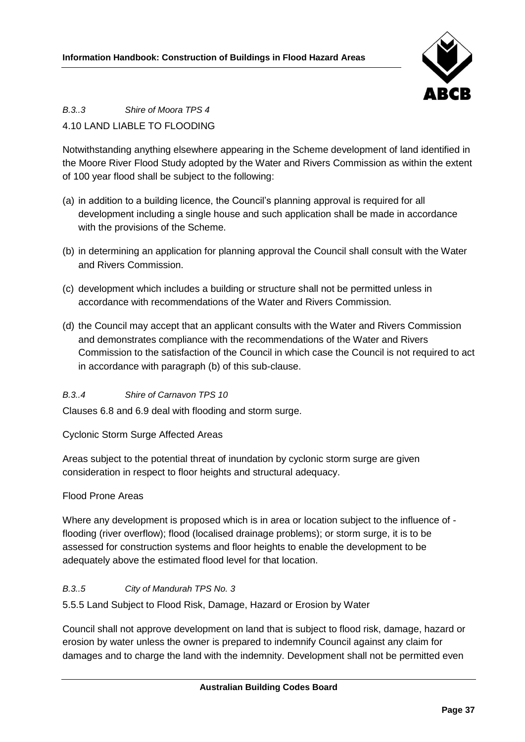*B.3..3 Shire of Moora TPS 4*

4.10 LAND LIABLE TO FLOODING

Notwithstanding anything elsewhere appearing in the Scheme development of land identified in the Moore River Flood Study adopted by the Water and Rivers Commission as within the extent of 100 year flood shall be subject to the following:

(a) in addition to a building licence, the Council's planning approval is required for all development including a single house and such application shall be made in accordance with the provisions of the Scheme.

(b) in determining an application for planning approval the Council shall consult with the Water and Rivers Commission.

(c) development which includes a building or structure shall not be permitted unless in accordance with recommendations of the Water and Rivers Commission.

(d) the Council may accept that an applicant consults with the Water and Rivers Commission and demonstrates compliance with the recommendations of the Water and Rivers Commission to the satisfaction of the Council in which case the Council is not required to act in accordance with paragraph (b) of this sub-clause.

*B.3..4 Shire of Carnavon TPS 10*

Clauses 6.8 and 6.9 deal with flooding and storm surge.

Cyclonic Storm Surge Affected Areas

Areas subject to the potential threat of inundation by cyclonic storm surge are given consideration in respect to floor heights and structural adequacy.

Flood Prone Areas

Where any development is proposed which is in area or location subject to the influence of - flooding (river overflow); flood (localised drainage problems); or storm surge, it is to be assessed for construction systems and floor heights to enable the development to be adequately above the estimated flood level for that location.

*B.3..5 City of Mandurah TPS No. 3*

5.5.5 Land Subject to Flood Risk, Damage, Hazard or Erosion by Water

Council shall not approve development on land that is subject to flood risk, damage, hazard or erosion by water unless the owner is prepared to indemnify Council against any claim for damages and to charge the land with the indemnity. Development shall not be permitted even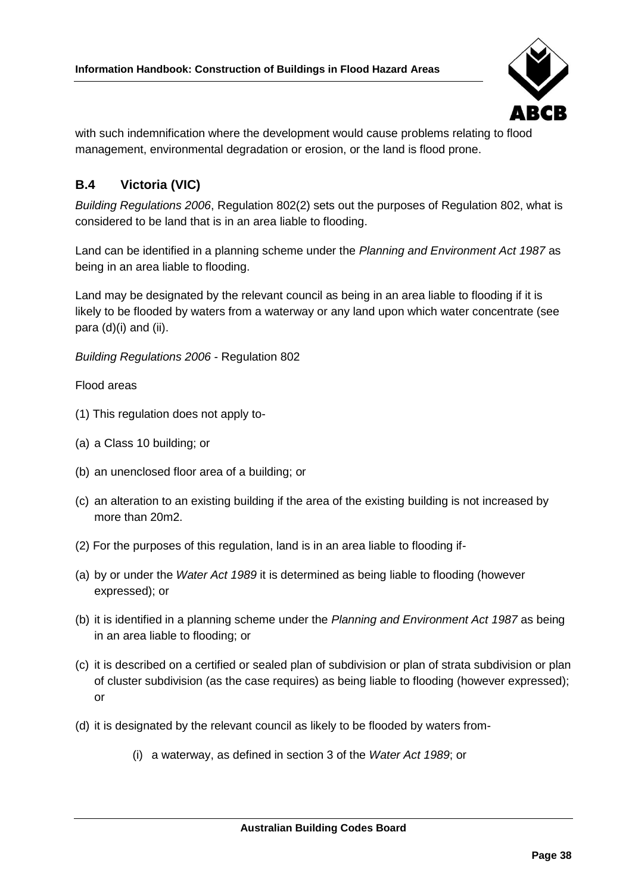with such indemnification where the development would cause problems relating to flood management, environmental degradation or erosion, or the land is flood prone.

## B.4 Victoria (VIC)

*Building Regulations 2006*, Regulation 802(2) sets out the purposes of Regulation 802, what is considered to be land that is in an area liable to flooding.

Land can be identified in a planning scheme under the *Planning and Environment Act 1987* as being in an area liable to flooding.

Land may be designated by the relevant council as being in an area liable to flooding if it is likely to be flooded by waters from a waterway or any land upon which water concentrate (see para (d)(i) and (ii).

*Building Regulations 2006* - Regulation 802

Flood areas

(1) This regulation does not apply to-

(a) a Class 10 building; or

(b) an unenclosed floor area of a building; or

(c) an alteration to an existing building if the area of the existing building is not increased by more than 20m2.

(2) For the purposes of this regulation, land is in an area liable to flooding if-

(a) by or under the *Water Act 1989* it is determined as being liable to flooding (however expressed); or

(b) it is identified in a planning scheme under the *Planning and Environment Act 1987* as being in an area liable to flooding; or

(c) it is described on a certified or sealed plan of subdivision or plan of strata subdivision or plan of cluster subdivision (as the case requires) as being liable to flooding (however expressed); or

(d) it is designated by the relevant council as likely to be flooded by waters from-

(i) a waterway, as defined in section 3 of the *Water Act 1989*; or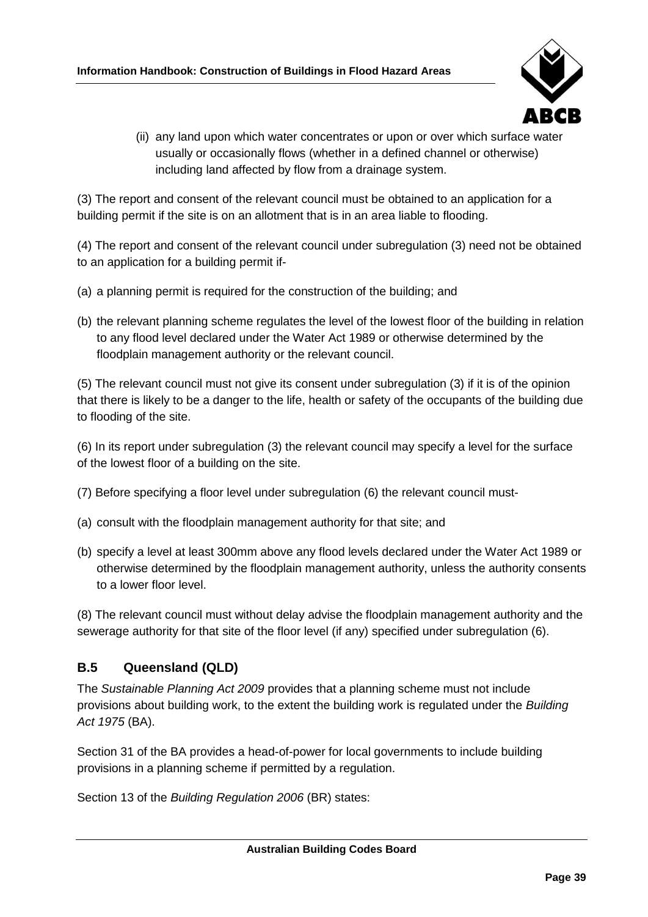(ii) any land upon which water concentrates or upon or over which surface water usually or occasionally flows (whether in a defined channel or otherwise) including land affected by flow from a drainage system.

(3) The report and consent of the relevant council must be obtained to an application for a building permit if the site is on an allotment that is in an area liable to flooding.

(4) The report and consent of the relevant council under subregulation (3) need not be obtained to an application for a building permit if-

(a) a planning permit is required for the construction of the building; and

(b) the relevant planning scheme regulates the level of the lowest floor of the building in relation to any flood level declared under the Water Act 1989 or otherwise determined by the floodplain management authority or the relevant council.

(5) The relevant council must not give its consent under subregulation (3) if it is of the opinion that there is likely to be a danger to the life, health or safety of the occupants of the building due to flooding of the site.

(6) In its report under subregulation (3) the relevant council may specify a level for the surface of the lowest floor of a building on the site.

(7) Before specifying a floor level under subregulation (6) the relevant council must-

(a) consult with the floodplain management authority for that site; and

(b) specify a level at least 300mm above any flood levels declared under the Water Act 1989 or otherwise determined by the floodplain management authority, unless the authority consents to a lower floor level.

(8) The relevant council must without delay advise the floodplain management authority and the sewerage authority for that site of the floor level (if any) specified under subregulation (6).

## B.5 Queensland (QLD)

The *Sustainable Planning Act 2009* provides that a planning scheme must not include provisions about building work, to the extent the building work is regulated under the *Building Act 1975* (BA).

Section 31 of the BA provides a head-of-power for local governments to include building provisions in a planning scheme if permitted by a regulation.

Section 13 of the *Building Regulation 2006* (BR) states: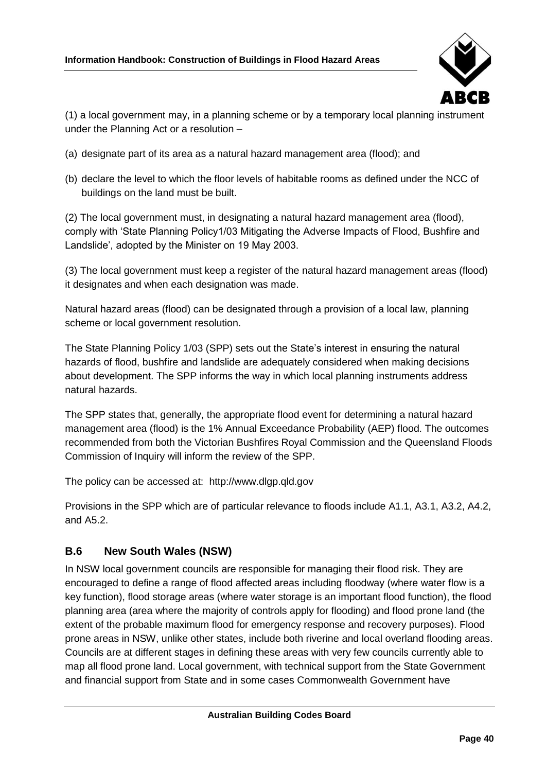(1) a local government may, in a planning scheme or by a temporary local planning instrument under the Planning Act or a resolution –

(a) designate part of its area as a natural hazard management area (flood); and

(b) declare the level to which the floor levels of habitable rooms as defined under the NCC of buildings on the land must be built.

(2) The local government must, in designating a natural hazard management area (flood), comply with 'State Planning Policy1/03 Mitigating the Adverse Impacts of Flood, Bushfire and Landslide', adopted by the Minister on 19 May 2003.

(3) The local government must keep a register of the natural hazard management areas (flood) it designates and when each designation was made.

Natural hazard areas (flood) can be designated through a provision of a local law, planning scheme or local government resolution.

The State Planning Policy 1/03 (SPP) sets out the State's interest in ensuring the natural hazards of flood, bushfire and landslide are adequately considered when making decisions about development. The SPP informs the way in which local planning instruments address natural hazards.

The SPP states that, generally, the appropriate flood event for determining a natural hazard management area (flood) is the 1% Annual Exceedance Probability (AEP) flood. The outcomes recommended from both the Victorian Bushfires Royal Commission and the Queensland Floods Commission of Inquiry will inform the review of the SPP.

The policy can be accessed at: http://www.dlgp.qld.gov

Provisions in the SPP which are of particular relevance to floods include A1.1, A3.1, A3.2, A4.2, and A5.2.

## B.6 New South Wales (NSW)

In NSW local government councils are responsible for managing their flood risk. They are encouraged to define a range of flood affected areas including floodway (where water flow is a key function), flood storage areas (where water storage is an important flood function), the flood planning area (area where the majority of controls apply for flooding) and flood prone land (the extent of the probable maximum flood for emergency response and recovery purposes). Flood prone areas in NSW, unlike other states, include both riverine and local overland flooding areas. Councils are at different stages in defining these areas with very few councils currently able to map all flood prone land. Local government, with technical support from the State Government and financial support from State and in some cases Commonwealth Government have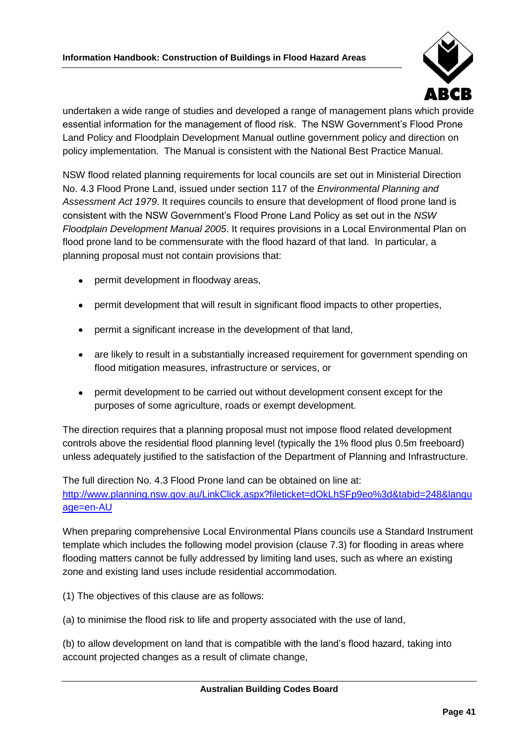undertaken a wide range of studies and developed a range of management plans which provide essential information for the management of flood risk. The NSW Government's Flood Prone Land Policy and Floodplain Development Manual outline government policy and direction on policy implementation. The Manual is consistent with the National Best Practice Manual.

NSW flood related planning requirements for local councils are set out in Ministerial Direction No. 4.3 Flood Prone Land, issued under section 117 of the *Environmental Planning and Assessment Act 1979*. It requires councils to ensure that development of flood prone land is consistent with the NSW Government's Flood Prone Land Policy as set out in the *NSW Floodplain Development Manual 2005*. It requires provisions in a Local Environmental Plan on flood prone land to be commensurate with the flood hazard of that land. In particular, a planning proposal must not contain provisions that:

- permit development in floodway areas,
- permit development that will result in significant flood impacts to other properties,
- permit a significant increase in the development of that land,
- are likely to result in a substantially increased requirement for government spending on flood mitigation measures, infrastructure or services, or
- permit development to be carried out without development consent except for the purposes of some agriculture, roads or exempt development.

The direction requires that a planning proposal must not impose flood related development controls above the residential flood planning level (typically the 1% flood plus 0.5m freeboard) unless adequately justified to the satisfaction of the Department of Planning and Infrastructure.

The full direction No. 4.3 Flood Prone land can be obtained on line at: [http://www.planning.nsw.gov.au/LinkClick.aspx?fileticket=dOkLhSFp9eo%3d&tabid=248&language=en-AU](http://www.planning.nsw.gov.au/LinkClick.aspx?fileticket=dOkLhSFp9eo%3d&tabid=248&language=en-AU)

When preparing comprehensive Local Environmental Plans councils use a Standard Instrument template which includes the following model provision (clause 7.3) for flooding in areas where flooding matters cannot be fully addressed by limiting land uses, such as where an existing zone and existing land uses include residential accommodation.

(1) The objectives of this clause are as follows:

(a) to minimise the flood risk to life and property associated with the use of land,

(b) to allow development on land that is compatible with the land's flood hazard, taking into account projected changes as a result of climate change,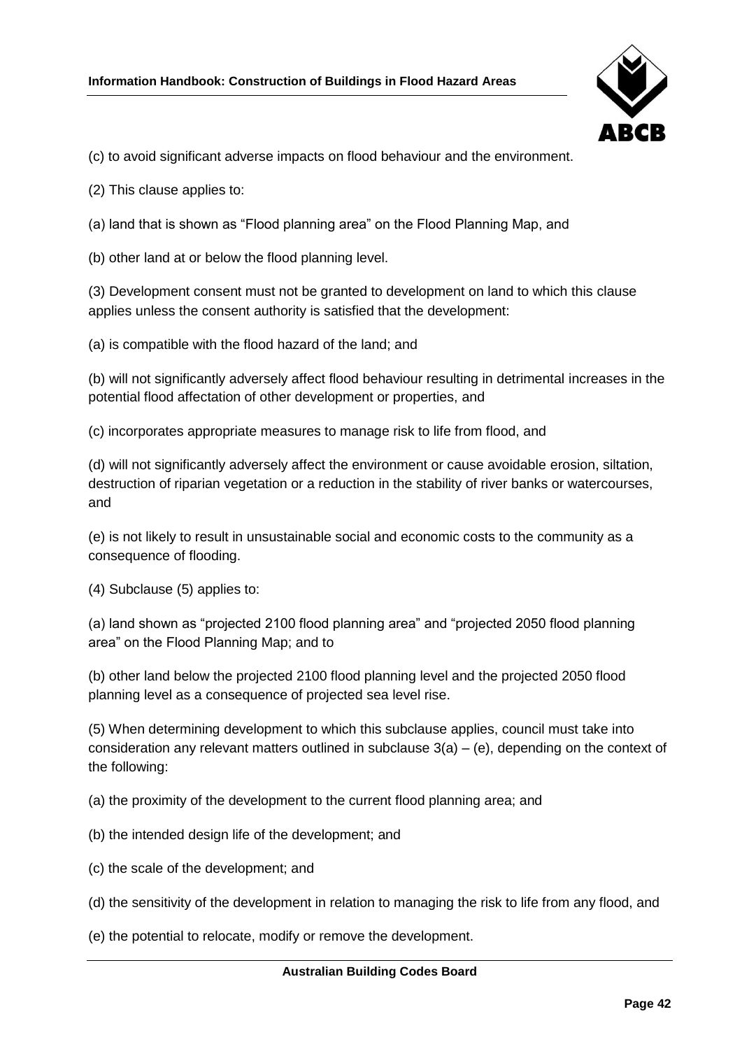(c) to avoid significant adverse impacts on flood behaviour and the environment.

(2) This clause applies to:

(a) land that is shown as "Flood planning area" on the Flood Planning Map, and

(b) other land at or below the flood planning level.

(3) Development consent must not be granted to development on land to which this clause applies unless the consent authority is satisfied that the development:

(a) is compatible with the flood hazard of the land; and

(b) will not significantly adversely affect flood behaviour resulting in detrimental increases in the potential flood affectation of other development or properties, and

(c) incorporates appropriate measures to manage risk to life from flood, and

(d) will not significantly adversely affect the environment or cause avoidable erosion, siltation, destruction of riparian vegetation or a reduction in the stability of river banks or watercourses, and

(e) is not likely to result in unsustainable social and economic costs to the community as a consequence of flooding.

(4) Subclause (5) applies to:

(a) land shown as "projected 2100 flood planning area" and "projected 2050 flood planning area" on the Flood Planning Map; and to

(b) other land below the projected 2100 flood planning level and the projected 2050 flood planning level as a consequence of projected sea level rise.

(5) When determining development to which this subclause applies, council must take into consideration any relevant matters outlined in subclause 3(a) – (e), depending on the context of the following:

(a) the proximity of the development to the current flood planning area; and

(b) the intended design life of the development; and

(c) the scale of the development; and

(d) the sensitivity of the development in relation to managing the risk to life from any flood, and

(e) the potential to relocate, modify or remove the development.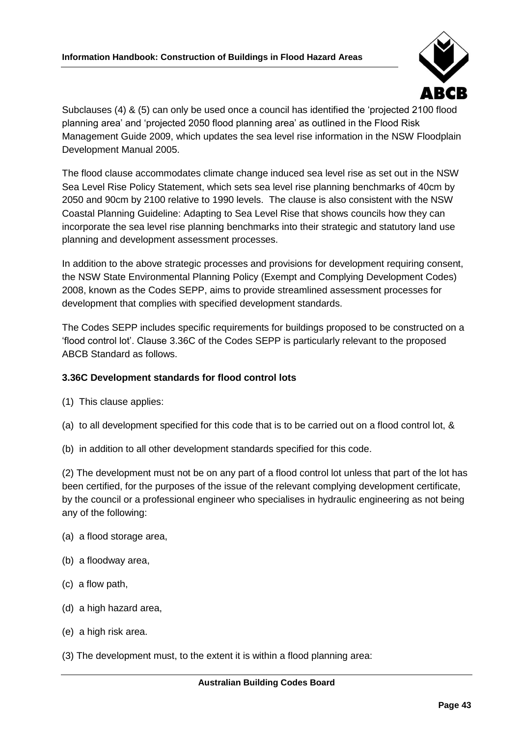Subclauses (4) & (5) can only be used once a council has identified the 'projected 2100 flood planning area' and 'projected 2050 flood planning area' as outlined in the Flood Risk Management Guide 2009, which updates the sea level rise information in the NSW Floodplain Development Manual 2005.

The flood clause accommodates climate change induced sea level rise as set out in the NSW Sea Level Rise Policy Statement, which sets sea level rise planning benchmarks of 40cm by 2050 and 90cm by 2100 relative to 1990 levels. The clause is also consistent with the NSW Coastal Planning Guideline: Adapting to Sea Level Rise that shows councils how they can incorporate the sea level rise planning benchmarks into their strategic and statutory land use planning and development assessment processes.

In addition to the above strategic processes and provisions for development requiring consent, the NSW State Environmental Planning Policy (Exempt and Complying Development Codes) 2008, known as the Codes SEPP, aims to provide streamlined assessment processes for development that complies with specified development standards.

The Codes SEPP includes specific requirements for buildings proposed to be constructed on a 'flood control lot'. Clause 3.36C of the Codes SEPP is particularly relevant to the proposed ABCB Standard as follows.

**3.36C Development standards for flood control lots**

(1) This clause applies:

(a) to all development specified for this code that is to be carried out on a flood control lot, &

(b) in addition to all other development standards specified for this code.

(2) The development must not be on any part of a flood control lot unless that part of the lot has been certified, for the purposes of the issue of the relevant complying development certificate, by the council or a professional engineer who specialises in hydraulic engineering as not being any of the following:

(a) a flood storage area,

(b) a floodway area,

(c) a flow path,

(d) a high hazard area,

(e) a high risk area.

(3) The development must, to the extent it is within a flood planning area: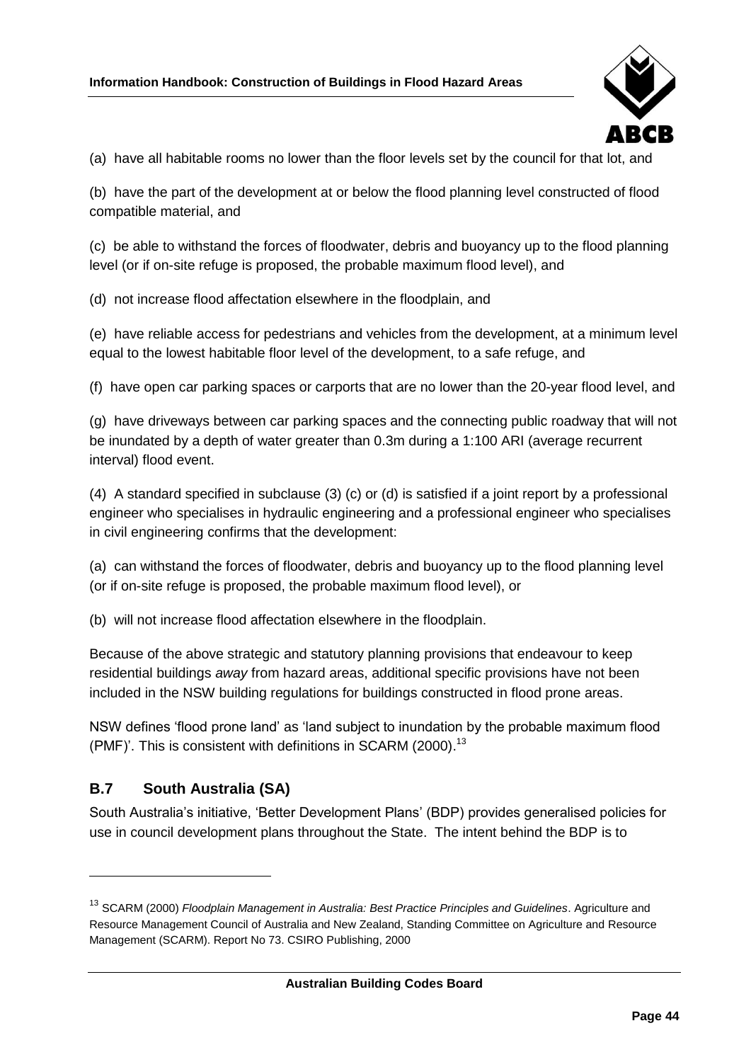(a) have all habitable rooms no lower than the floor levels set by the council for that lot, and

(b) have the part of the development at or below the flood planning level constructed of flood compatible material, and

(c) be able to withstand the forces of floodwater, debris and buoyancy up to the flood planning level (or if on-site refuge is proposed, the probable maximum flood level), and

(d) not increase flood affectation elsewhere in the floodplain, and

(e) have reliable access for pedestrians and vehicles from the development, at a minimum level equal to the lowest habitable floor level of the development, to a safe refuge, and

(f) have open car parking spaces or carports that are no lower than the 20-year flood level, and

(g) have driveways between car parking spaces and the connecting public roadway that will not be inundated by a depth of water greater than 0.3m during a 1:100 ARI (average recurrent interval) flood event.

(4) A standard specified in subclause (3) (c) or (d) is satisfied if a joint report by a professional engineer who specialises in hydraulic engineering and a professional engineer who specialises in civil engineering confirms that the development:

(a) can withstand the forces of floodwater, debris and buoyancy up to the flood planning level (or if on-site refuge is proposed, the probable maximum flood level), or

(b) will not increase flood affectation elsewhere in the floodplain.

Because of the above strategic and statutory planning provisions that endeavour to keep residential buildings *away* from hazard areas, additional specific provisions have not been included in the NSW building regulations for buildings constructed in flood prone areas.

NSW defines 'flood prone land' as 'land subject to inundation by the probable maximum flood (PMF)'. This is consistent with definitions in SCARM (2000).[13]

## B.7 South Australia (SA)

South Australia's initiative, 'Better Development Plans' (BDP) provides generalised policies for use in council development plans throughout the State. The intent behind the BDP is to

[13] SCARM (2000) *Floodplain Management in Australia: Best Practice Principles and Guidelines*. Agriculture and Resource Management Council of Australia and New Zealand, Standing Committee on Agriculture and Resource Management (SCARM). Report No 73. CSIRO Publishing, 2000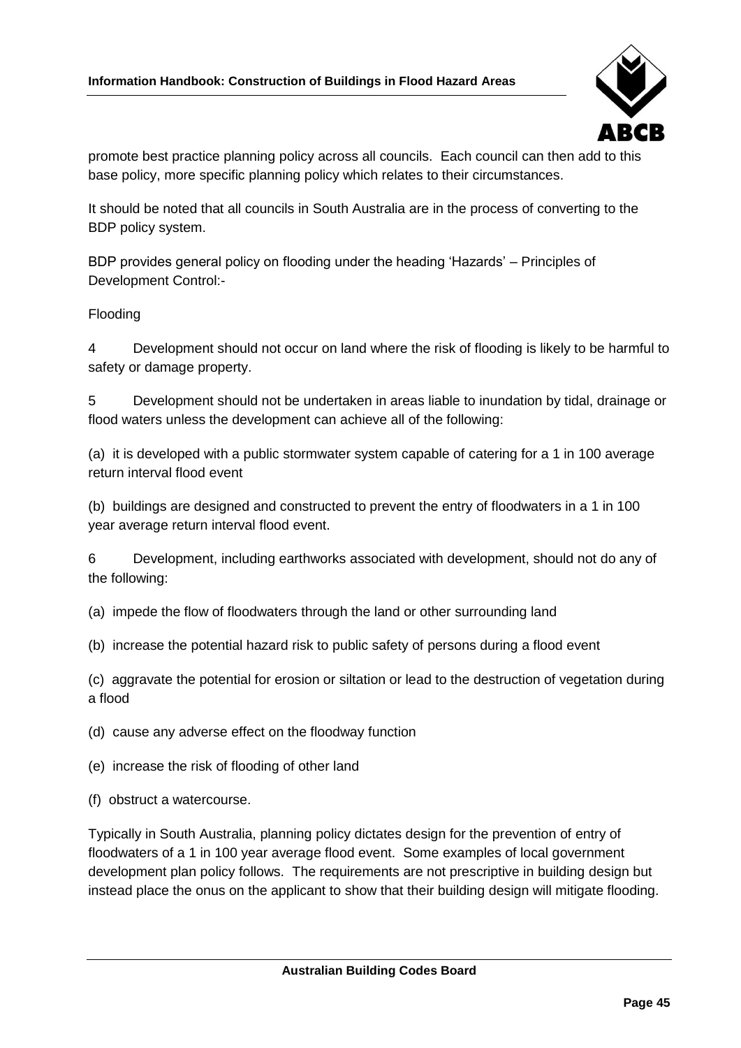promote best practice planning policy across all councils. Each council can then add to this base policy, more specific planning policy which relates to their circumstances.

It should be noted that all councils in South Australia are in the process of converting to the BDP policy system.

BDP provides general policy on flooding under the heading 'Hazards' – Principles of Development Control:-

Flooding

4 Development should not occur on land where the risk of flooding is likely to be harmful to safety or damage property.

5 Development should not be undertaken in areas liable to inundation by tidal, drainage or flood waters unless the development can achieve all of the following:

(a) it is developed with a public stormwater system capable of catering for a 1 in 100 average return interval flood event

(b) buildings are designed and constructed to prevent the entry of floodwaters in a 1 in 100 year average return interval flood event.

6 Development, including earthworks associated with development, should not do any of the following:

(a) impede the flow of floodwaters through the land or other surrounding land

(b) increase the potential hazard risk to public safety of persons during a flood event

(c) aggravate the potential for erosion or siltation or lead to the destruction of vegetation during a flood

(d) cause any adverse effect on the floodway function

(e) increase the risk of flooding of other land

(f) obstruct a watercourse.

Typically in South Australia, planning policy dictates design for the prevention of entry of floodwaters of a 1 in 100 year average flood event. Some examples of local government development plan policy follows. The requirements are not prescriptive in building design but instead place the onus on the applicant to show that their building design will mitigate flooding.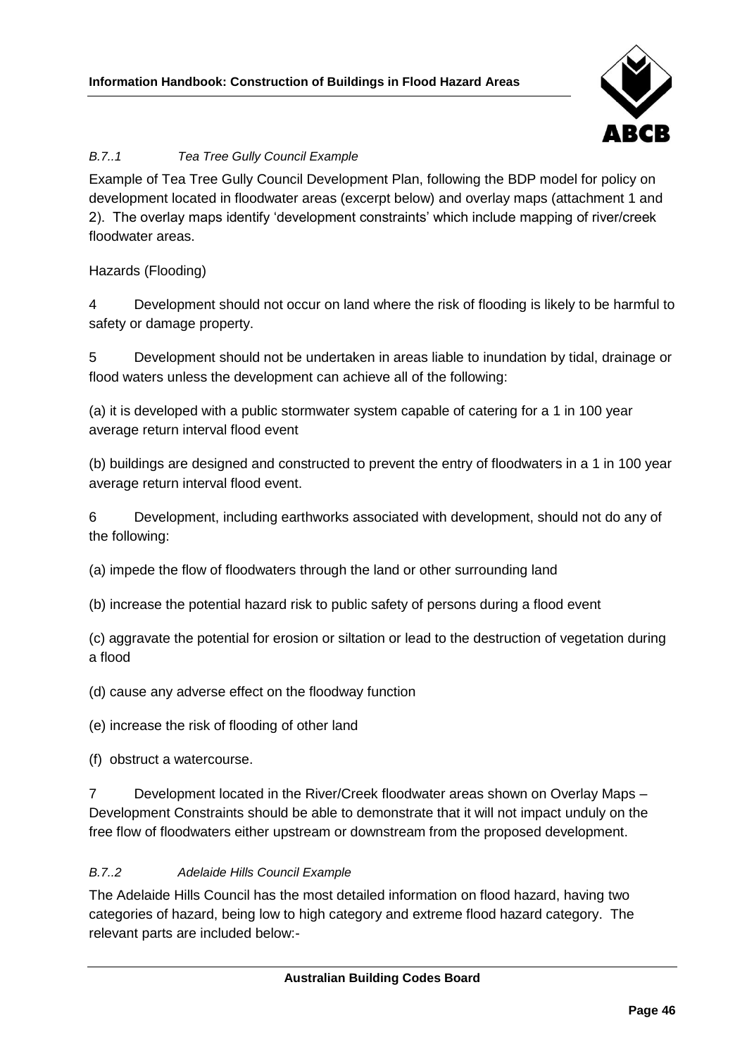### *B.7..1 Tea Tree Gully Council Example*

Example of Tea Tree Gully Council Development Plan, following the BDP model for policy on development located in floodwater areas (excerpt below) and overlay maps (attachment 1 and 2). The overlay maps identify 'development constraints' which include mapping of river/creek floodwater areas.

Hazards (Flooding)

4 Development should not occur on land where the risk of flooding is likely to be harmful to safety or damage property.

5 Development should not be undertaken in areas liable to inundation by tidal, drainage or flood waters unless the development can achieve all of the following:

(a) it is developed with a public stormwater system capable of catering for a 1 in 100 year average return interval flood event

(b) buildings are designed and constructed to prevent the entry of floodwaters in a 1 in 100 year average return interval flood event.

6 Development, including earthworks associated with development, should not do any of the following:

(a) impede the flow of floodwaters through the land or other surrounding land

(b) increase the potential hazard risk to public safety of persons during a flood event

(c) aggravate the potential for erosion or siltation or lead to the destruction of vegetation during a flood

(d) cause any adverse effect on the floodway function

(e) increase the risk of flooding of other land

(f) obstruct a watercourse.

7 Development located in the River/Creek floodwater areas shown on Overlay Maps – Development Constraints should be able to demonstrate that it will not impact unduly on the free flow of floodwaters either upstream or downstream from the proposed development.

### *B.7..2 Adelaide Hills Council Example*

The Adelaide Hills Council has the most detailed information on flood hazard, having two categories of hazard, being low to high category and extreme flood hazard category. The relevant parts are included below:-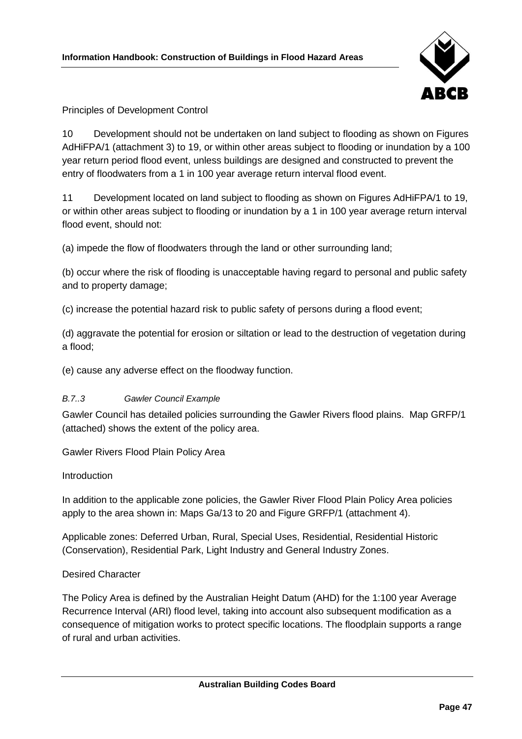Principles of Development Control

10 Development should not be undertaken on land subject to flooding as shown on Figures AdHiFPA/1 (attachment 3) to 19, or within other areas subject to flooding or inundation by a 100 year return period flood event, unless buildings are designed and constructed to prevent the entry of floodwaters from a 1 in 100 year average return interval flood event.

11 Development located on land subject to flooding as shown on Figures AdHiFPA/1 to 19, or within other areas subject to flooding or inundation by a 1 in 100 year average return interval flood event, should not:

(a) impede the flow of floodwaters through the land or other surrounding land;

(b) occur where the risk of flooding is unacceptable having regard to personal and public safety and to property damage;

(c) increase the potential hazard risk to public safety of persons during a flood event;

(d) aggravate the potential for erosion or siltation or lead to the destruction of vegetation during a flood;

(e) cause any adverse effect on the floodway function.

#### *B.7..3 Gawler Council Example*

Gawler Council has detailed policies surrounding the Gawler Rivers flood plains. Map GRFP/1 (attached) shows the extent of the policy area.

Gawler Rivers Flood Plain Policy Area

Introduction

In addition to the applicable zone policies, the Gawler River Flood Plain Policy Area policies apply to the area shown in: Maps Ga/13 to 20 and Figure GRFP/1 (attachment 4).

Applicable zones: Deferred Urban, Rural, Special Uses, Residential, Residential Historic (Conservation), Residential Park, Light Industry and General Industry Zones.

Desired Character

The Policy Area is defined by the Australian Height Datum (AHD) for the 1:100 year Average Recurrence Interval (ARI) flood level, taking into account also subsequent modification as a consequence of mitigation works to protect specific locations. The floodplain supports a range of rural and urban activities.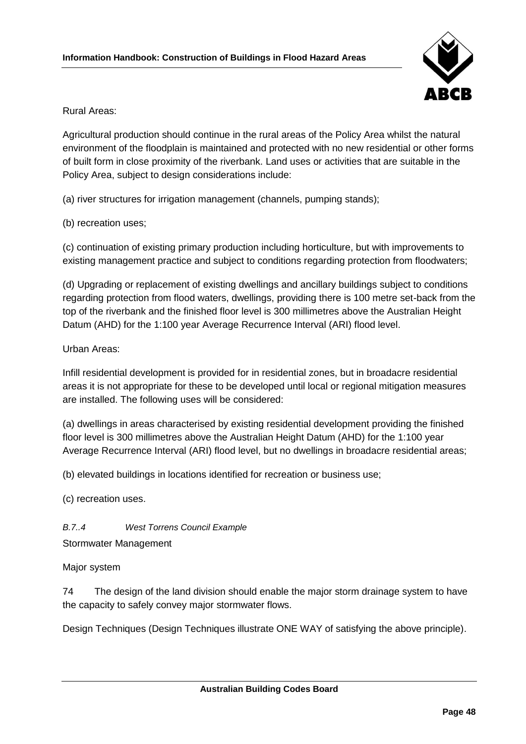Rural Areas:

Agricultural production should continue in the rural areas of the Policy Area whilst the natural environment of the floodplain is maintained and protected with no new residential or other forms of built form in close proximity of the riverbank. Land uses or activities that are suitable in the Policy Area, subject to design considerations include:

(a) river structures for irrigation management (channels, pumping stands);

(b) recreation uses;

(c) continuation of existing primary production including horticulture, but with improvements to existing management practice and subject to conditions regarding protection from floodwaters;

(d) Upgrading or replacement of existing dwellings and ancillary buildings subject to conditions regarding protection from flood waters, dwellings, providing there is 100 metre set-back from the top of the riverbank and the finished floor level is 300 millimetres above the Australian Height Datum (AHD) for the 1:100 year Average Recurrence Interval (ARI) flood level.

Urban Areas:

Infill residential development is provided for in residential zones, but in broadacre residential areas it is not appropriate for these to be developed until local or regional mitigation measures are installed. The following uses will be considered:

(a) dwellings in areas characterised by existing residential development providing the finished floor level is 300 millimetres above the Australian Height Datum (AHD) for the 1:100 year Average Recurrence Interval (ARI) flood level, but no dwellings in broadacre residential areas;

(b) elevated buildings in locations identified for recreation or business use;

(c) recreation uses.

#### *B.7..4 West Torrens Council Example*

Stormwater Management

Major system

74 The design of the land division should enable the major storm drainage system to have the capacity to safely convey major stormwater flows.

Design Techniques (Design Techniques illustrate ONE WAY of satisfying the above principle).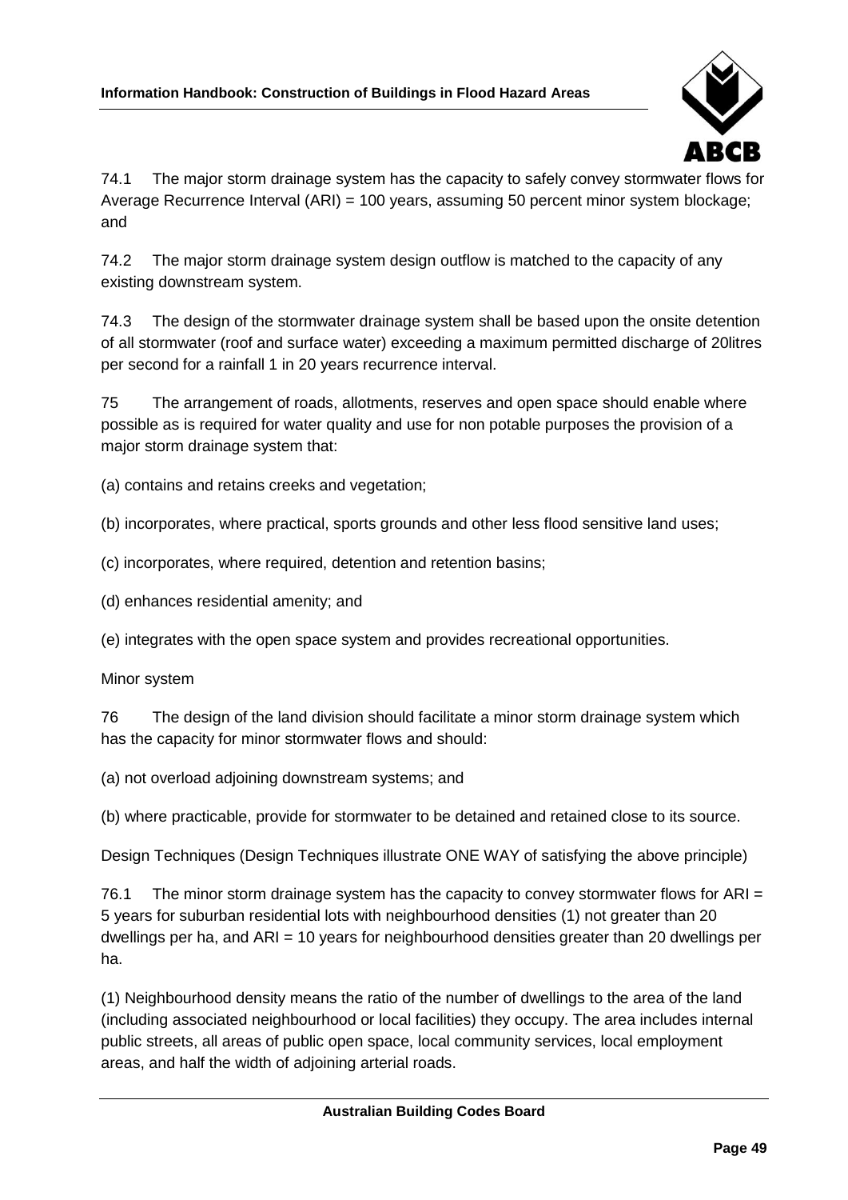74.1 The major storm drainage system has the capacity to safely convey stormwater flows for Average Recurrence Interval (ARI) = 100 years, assuming 50 percent minor system blockage; and

74.2 The major storm drainage system design outflow is matched to the capacity of any existing downstream system.

74.3 The design of the stormwater drainage system shall be based upon the onsite detention of all stormwater (roof and surface water) exceeding a maximum permitted discharge of 20litres per second for a rainfall 1 in 20 years recurrence interval.

75 The arrangement of roads, allotments, reserves and open space should enable where possible as is required for water quality and use for non potable purposes the provision of a major storm drainage system that:

(a) contains and retains creeks and vegetation;

(b) incorporates, where practical, sports grounds and other less flood sensitive land uses;

(c) incorporates, where required, detention and retention basins;

(d) enhances residential amenity; and

(e) integrates with the open space system and provides recreational opportunities.

Minor system

76 The design of the land division should facilitate a minor storm drainage system which has the capacity for minor stormwater flows and should:

(a) not overload adjoining downstream systems; and

(b) where practicable, provide for stormwater to be detained and retained close to its source.

Design Techniques (Design Techniques illustrate ONE WAY of satisfying the above principle)

76.1 The minor storm drainage system has the capacity to convey stormwater flows for ARI = 5 years for suburban residential lots with neighbourhood densities (1) not greater than 20 dwellings per ha, and ARI = 10 years for neighbourhood densities greater than 20 dwellings per ha.

(1) Neighbourhood density means the ratio of the number of dwellings to the area of the land (including associated neighbourhood or local facilities) they occupy. The area includes internal public streets, all areas of public open space, local community services, local employment areas, and half the width of adjoining arterial roads.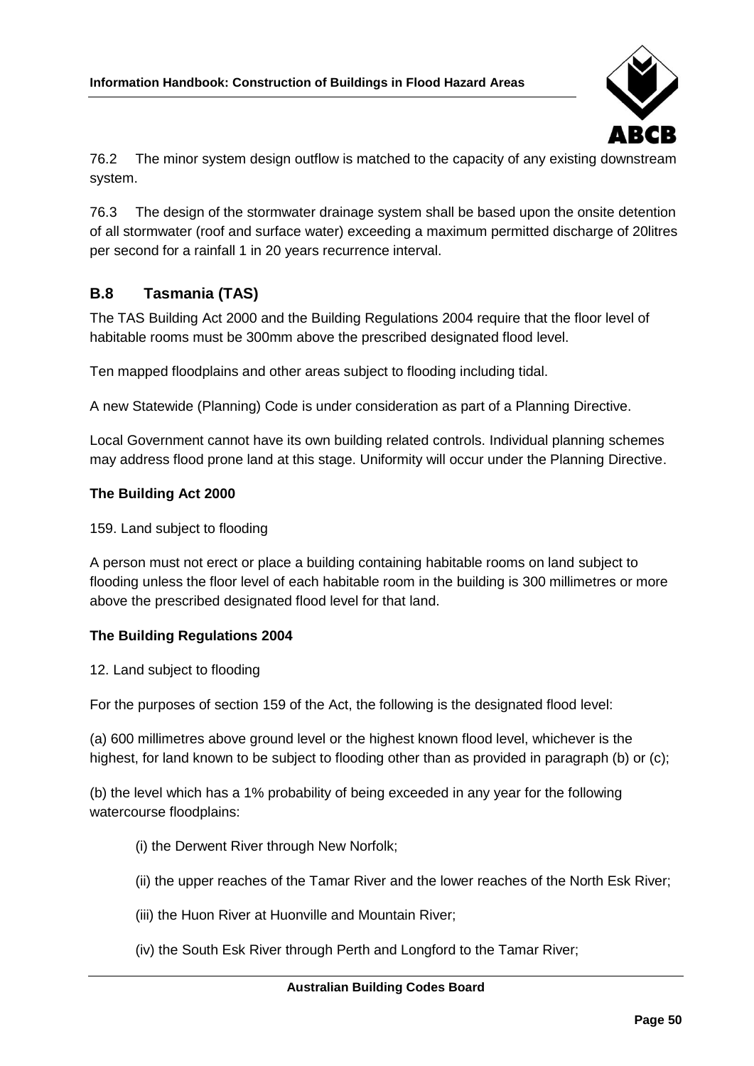76.2 The minor system design outflow is matched to the capacity of any existing downstream system.

76.3 The design of the stormwater drainage system shall be based upon the onsite detention of all stormwater (roof and surface water) exceeding a maximum permitted discharge of 20litres per second for a rainfall 1 in 20 years recurrence interval.

## B.8 Tasmania (TAS)

The TAS Building Act 2000 and the Building Regulations 2004 require that the floor level of habitable rooms must be 300mm above the prescribed designated flood level.

Ten mapped floodplains and other areas subject to flooding including tidal.

A new Statewide (Planning) Code is under consideration as part of a Planning Directive.

Local Government cannot have its own building related controls. Individual planning schemes may address flood prone land at this stage. Uniformity will occur under the Planning Directive.

**The Building Act 2000**

159. Land subject to flooding

A person must not erect or place a building containing habitable rooms on land subject to flooding unless the floor level of each habitable room in the building is 300 millimetres or more above the prescribed designated flood level for that land.

**The Building Regulations 2004**

12. Land subject to flooding

For the purposes of section 159 of the Act, the following is the designated flood level:

(a) 600 millimetres above ground level or the highest known flood level, whichever is the highest, for land known to be subject to flooding other than as provided in paragraph (b) or (c);

(b) the level which has a 1% probability of being exceeded in any year for the following watercourse floodplains:

- (i) the Derwent River through New Norfolk;
- (ii) the upper reaches of the Tamar River and the lower reaches of the North Esk River;
- (iii) the Huon River at Huonville and Mountain River;
- (iv) the South Esk River through Perth and Longford to the Tamar River;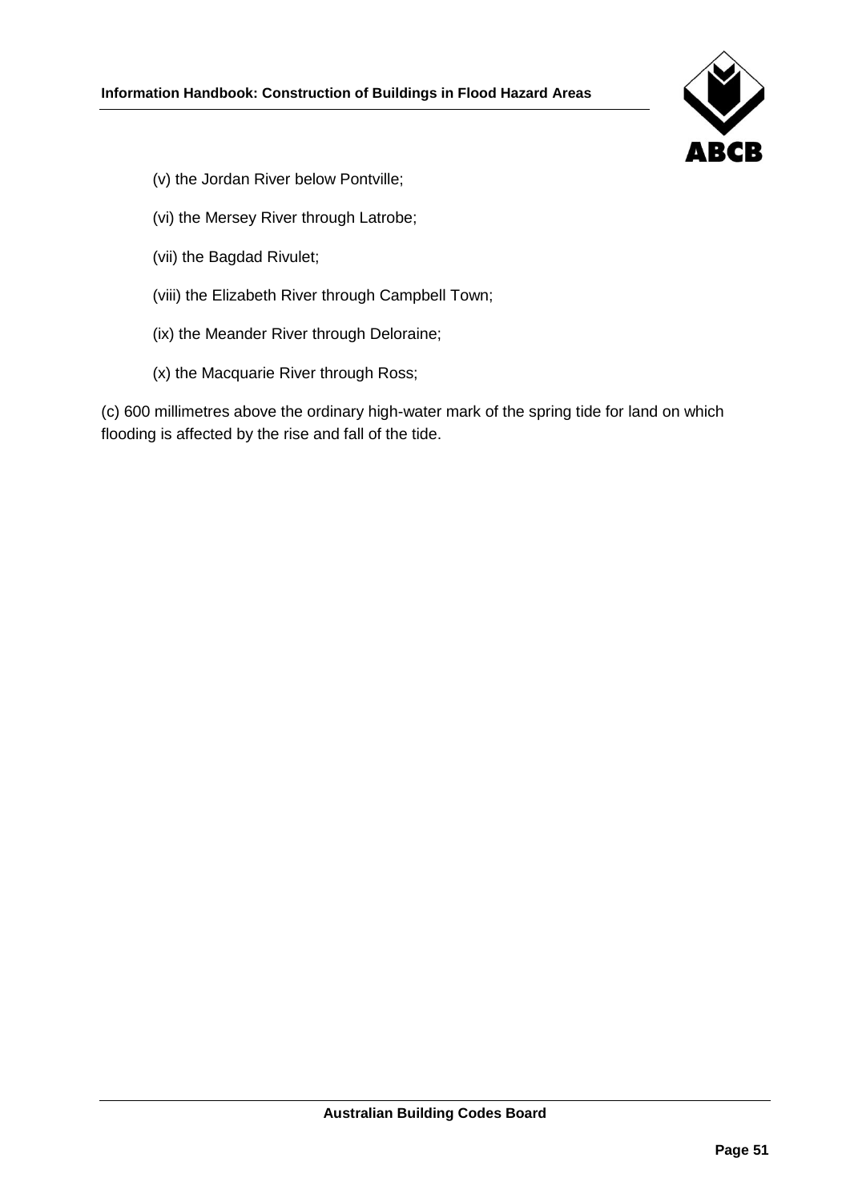(v) the Jordan River below Pontville;

(vi) the Mersey River through Latrobe;

(vii) the Bagdad Rivulet;

(viii) the Elizabeth River through Campbell Town;

(ix) the Meander River through Deloraine;

(x) the Macquarie River through Ross;

(c) 600 millimetres above the ordinary high-water mark of the spring tide for land on which flooding is affected by the rise and fall of the tide.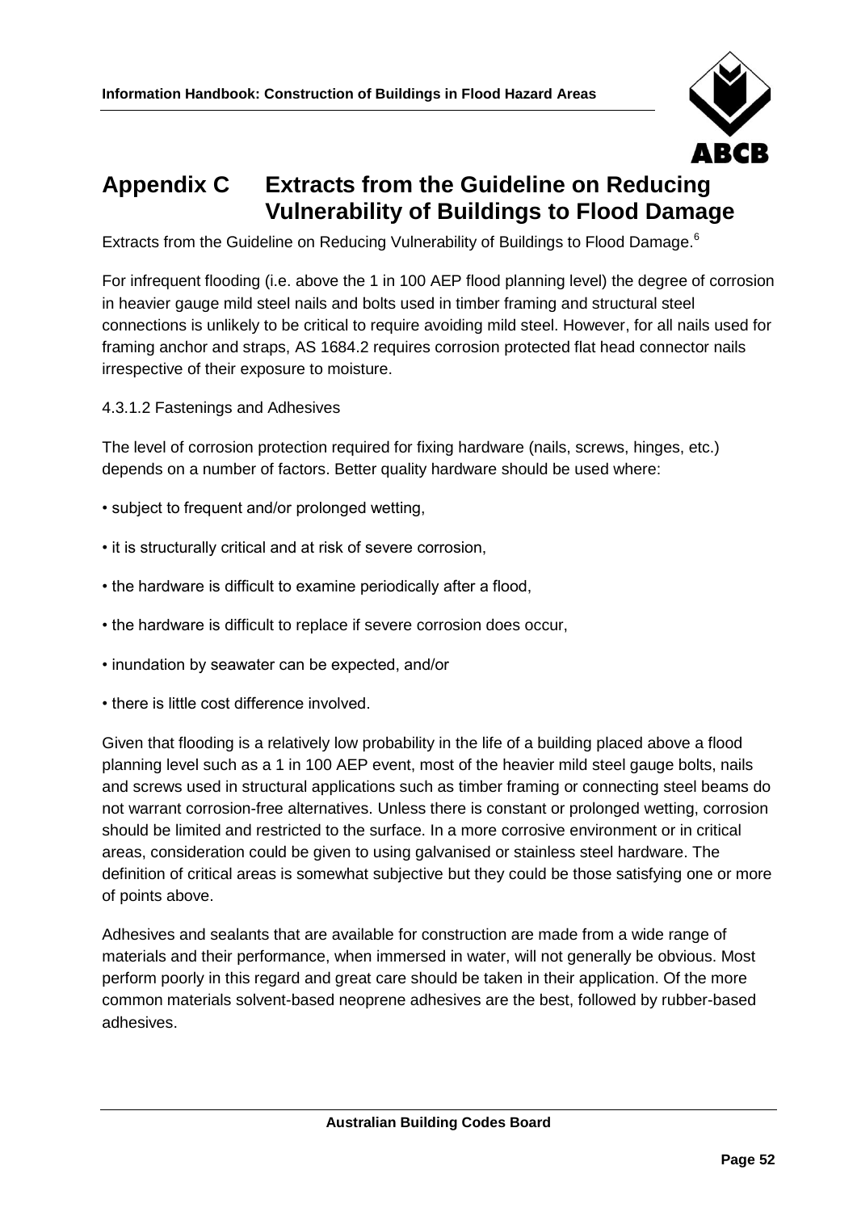# Appendix C Extracts from the Guideline on Reducing Vulnerability of Buildings to Flood Damage

Extracts from the Guideline on Reducing Vulnerability of Buildings to Flood Damage.[6]

For infrequent flooding (i.e. above the 1 in 100 AEP flood planning level) the degree of corrosion in heavier gauge mild steel nails and bolts used in timber framing and structural steel connections is unlikely to be critical to require avoiding mild steel. However, for all nails used for framing anchor and straps, AS 1684.2 requires corrosion protected flat head connector nails irrespective of their exposure to moisture.

4.3.1.2 Fastenings and Adhesives

The level of corrosion protection required for fixing hardware (nails, screws, hinges, etc.) depends on a number of factors. Better quality hardware should be used where:

- subject to frequent and/or prolonged wetting,
- it is structurally critical and at risk of severe corrosion,
- the hardware is difficult to examine periodically after a flood,
- the hardware is difficult to replace if severe corrosion does occur,
- inundation by seawater can be expected, and/or
- there is little cost difference involved.

Given that flooding is a relatively low probability in the life of a building placed above a flood planning level such as a 1 in 100 AEP event, most of the heavier mild steel gauge bolts, nails and screws used in structural applications such as timber framing or connecting steel beams do not warrant corrosion-free alternatives. Unless there is constant or prolonged wetting, corrosion should be limited and restricted to the surface. In a more corrosive environment or in critical areas, consideration could be given to using galvanised or stainless steel hardware. The definition of critical areas is somewhat subjective but they could be those satisfying one or more of points above.

Adhesives and sealants that are available for construction are made from a wide range of materials and their performance, when immersed in water, will not generally be obvious. Most perform poorly in this regard and great care should be taken in their application. Of the more common materials solvent-based neoprene adhesives are the best, followed by rubber-based adhesives.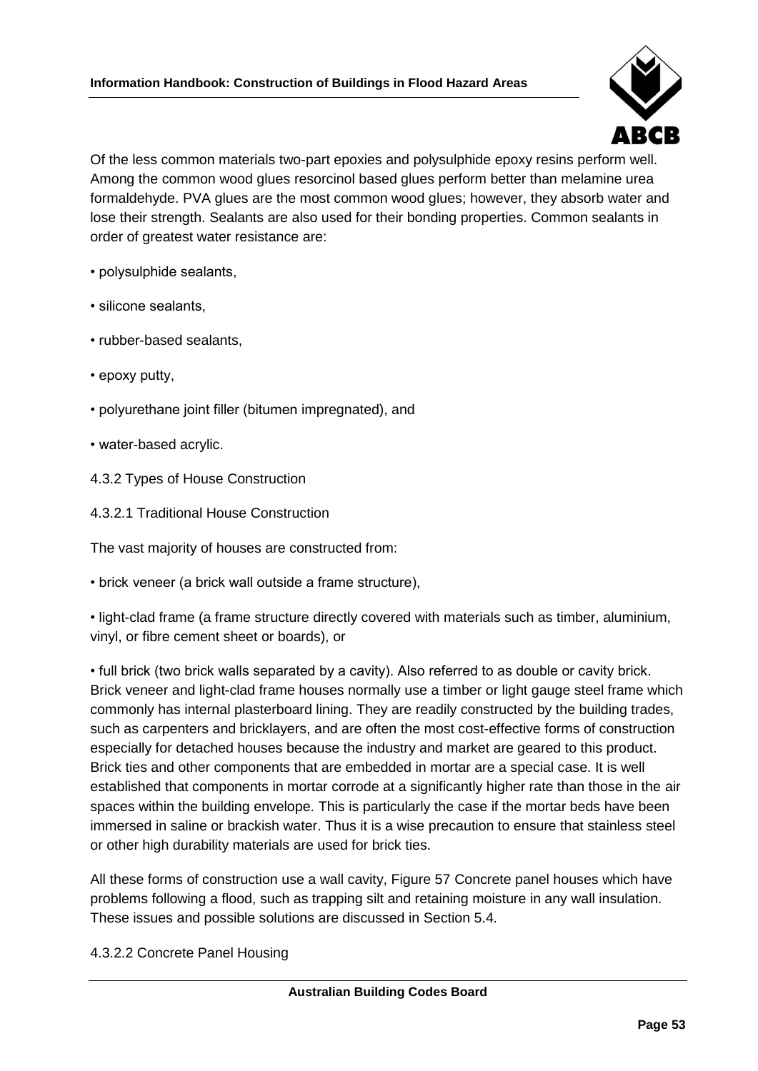Of the less common materials two-part epoxies and polysulphide epoxy resins perform well. Among the common wood glues resorcinol based glues perform better than melamine urea formaldehyde. PVA glues are the most common wood glues; however, they absorb water and lose their strength. Sealants are also used for their bonding properties. Common sealants in order of greatest water resistance are:

- polysulphide sealants,
- silicone sealants,
- rubber-based sealants,
- epoxy putty,
- polyurethane joint filler (bitumen impregnated), and
- water-based acrylic.

### 4.3.2 Types of House Construction

#### 4.3.2.1 Traditional House Construction

The vast majority of houses are constructed from:

- brick veneer (a brick wall outside a frame structure),
- light-clad frame (a frame structure directly covered with materials such as timber, aluminium, vinyl, or fibre cement sheet or boards), or
- full brick (two brick walls separated by a cavity). Also referred to as double or cavity brick.

Brick veneer and light-clad frame houses normally use a timber or light gauge steel frame which commonly has internal plasterboard lining. They are readily constructed by the building trades, such as carpenters and bricklayers, and are often the most cost-effective forms of construction especially for detached houses because the industry and market are geared to this product. Brick ties and other components that are embedded in mortar are a special case. It is well established that components in mortar corrode at a significantly higher rate than those in the air spaces within the building envelope. This is particularly the case if the mortar beds have been immersed in saline or brackish water. Thus it is a wise precaution to ensure that stainless steel or other high durability materials are used for brick ties.

All these forms of construction use a wall cavity, Figure 57 Concrete panel houses which have problems following a flood, such as trapping silt and retaining moisture in any wall insulation. These issues and possible solutions are discussed in Section 5.4.

#### 4.3.2.2 Concrete Panel Housing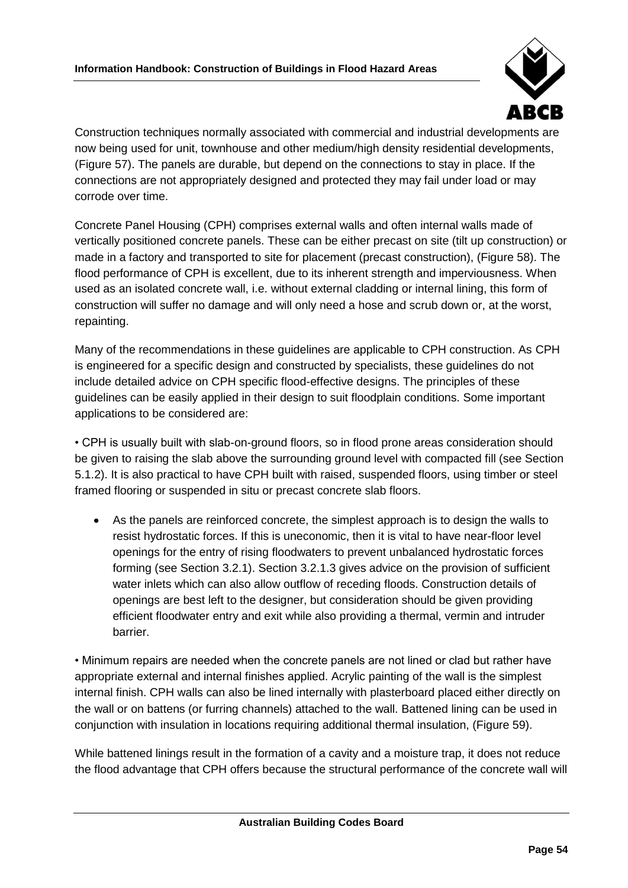Construction techniques normally associated with commercial and industrial developments are now being used for unit, townhouse and other medium/high density residential developments, (Figure 57). The panels are durable, but depend on the connections to stay in place. If the connections are not appropriately designed and protected they may fail under load or may corrode over time.

Concrete Panel Housing (CPH) comprises external walls and often internal walls made of vertically positioned concrete panels. These can be either precast on site (tilt up construction) or made in a factory and transported to site for placement (precast construction), (Figure 58). The flood performance of CPH is excellent, due to its inherent strength and imperviousness. When used as an isolated concrete wall, i.e. without external cladding or internal lining, this form of construction will suffer no damage and will only need a hose and scrub down or, at the worst, repainting.

Many of the recommendations in these guidelines are applicable to CPH construction. As CPH is engineered for a specific design and constructed by specialists, these guidelines do not include detailed advice on CPH specific flood-effective designs. The principles of these guidelines can be easily applied in their design to suit floodplain conditions. Some important applications to be considered are:

- CPH is usually built with slab-on-ground floors, so in flood prone areas consideration should be given to raising the slab above the surrounding ground level with compacted fill (see Section 5.1.2). It is also practical to have CPH built with raised, suspended floors, using timber or steel framed flooring or suspended in situ or precast concrete slab floors.
- As the panels are reinforced concrete, the simplest approach is to design the walls to resist hydrostatic forces. If this is uneconomic, then it is vital to have near-floor level openings for the entry of rising floodwaters to prevent unbalanced hydrostatic forces forming (see Section 3.2.1). Section 3.2.1.3 gives advice on the provision of sufficient water inlets which can also allow outflow of receding floods. Construction details of openings are best left to the designer, but consideration should be given providing efficient floodwater entry and exit while also providing a thermal, vermin and intruder barrier.
- Minimum repairs are needed when the concrete panels are not lined or clad but rather have appropriate external and internal finishes applied. Acrylic painting of the wall is the simplest internal finish. CPH walls can also be lined internally with plasterboard placed either directly on the wall or on battens (or furring channels) attached to the wall. Battened lining can be used in conjunction with insulation in locations requiring additional thermal insulation, (Figure 59).

While battened linings result in the formation of a cavity and a moisture trap, it does not reduce the flood advantage that CPH offers because the structural performance of the concrete wall will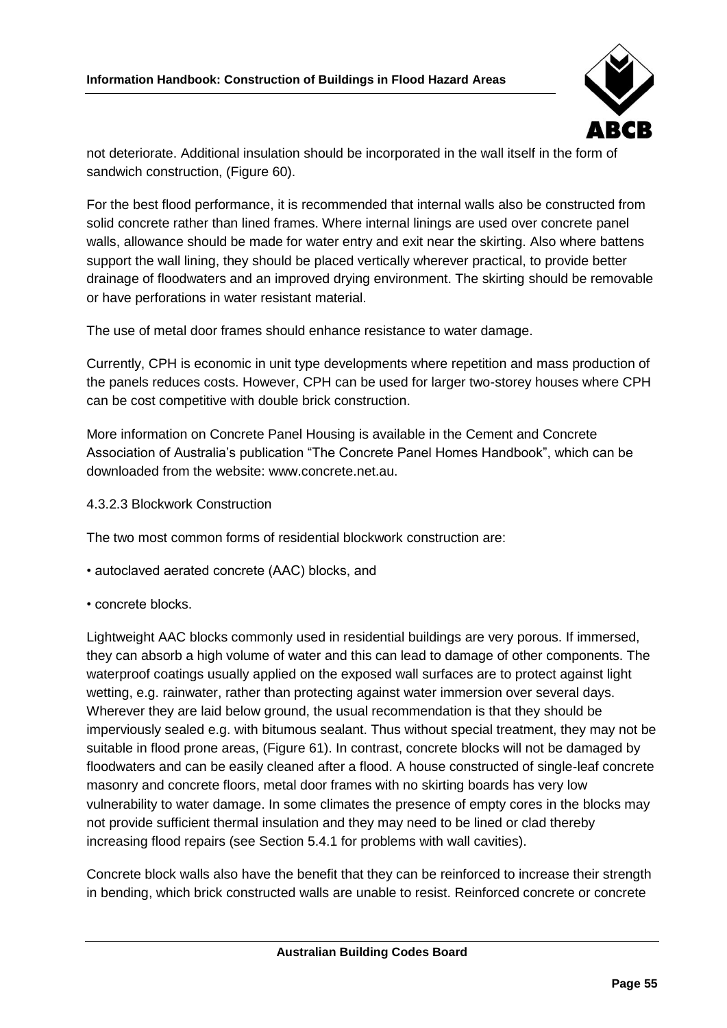not deteriorate. Additional insulation should be incorporated in the wall itself in the form of sandwich construction, (Figure 60).

For the best flood performance, it is recommended that internal walls also be constructed from solid concrete rather than lined frames. Where internal linings are used over concrete panel walls, allowance should be made for water entry and exit near the skirting. Also where battens support the wall lining, they should be placed vertically wherever practical, to provide better drainage of floodwaters and an improved drying environment. The skirting should be removable or have perforations in water resistant material.

The use of metal door frames should enhance resistance to water damage.

Currently, CPH is economic in unit type developments where repetition and mass production of the panels reduces costs. However, CPH can be used for larger two-storey houses where CPH can be cost competitive with double brick construction.

More information on Concrete Panel Housing is available in the Cement and Concrete Association of Australia's publication "The Concrete Panel Homes Handbook", which can be downloaded from the website: www.concrete.net.au.

4.3.2.3 Blockwork Construction

The two most common forms of residential blockwork construction are:

- autoclaved aerated concrete (AAC) blocks, and
- concrete blocks.

Lightweight AAC blocks commonly used in residential buildings are very porous. If immersed, they can absorb a high volume of water and this can lead to damage of other components. The waterproof coatings usually applied on the exposed wall surfaces are to protect against light wetting, e.g. rainwater, rather than protecting against water immersion over several days. Wherever they are laid below ground, the usual recommendation is that they should be imperviously sealed e.g. with bitumous sealant. Thus without special treatment, they may not be suitable in flood prone areas, (Figure 61). In contrast, concrete blocks will not be damaged by floodwaters and can be easily cleaned after a flood. A house constructed of single-leaf concrete masonry and concrete floors, metal door frames with no skirting boards has very low vulnerability to water damage. In some climates the presence of empty cores in the blocks may not provide sufficient thermal insulation and they may need to be lined or clad thereby increasing flood repairs (see Section 5.4.1 for problems with wall cavities).

Concrete block walls also have the benefit that they can be reinforced to increase their strength in bending, which brick constructed walls are unable to resist. Reinforced concrete or concrete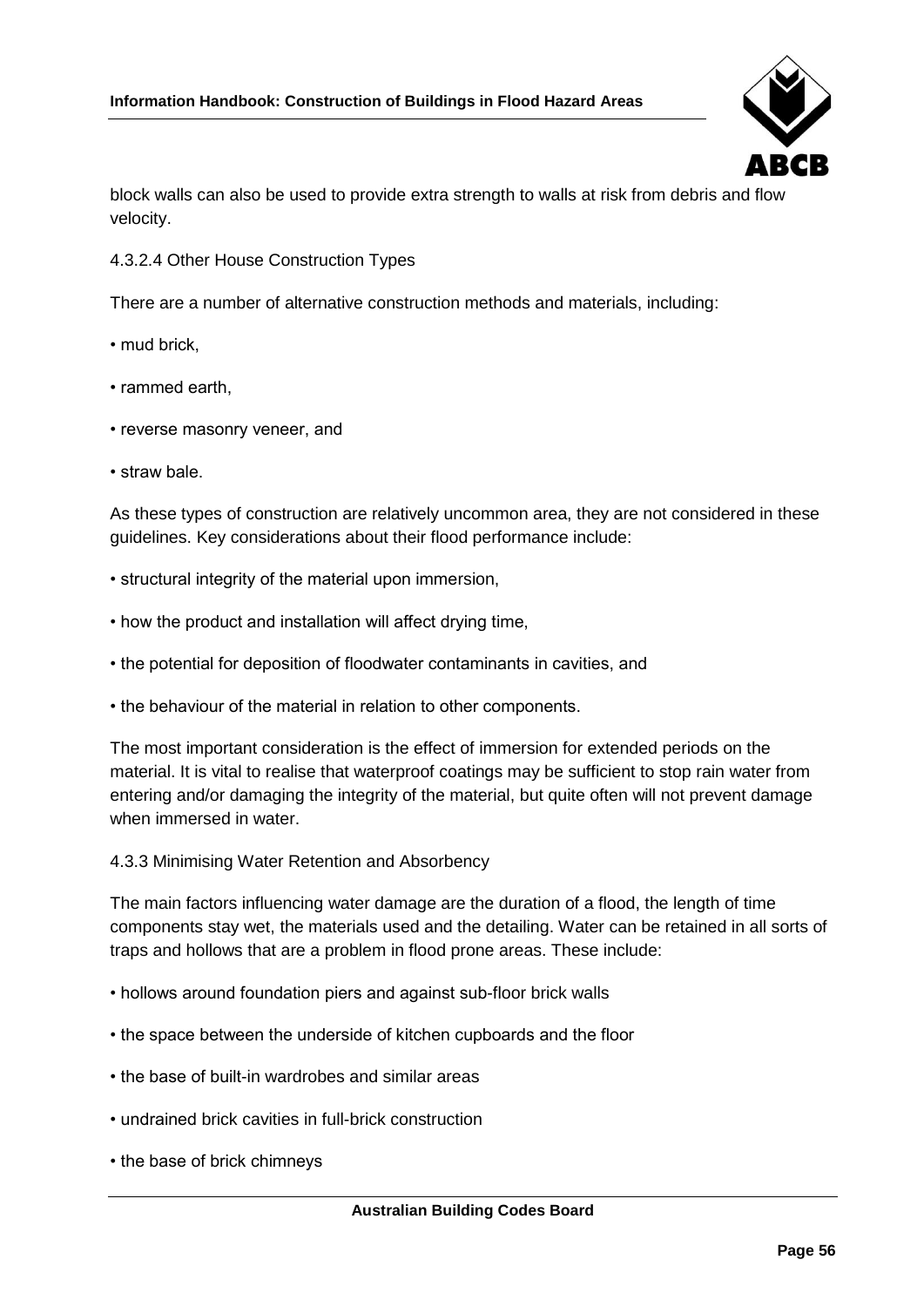block walls can also be used to provide extra strength to walls at risk from debris and flow velocity.

#### 4.3.2.4 Other House Construction Types

There are a number of alternative construction methods and materials, including:

- mud brick,
- rammed earth,
- reverse masonry veneer, and
- straw bale.

As these types of construction are relatively uncommon area, they are not considered in these guidelines. Key considerations about their flood performance include:

- structural integrity of the material upon immersion,
- how the product and installation will affect drying time,
- the potential for deposition of floodwater contaminants in cavities, and
- the behaviour of the material in relation to other components.

The most important consideration is the effect of immersion for extended periods on the material. It is vital to realise that waterproof coatings may be sufficient to stop rain water from entering and/or damaging the integrity of the material, but quite often will not prevent damage when immersed in water.

### 4.3.3 Minimising Water Retention and Absorbency

The main factors influencing water damage are the duration of a flood, the length of time components stay wet, the materials used and the detailing. Water can be retained in all sorts of traps and hollows that are a problem in flood prone areas. These include:

- hollows around foundation piers and against sub-floor brick walls
- the space between the underside of kitchen cupboards and the floor
- the base of built-in wardrobes and similar areas
- undrained brick cavities in full-brick construction
- the base of brick chimneys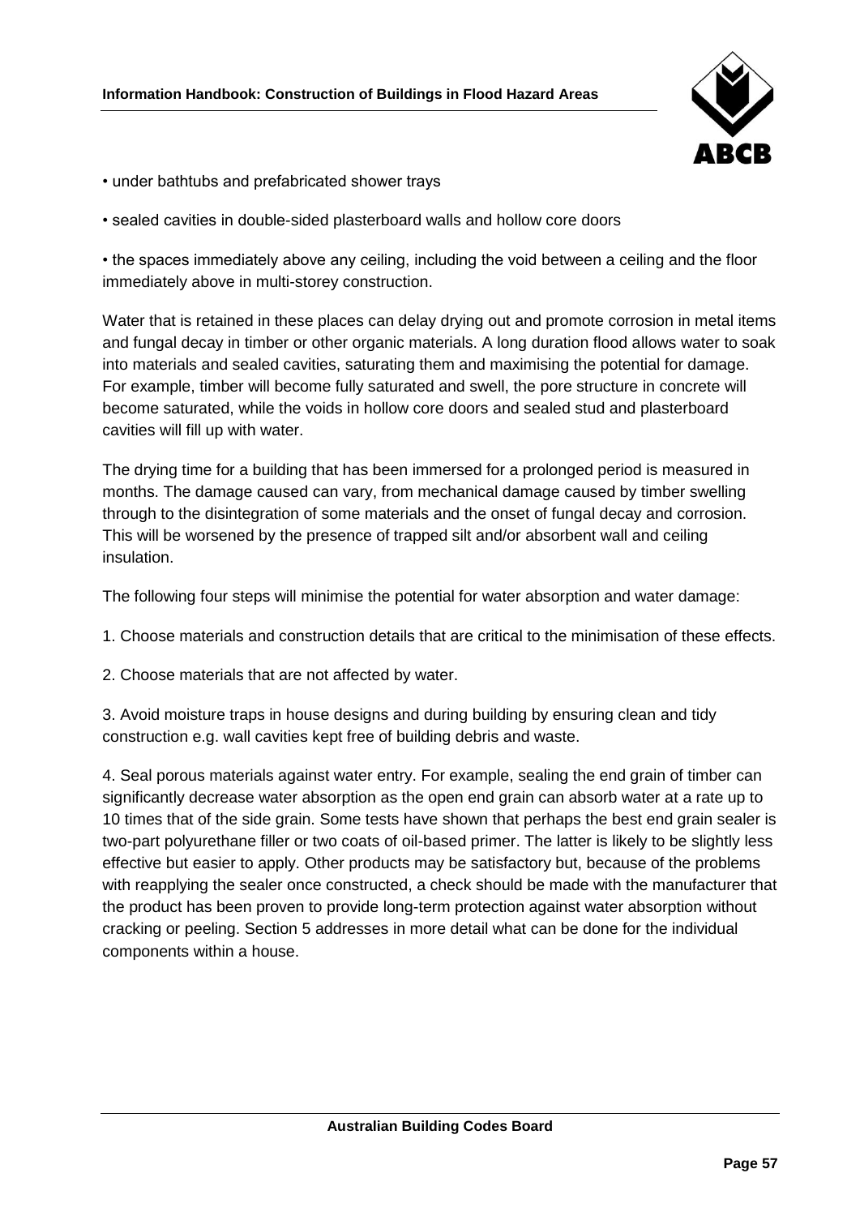- under bathtubs and prefabricated shower trays
- sealed cavities in double-sided plasterboard walls and hollow core doors
- the spaces immediately above any ceiling, including the void between a ceiling and the floor immediately above in multi-storey construction.

Water that is retained in these places can delay drying out and promote corrosion in metal items and fungal decay in timber or other organic materials. A long duration flood allows water to soak into materials and sealed cavities, saturating them and maximising the potential for damage. For example, timber will become fully saturated and swell, the pore structure in concrete will become saturated, while the voids in hollow core doors and sealed stud and plasterboard cavities will fill up with water.

The drying time for a building that has been immersed for a prolonged period is measured in months. The damage caused can vary, from mechanical damage caused by timber swelling through to the disintegration of some materials and the onset of fungal decay and corrosion. This will be worsened by the presence of trapped silt and/or absorbent wall and ceiling insulation.

The following four steps will minimise the potential for water absorption and water damage:

1. Choose materials and construction details that are critical to the minimisation of these effects.
2. Choose materials that are not affected by water.
3. Avoid moisture traps in house designs and during building by ensuring clean and tidy construction e.g. wall cavities kept free of building debris and waste.
4. Seal porous materials against water entry. For example, sealing the end grain of timber can significantly decrease water absorption as the open end grain can absorb water at a rate up to 10 times that of the side grain. Some tests have shown that perhaps the best end grain sealer is two-part polyurethane filler or two coats of oil-based primer. The latter is likely to be slightly less effective but easier to apply. Other products may be satisfactory but, because of the problems with reapplying the sealer once constructed, a check should be made with the manufacturer that the product has been proven to provide long-term protection against water absorption without cracking or peeling. Section 5 addresses in more detail what can be done for the individual components within a house.